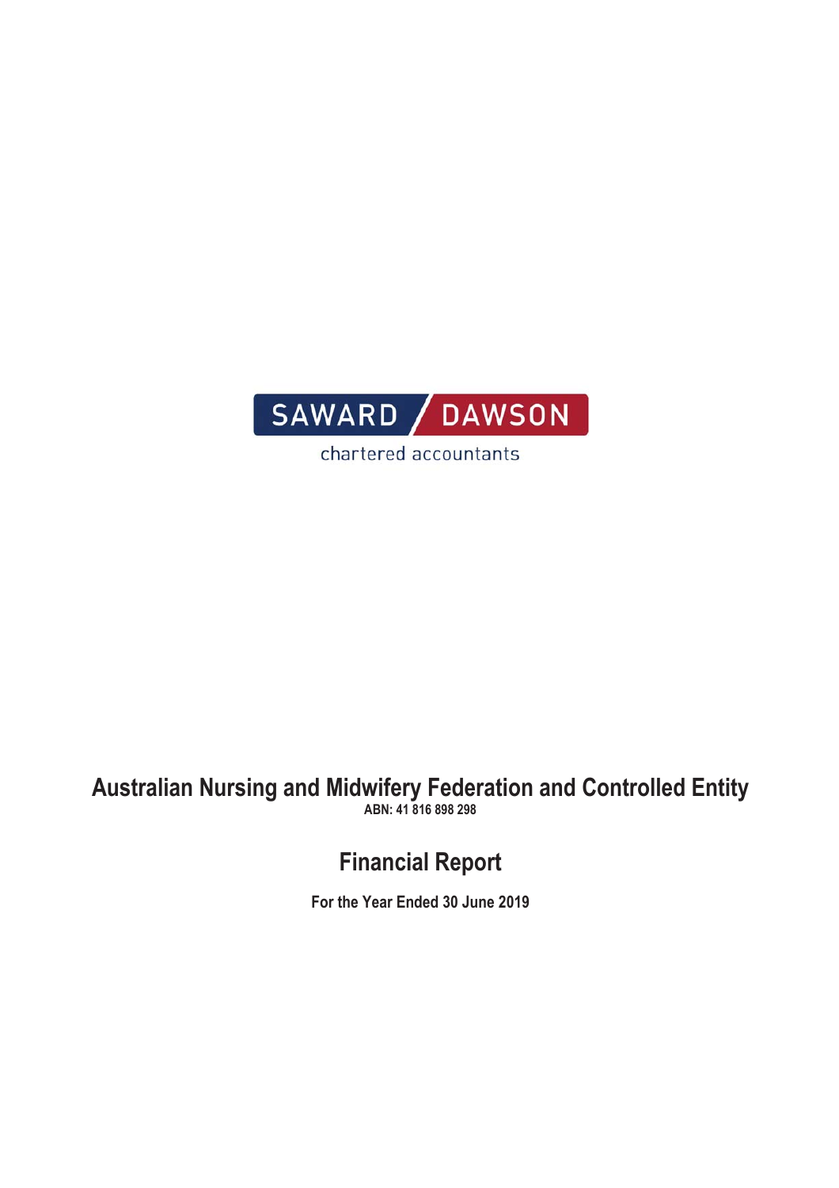SAWARD DAWSON

chartered accountants

# Australian Nursing and Midwifery Federation and Controlled Entity

**ABN: 41 816 898 298**

## Financial Report

**For the Year Ended 30 June 2019**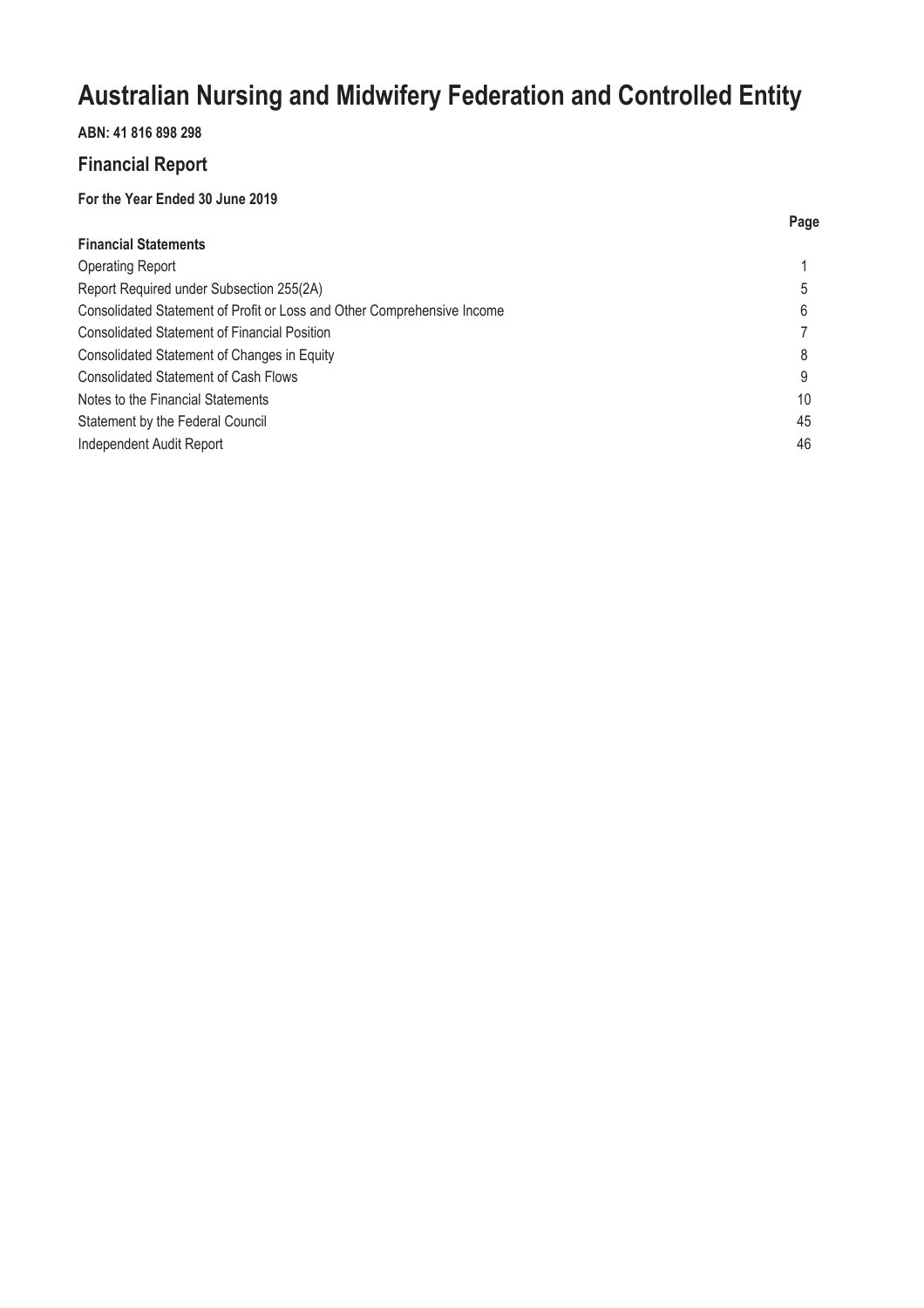# Australian Nursing and Midwifery Federation and Controlled Entity

**ABN: 41 816 898 298**

## Financial Report

**For the Year Ended 30 June 2019**

| | Page |
|---|---|
| **Financial Statements** | |
| Operating Report | 1 |
| Report Required under Subsection 255(2A) | 5 |
| Consolidated Statement of Profit or Loss and Other Comprehensive Income | 6 |
| Consolidated Statement of Financial Position | 7 |
| Consolidated Statement of Changes in Equity | 8 |
| Consolidated Statement of Cash Flows | 9 |
| Notes to the Financial Statements | 10 |
| Statement by the Federal Council | 45 |
| Independent Audit Report | 46 |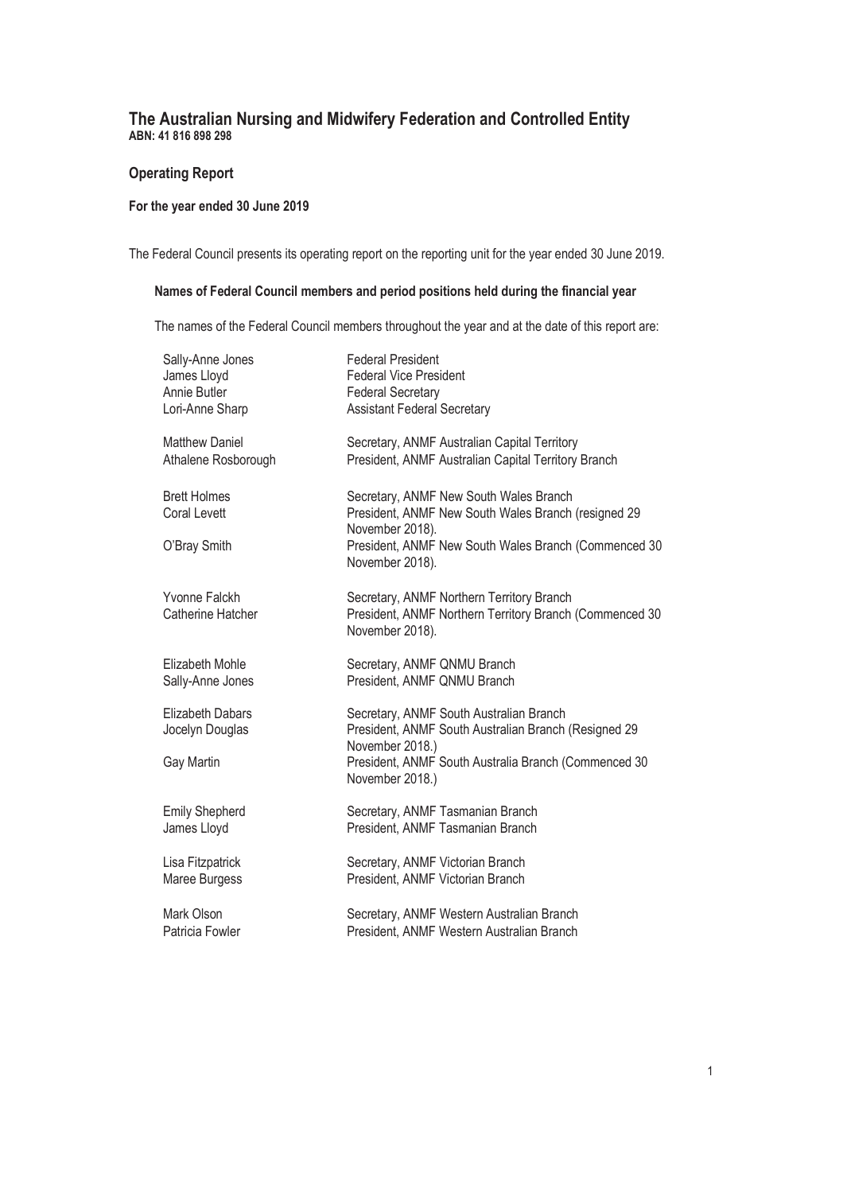# The Australian Nursing and Midwifery Federation and Controlled Entity

**ABN: 41 816 898 298**

## Operating Report

### For the year ended 30 June 2019

The Federal Council presents its operating report on the reporting unit for the year ended 30 June 2019.

#### Names of Federal Council members and period positions held during the financial year

The names of the Federal Council members throughout the year and at the date of this report are:

| | |
|---|---|
| Sally-Anne Jones | Federal President |
| James Lloyd | Federal Vice President |
| Annie Butler | Federal Secretary |
| Lori-Anne Sharp | Assistant Federal Secretary |
| | |
| Matthew Daniel | Secretary, ANMF Australian Capital Territory |
| Athalene Rosborough | President, ANMF Australian Capital Territory Branch |
| | |
| Brett Holmes | Secretary, ANMF New South Wales Branch |
| Coral Levett | President, ANMF New South Wales Branch (resigned 29 November 2018). |
| O'Bray Smith | President, ANMF New South Wales Branch (Commenced 30 November 2018). |
| | |
| Yvonne Falckh | Secretary, ANMF Northern Territory Branch |
| Catherine Hatcher | President, ANMF Northern Territory Branch (Commenced 30 November 2018). |
| | |
| Elizabeth Mohle | Secretary, ANMF QNMU Branch |
| Sally-Anne Jones | President, ANMF QNMU Branch |
| | |
| Elizabeth Dabars | Secretary, ANMF South Australian Branch |
| Jocelyn Douglas | President, ANMF South Australian Branch (Resigned 29 November 2018.) |
| Gay Martin | President, ANMF South Australia Branch (Commenced 30 November 2018.) |
| | |
| Emily Shepherd | Secretary, ANMF Tasmanian Branch |
| James Lloyd | President, ANMF Tasmanian Branch |
| | |
| Lisa Fitzpatrick | Secretary, ANMF Victorian Branch |
| Maree Burgess | President, ANMF Victorian Branch |
| | |
| Mark Olson | Secretary, ANMF Western Australian Branch |
| Patricia Fowler | President, ANMF Western Australian Branch |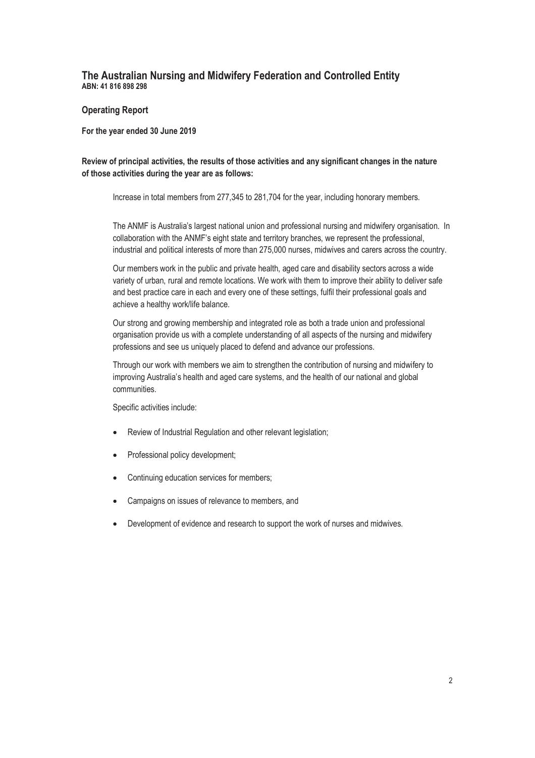# The Australian Nursing and Midwifery Federation and Controlled Entity

**ABN: 41 816 898 298**

## Operating Report

**For the year ended 30 June 2019**

**Review of principal activities, the results of those activities and any significant changes in the nature of those activities during the year are as follows:**

Increase in total members from 277,345 to 281,704 for the year, including honorary members.

The ANMF is Australia's largest national union and professional nursing and midwifery organisation. In collaboration with the ANMF's eight state and territory branches, we represent the professional, industrial and political interests of more than 275,000 nurses, midwives and carers across the country.

Our members work in the public and private health, aged care and disability sectors across a wide variety of urban, rural and remote locations. We work with them to improve their ability to deliver safe and best practice care in each and every one of these settings, fulfil their professional goals and achieve a healthy work/life balance.

Our strong and growing membership and integrated role as both a trade union and professional organisation provide us with a complete understanding of all aspects of the nursing and midwifery professions and see us uniquely placed to defend and advance our professions.

Through our work with members we aim to strengthen the contribution of nursing and midwifery to improving Australia's health and aged care systems, and the health of our national and global communities.

Specific activities include:

- Review of Industrial Regulation and other relevant legislation;
- Professional policy development;
- Continuing education services for members;
- Campaigns on issues of relevance to members, and
- Development of evidence and research to support the work of nurses and midwives.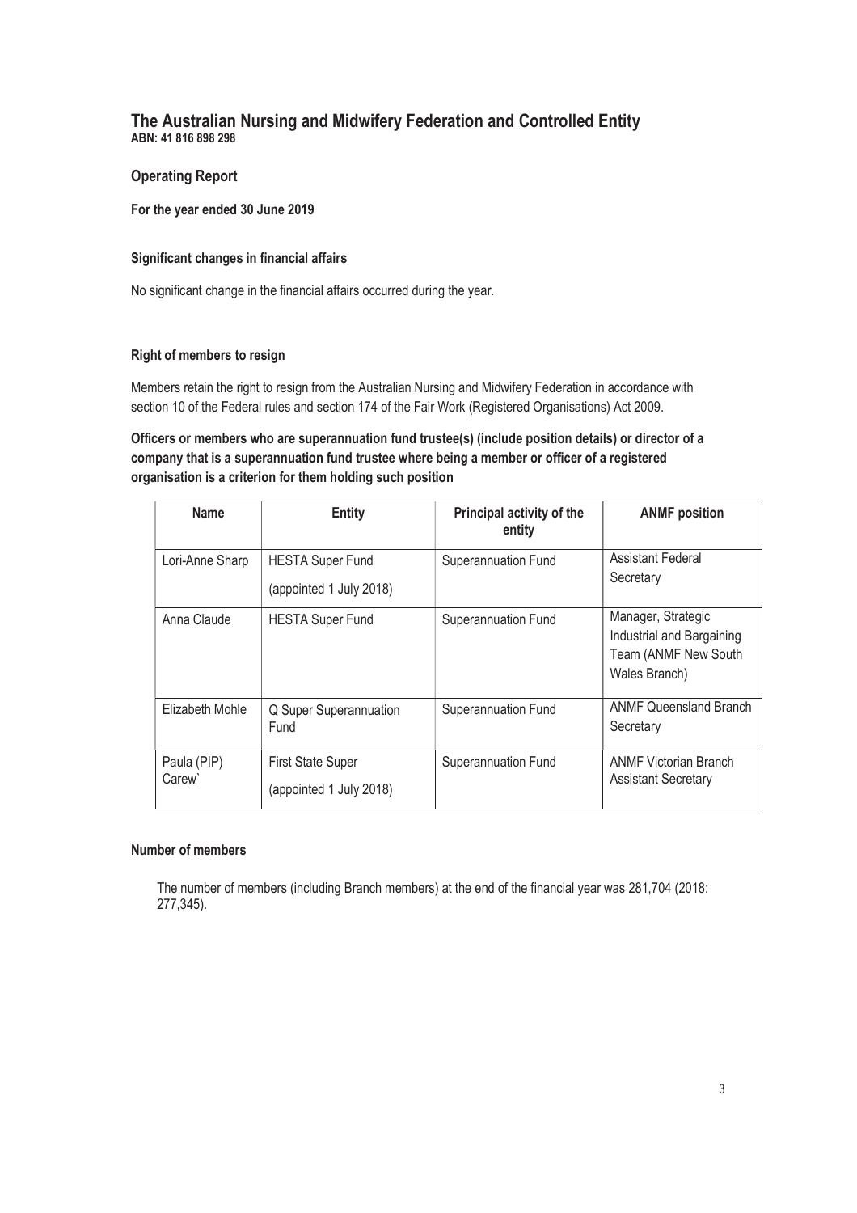# The Australian Nursing and Midwifery Federation and Controlled Entity

**ABN: 41 816 898 298**

## Operating Report

**For the year ended 30 June 2019**

### Significant changes in financial affairs

No significant change in the financial affairs occurred during the year.

### Right of members to resign

Members retain the right to resign from the Australian Nursing and Midwifery Federation in accordance with section 10 of the Federal rules and section 174 of the Fair Work (Registered Organisations) Act 2009.

### Officers or members who are superannuation fund trustee(s) (include position details) or director of a company that is a superannuation fund trustee where being a member or officer of a registered organisation is a criterion for them holding such position

| Name | Entity | Principal activity of the entity | ANMF position |
|---|---|---|---|
| Lori-Anne Sharp | HESTA Super Fund (appointed 1 July 2018) | Superannuation Fund | Assistant Federal Secretary |
| Anna Claude | HESTA Super Fund | Superannuation Fund | Manager, Strategic Industrial and Bargaining Team (ANMF New South Wales Branch) |
| Elizabeth Mohle | Q Super Superannuation Fund | Superannuation Fund | ANMF Queensland Branch Secretary |
| Paula (PIP) Carew` | First State Super (appointed 1 July 2018) | Superannuation Fund | ANMF Victorian Branch Assistant Secretary |

### Number of members

The number of members (including Branch members) at the end of the financial year was 281,704 (2018: 277,345).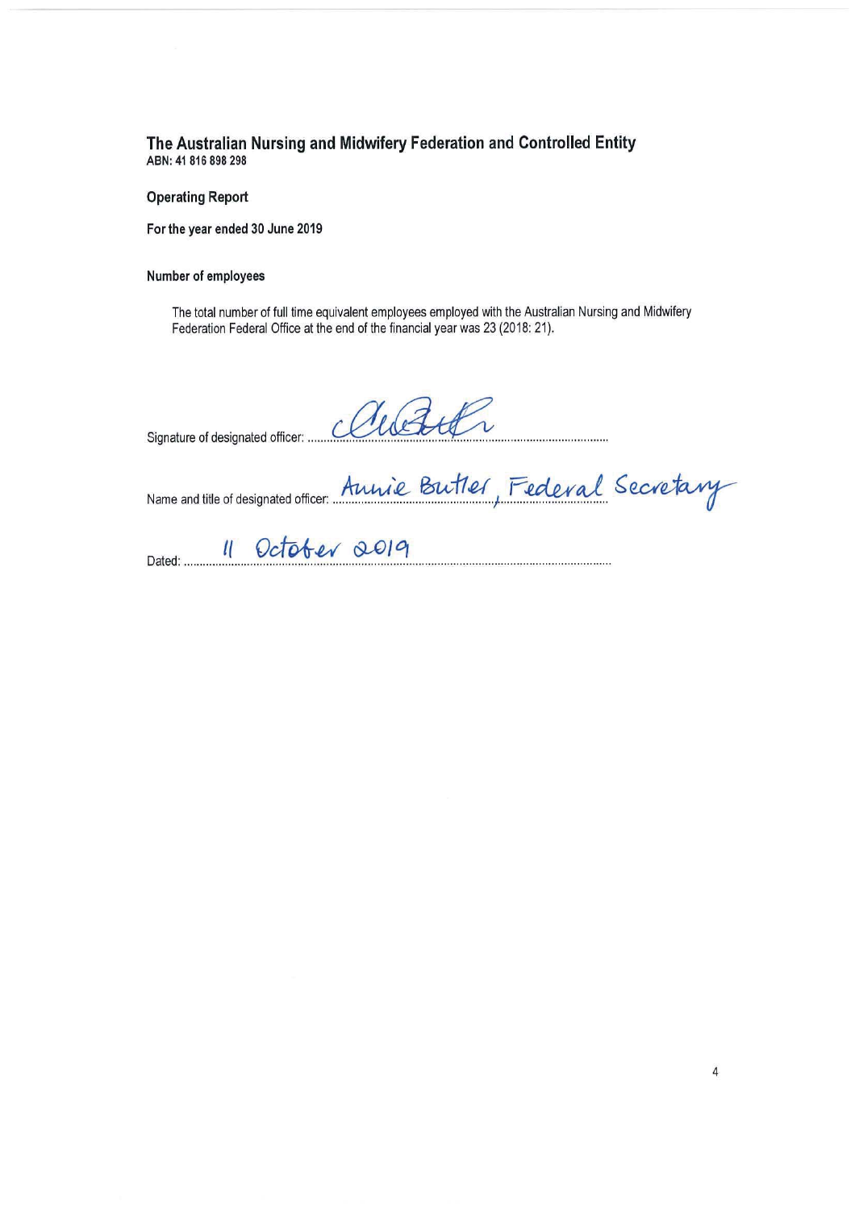# The Australian Nursing and Midwifery Federation and Controlled Entity

**ABN: 41 816 898 298**

**Operating Report**

**For the year ended 30 June 2019**

**Number of employees**

The total number of full time equivalent employees employed with the Australian Nursing and Midwifery Federation Federal Office at the end of the financial year was 23 (2018: 21).

Signature of designated officer: ..........................................

Name and title of designated officer: Annie Butler, Federal Secretary

Dated: 11 October 2019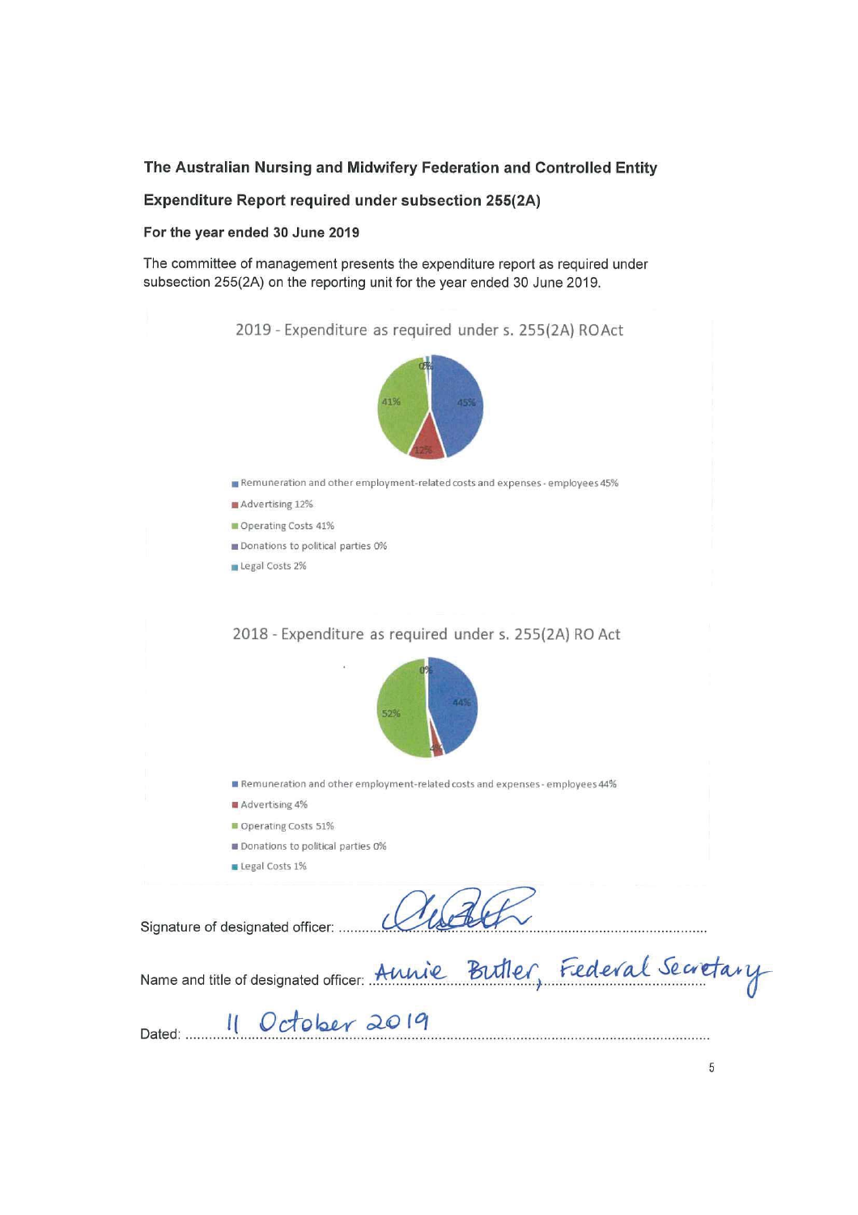**The Australian Nursing and Midwifery Federation and Controlled Entity**

**Expenditure Report required under subsection 255(2A)**

**For the year ended 30 June 2019**

The committee of management presents the expenditure report as required under subsection 255(2A) on the reporting unit for the year ended 30 June 2019.

2019 - Expenditure as required under s. 255(2A) RO Act

0% 45% 12% 41%

- Remuneration and other employment-related costs and expenses - employees 45%
- Advertising 12%
- Operating Costs 41%
- Donations to political parties 0%
- Legal Costs 2%

2018 - Expenditure as required under s. 255(2A) RO Act

0% 44% 4% 52%

- Remuneration and other employment-related costs and expenses - employees 44%
- Advertising 4%
- Operating Costs 51%
- Donations to political parties 0%
- Legal Costs 1%

Signature of designated officer: ...........................................................

Name and title of designated officer: Annie Butler, Federal Secretary

Dated: 11 October 2019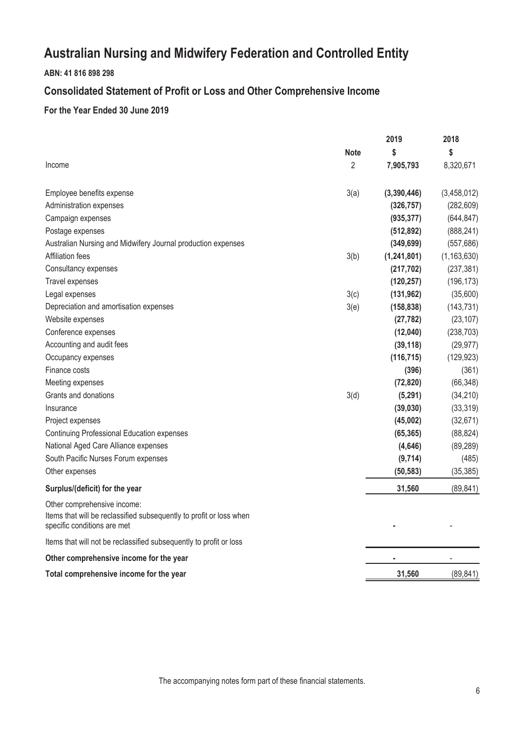# Australian Nursing and Midwifery Federation and Controlled Entity

**ABN: 41 816 898 298**

## Consolidated Statement of Profit or Loss and Other Comprehensive Income

### For the Year Ended 30 June 2019

| | Note | 2019 $ | 2018 $ |
|---|---|---|---|
| Income | 2 | **7,905,793** | 8,320,671 |
| Employee benefits expense | 3(a) | **(3,390,446)** | (3,458,012) |
| Administration expenses | | **(326,757)** | (282,609) |
| Campaign expenses | | **(935,377)** | (644,847) |
| Postage expenses | | **(512,892)** | (888,241) |
| Australian Nursing and Midwifery Journal production expenses | | **(349,699)** | (557,686) |
| Affiliation fees | 3(b) | **(1,241,801)** | (1,163,630) |
| Consultancy expenses | | **(217,702)** | (237,381) |
| Travel expenses | | **(120,257)** | (196,173) |
| Legal expenses | 3(c) | **(131,962)** | (35,600) |
| Depreciation and amortisation expenses | 3(e) | **(158,838)** | (143,731) |
| Website expenses | | **(27,782)** | (23,107) |
| Conference expenses | | **(12,040)** | (238,703) |
| Accounting and audit fees | | **(39,118)** | (29,977) |
| Occupancy expenses | | **(116,715)** | (129,923) |
| Finance costs | | **(396)** | (361) |
| Meeting expenses | | **(72,820)** | (66,348) |
| Grants and donations | 3(d) | **(5,291)** | (34,210) |
| Insurance | | **(39,030)** | (33,319) |
| Project expenses | | **(45,002)** | (32,671) |
| Continuing Professional Education expenses | | **(65,365)** | (88,824) |
| National Aged Care Alliance expenses | | **(4,646)** | (89,289) |
| South Pacific Nurses Forum expenses | | **(9,714)** | (485) |
| Other expenses | | **(50,583)** | (35,385) |
| **Surplus/(deficit) for the year** | | **31,560** | (89,841) |
| Other comprehensive income: | | | |
| Items that will be reclassified subsequently to profit or loss when specific conditions are met | | **-** | - |
| Items that will not be reclassified subsequently to profit or loss | | | |
| **Other comprehensive income for the year** | | **-** | - |
| **Total comprehensive income for the year** | | **31,560** | (89,841) |

The accompanying notes form part of these financial statements.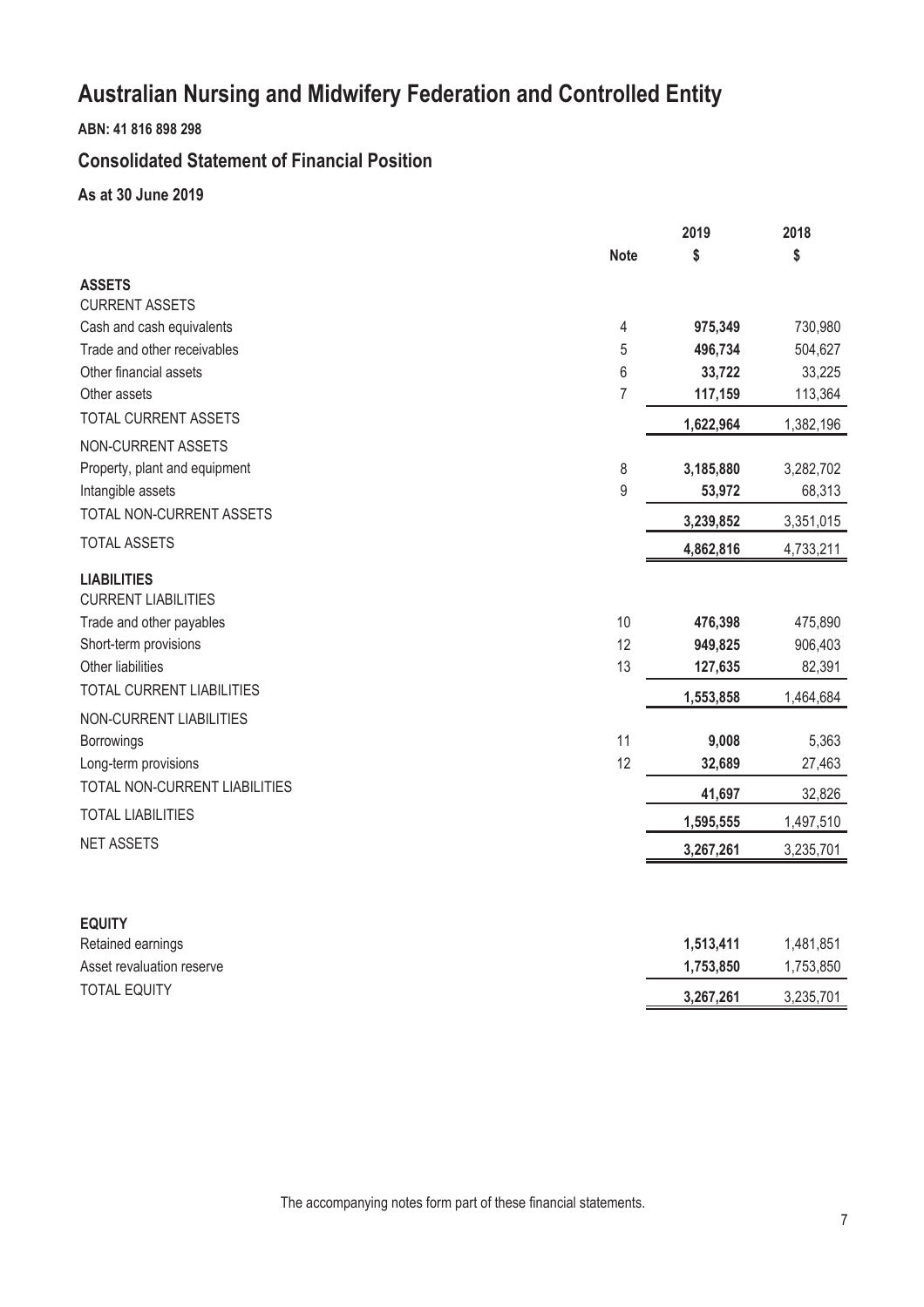# Australian Nursing and Midwifery Federation and Controlled Entity

**ABN: 41 816 898 298**

## Consolidated Statement of Financial Position

### As at 30 June 2019

| | Note | 2019 $ | 2018 $ |
|---|---|---|---|
| **ASSETS** | | | |
| CURRENT ASSETS | | | |
| Cash and cash equivalents | 4 | **975,349** | 730,980 |
| Trade and other receivables | 5 | **496,734** | 504,627 |
| Other financial assets | 6 | **33,722** | 33,225 |
| Other assets | 7 | **117,159** | 113,364 |
| TOTAL CURRENT ASSETS | | **1,622,964** | 1,382,196 |
| NON-CURRENT ASSETS | | | |
| Property, plant and equipment | 8 | **3,185,880** | 3,282,702 |
| Intangible assets | 9 | **53,972** | 68,313 |
| TOTAL NON-CURRENT ASSETS | | **3,239,852** | 3,351,015 |
| TOTAL ASSETS | | **4,862,816** | 4,733,211 |
| **LIABILITIES** | | | |
| CURRENT LIABILITIES | | | |
| Trade and other payables | 10 | **476,398** | 475,890 |
| Short-term provisions | 12 | **949,825** | 906,403 |
| Other liabilities | 13 | **127,635** | 82,391 |
| TOTAL CURRENT LIABILITIES | | **1,553,858** | 1,464,684 |
| NON-CURRENT LIABILITIES | | | |
| Borrowings | 11 | **9,008** | 5,363 |
| Long-term provisions | 12 | **32,689** | 27,463 |
| TOTAL NON-CURRENT LIABILITIES | | **41,697** | 32,826 |
| TOTAL LIABILITIES | | **1,595,555** | 1,497,510 |
| NET ASSETS | | **3,267,261** | 3,235,701 |
| | | | |
| **EQUITY** | | | |
| Retained earnings | | **1,513,411** | 1,481,851 |
| Asset revaluation reserve | | **1,753,850** | 1,753,850 |
| TOTAL EQUITY | | **3,267,261** | 3,235,701 |

The accompanying notes form part of these financial statements.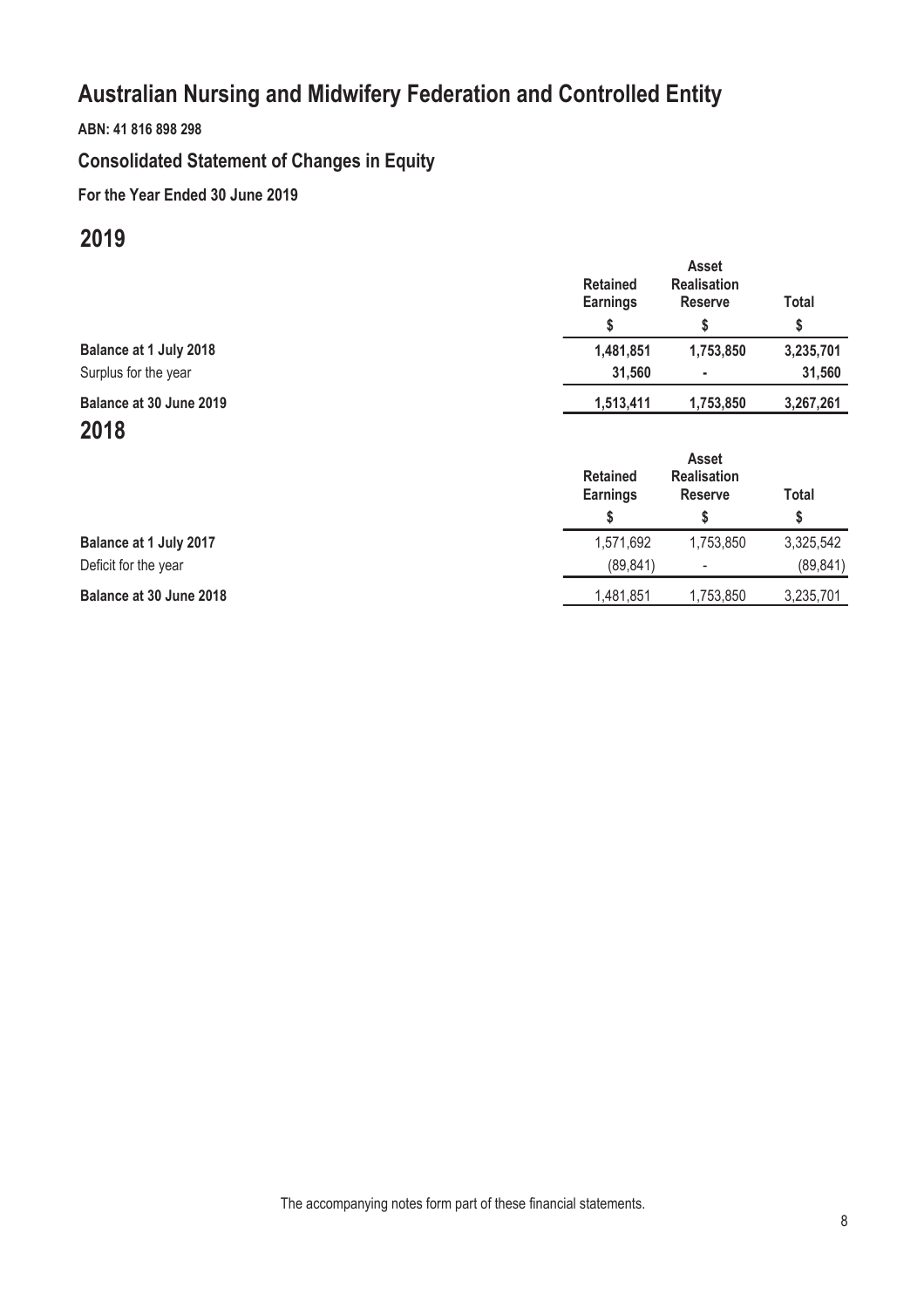# Australian Nursing and Midwifery Federation and Controlled Entity

**ABN: 41 816 898 298**

## Consolidated Statement of Changes in Equity

**For the Year Ended 30 June 2019**

## 2019

| | Retained Earnings | Asset Realisation Reserve | Total |
|---|---|---|---|
| | $ | $ | $ |
| **Balance at 1 July 2018** | **1,481,851** | **1,753,850** | **3,235,701** |
| Surplus for the year | **31,560** | **-** | **31,560** |
| **Balance at 30 June 2019** | **1,513,411** | **1,753,850** | **3,267,261** |

## 2018

| | Retained Earnings | Asset Realisation Reserve | Total |
|---|---|---|---|
| | $ | $ | $ |
| **Balance at 1 July 2017** | 1,571,692 | 1,753,850 | 3,325,542 |
| Deficit for the year | (89,841) | - | (89,841) |
| **Balance at 30 June 2018** | 1,481,851 | 1,753,850 | 3,235,701 |

The accompanying notes form part of these financial statements.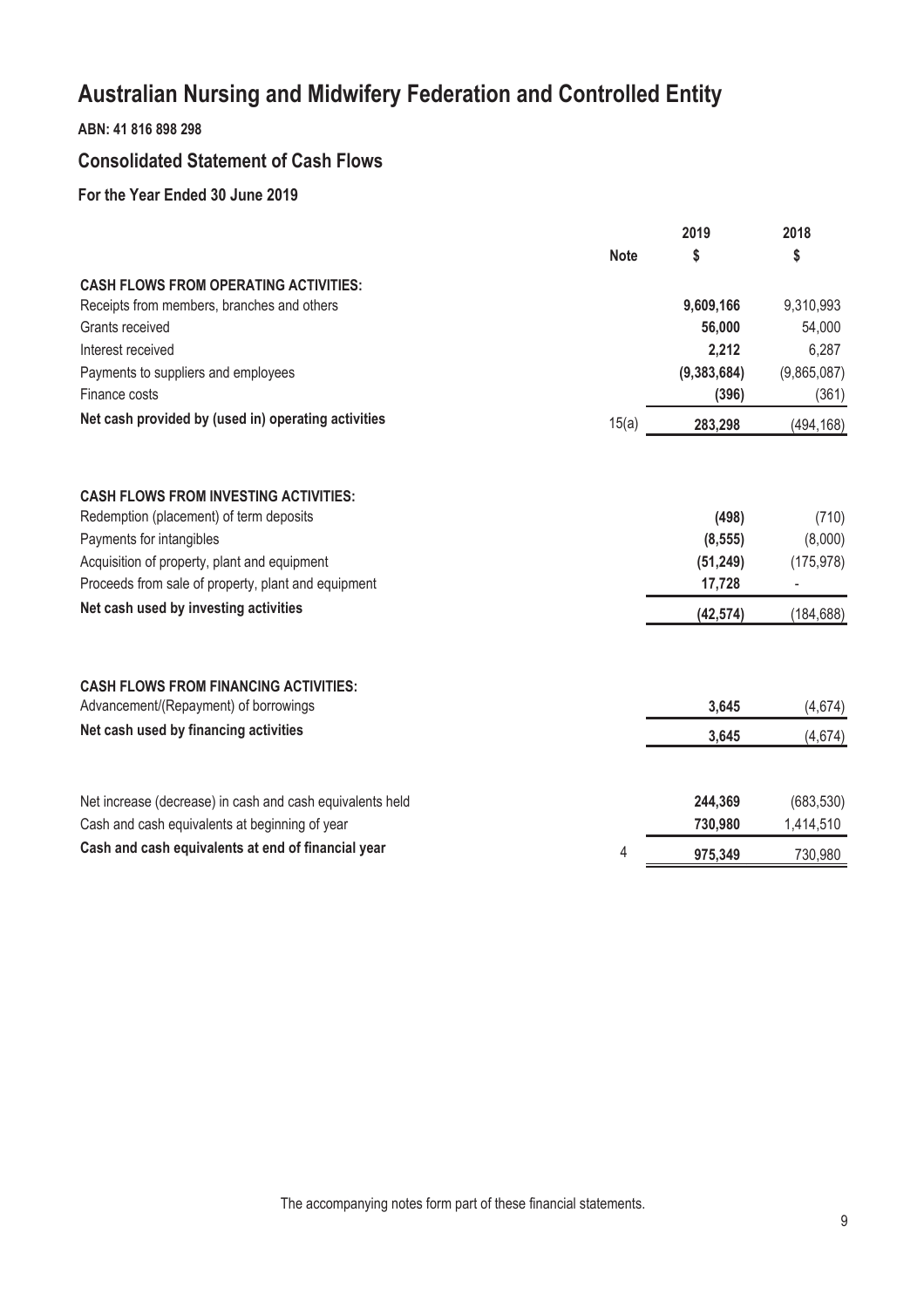# Australian Nursing and Midwifery Federation and Controlled Entity

**ABN: 41 816 898 298**

## Consolidated Statement of Cash Flows

### For the Year Ended 30 June 2019

| | Note | 2019<br>$ | 2018<br>$ |
|---|---|---|---|
| **CASH FLOWS FROM OPERATING ACTIVITIES:** | | | |
| Receipts from members, branches and others | | **9,609,166** | 9,310,993 |
| Grants received | | **56,000** | 54,000 |
| Interest received | | **2,212** | 6,287 |
| Payments to suppliers and employees | | **(9,383,684)** | (9,865,087) |
| Finance costs | | **(396)** | (361) |
| **Net cash provided by (used in) operating activities** | 15(a) | **283,298** | (494,168) |
| | | | |
| **CASH FLOWS FROM INVESTING ACTIVITIES:** | | | |
| Redemption (placement) of term deposits | | **(498)** | (710) |
| Payments for intangibles | | **(8,555)** | (8,000) |
| Acquisition of property, plant and equipment | | **(51,249)** | (175,978) |
| Proceeds from sale of property, plant and equipment | | **17,728** | - |
| **Net cash used by investing activities** | | **(42,574)** | (184,688) |
| | | | |
| **CASH FLOWS FROM FINANCING ACTIVITIES:** | | | |
| Advancement/(Repayment) of borrowings | | **3,645** | (4,674) |
| **Net cash used by financing activities** | | **3,645** | (4,674) |
| | | | |
| Net increase (decrease) in cash and cash equivalents held | | **244,369** | (683,530) |
| Cash and cash equivalents at beginning of year | | **730,980** | 1,414,510 |
| **Cash and cash equivalents at end of financial year** | 4 | **975,349** | 730,980 |

The accompanying notes form part of these financial statements.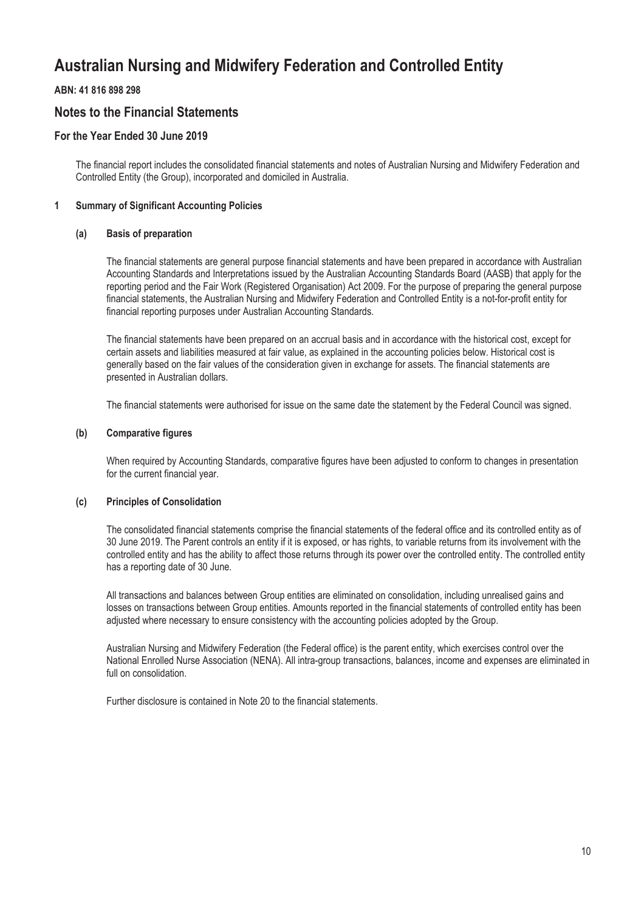# Australian Nursing and Midwifery Federation and Controlled Entity

**ABN: 41 816 898 298**

## Notes to the Financial Statements

### For the Year Ended 30 June 2019

The financial report includes the consolidated financial statements and notes of Australian Nursing and Midwifery Federation and Controlled Entity (the Group), incorporated and domiciled in Australia.

**1 Summary of Significant Accounting Policies**

**(a) Basis of preparation**

The financial statements are general purpose financial statements and have been prepared in accordance with Australian Accounting Standards and Interpretations issued by the Australian Accounting Standards Board (AASB) that apply for the reporting period and the Fair Work (Registered Organisation) Act 2009. For the purpose of preparing the general purpose financial statements, the Australian Nursing and Midwifery Federation and Controlled Entity is a not-for-profit entity for financial reporting purposes under Australian Accounting Standards.

The financial statements have been prepared on an accrual basis and in accordance with the historical cost, except for certain assets and liabilities measured at fair value, as explained in the accounting policies below. Historical cost is generally based on the fair values of the consideration given in exchange for assets. The financial statements are presented in Australian dollars.

The financial statements were authorised for issue on the same date the statement by the Federal Council was signed.

**(b) Comparative figures**

When required by Accounting Standards, comparative figures have been adjusted to conform to changes in presentation for the current financial year.

**(c) Principles of Consolidation**

The consolidated financial statements comprise the financial statements of the federal office and its controlled entity as of 30 June 2019. The Parent controls an entity if it is exposed, or has rights, to variable returns from its involvement with the controlled entity and has the ability to affect those returns through its power over the controlled entity. The controlled entity has a reporting date of 30 June.

All transactions and balances between Group entities are eliminated on consolidation, including unrealised gains and losses on transactions between Group entities. Amounts reported in the financial statements of controlled entity has been adjusted where necessary to ensure consistency with the accounting policies adopted by the Group.

Australian Nursing and Midwifery Federation (the Federal office) is the parent entity, which exercises control over the National Enrolled Nurse Association (NENA). All intra-group transactions, balances, income and expenses are eliminated in full on consolidation.

Further disclosure is contained in Note 20 to the financial statements.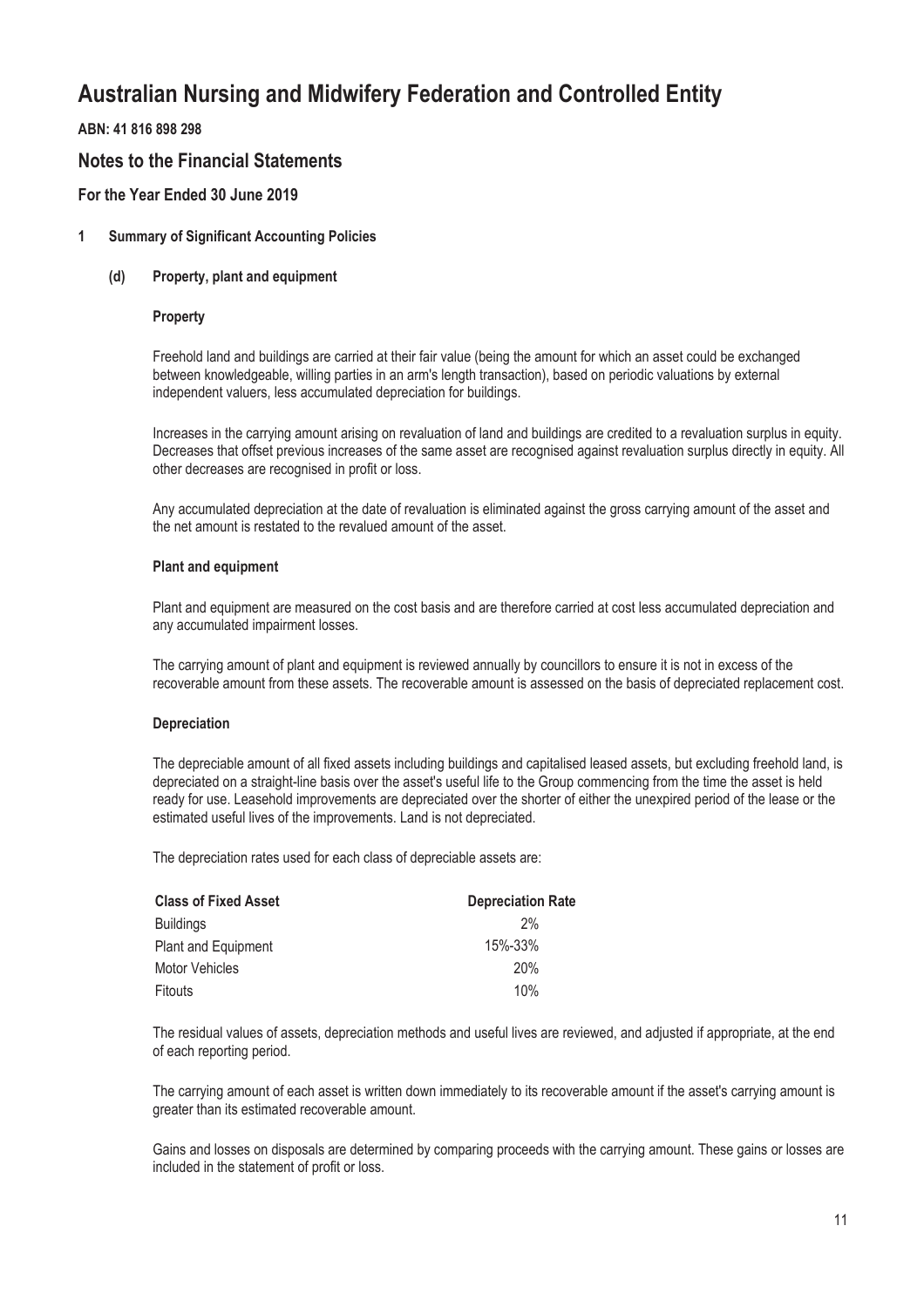# Australian Nursing and Midwifery Federation and Controlled Entity

**ABN: 41 816 898 298**

## Notes to the Financial Statements

### For the Year Ended 30 June 2019

**1 Summary of Significant Accounting Policies**

**(d) Property, plant and equipment**

**Property**

Freehold land and buildings are carried at their fair value (being the amount for which an asset could be exchanged between knowledgeable, willing parties in an arm's length transaction), based on periodic valuations by external independent valuers, less accumulated depreciation for buildings.

Increases in the carrying amount arising on revaluation of land and buildings are credited to a revaluation surplus in equity. Decreases that offset previous increases of the same asset are recognised against revaluation surplus directly in equity. All other decreases are recognised in profit or loss.

Any accumulated depreciation at the date of revaluation is eliminated against the gross carrying amount of the asset and the net amount is restated to the revalued amount of the asset.

**Plant and equipment**

Plant and equipment are measured on the cost basis and are therefore carried at cost less accumulated depreciation and any accumulated impairment losses.

The carrying amount of plant and equipment is reviewed annually by councillors to ensure it is not in excess of the recoverable amount from these assets. The recoverable amount is assessed on the basis of depreciated replacement cost.

**Depreciation**

The depreciable amount of all fixed assets including buildings and capitalised leased assets, but excluding freehold land, is depreciated on a straight-line basis over the asset's useful life to the Group commencing from the time the asset is held ready for use. Leasehold improvements are depreciated over the shorter of either the unexpired period of the lease or the estimated useful lives of the improvements. Land is not depreciated.

The depreciation rates used for each class of depreciable assets are:

| Class of Fixed Asset | Depreciation Rate |
|---|---|
| Buildings | 2% |
| Plant and Equipment | 15%-33% |
| Motor Vehicles | 20% |
| Fitouts | 10% |

The residual values of assets, depreciation methods and useful lives are reviewed, and adjusted if appropriate, at the end of each reporting period.

The carrying amount of each asset is written down immediately to its recoverable amount if the asset's carrying amount is greater than its estimated recoverable amount.

Gains and losses on disposals are determined by comparing proceeds with the carrying amount. These gains or losses are included in the statement of profit or loss.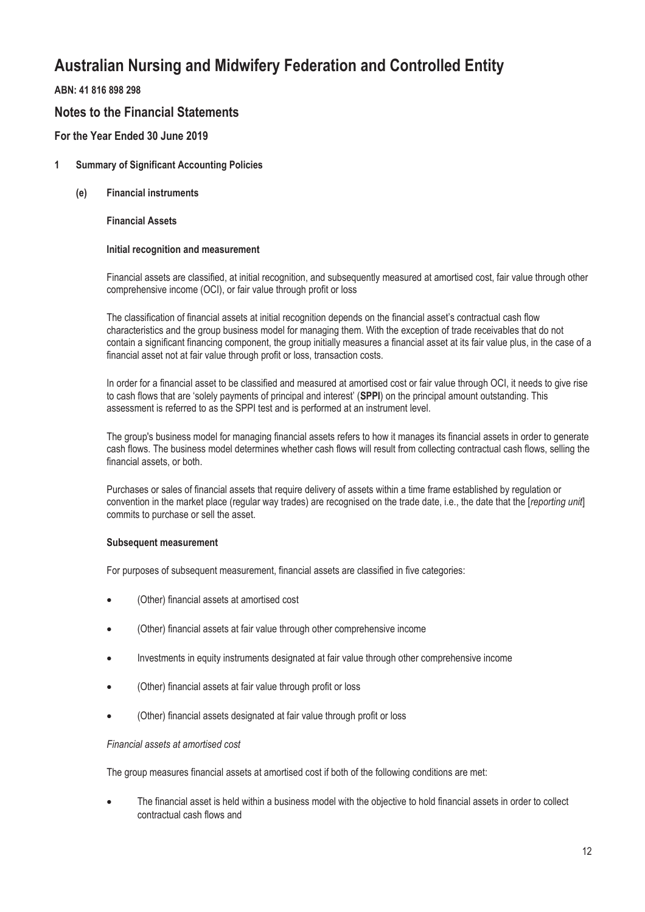# Australian Nursing and Midwifery Federation and Controlled Entity

**ABN: 41 816 898 298**

## Notes to the Financial Statements

### For the Year Ended 30 June 2019

**1 Summary of Significant Accounting Policies**

**(e) Financial instruments**

**Financial Assets**

**Initial recognition and measurement**

Financial assets are classified, at initial recognition, and subsequently measured at amortised cost, fair value through other comprehensive income (OCI), or fair value through profit or loss

The classification of financial assets at initial recognition depends on the financial asset's contractual cash flow characteristics and the group business model for managing them. With the exception of trade receivables that do not contain a significant financing component, the group initially measures a financial asset at its fair value plus, in the case of a financial asset not at fair value through profit or loss, transaction costs.

In order for a financial asset to be classified and measured at amortised cost or fair value through OCI, it needs to give rise to cash flows that are 'solely payments of principal and interest' (**SPPI**) on the principal amount outstanding. This assessment is referred to as the SPPI test and is performed at an instrument level.

The group's business model for managing financial assets refers to how it manages its financial assets in order to generate cash flows. The business model determines whether cash flows will result from collecting contractual cash flows, selling the financial assets, or both.

Purchases or sales of financial assets that require delivery of assets within a time frame established by regulation or convention in the market place (regular way trades) are recognised on the trade date, i.e., the date that the [*reporting unit*] commits to purchase or sell the asset.

**Subsequent measurement**

For purposes of subsequent measurement, financial assets are classified in five categories:

- (Other) financial assets at amortised cost
- (Other) financial assets at fair value through other comprehensive income
- Investments in equity instruments designated at fair value through other comprehensive income
- (Other) financial assets at fair value through profit or loss
- (Other) financial assets designated at fair value through profit or loss

*Financial assets at amortised cost*

The group measures financial assets at amortised cost if both of the following conditions are met:

- The financial asset is held within a business model with the objective to hold financial assets in order to collect contractual cash flows and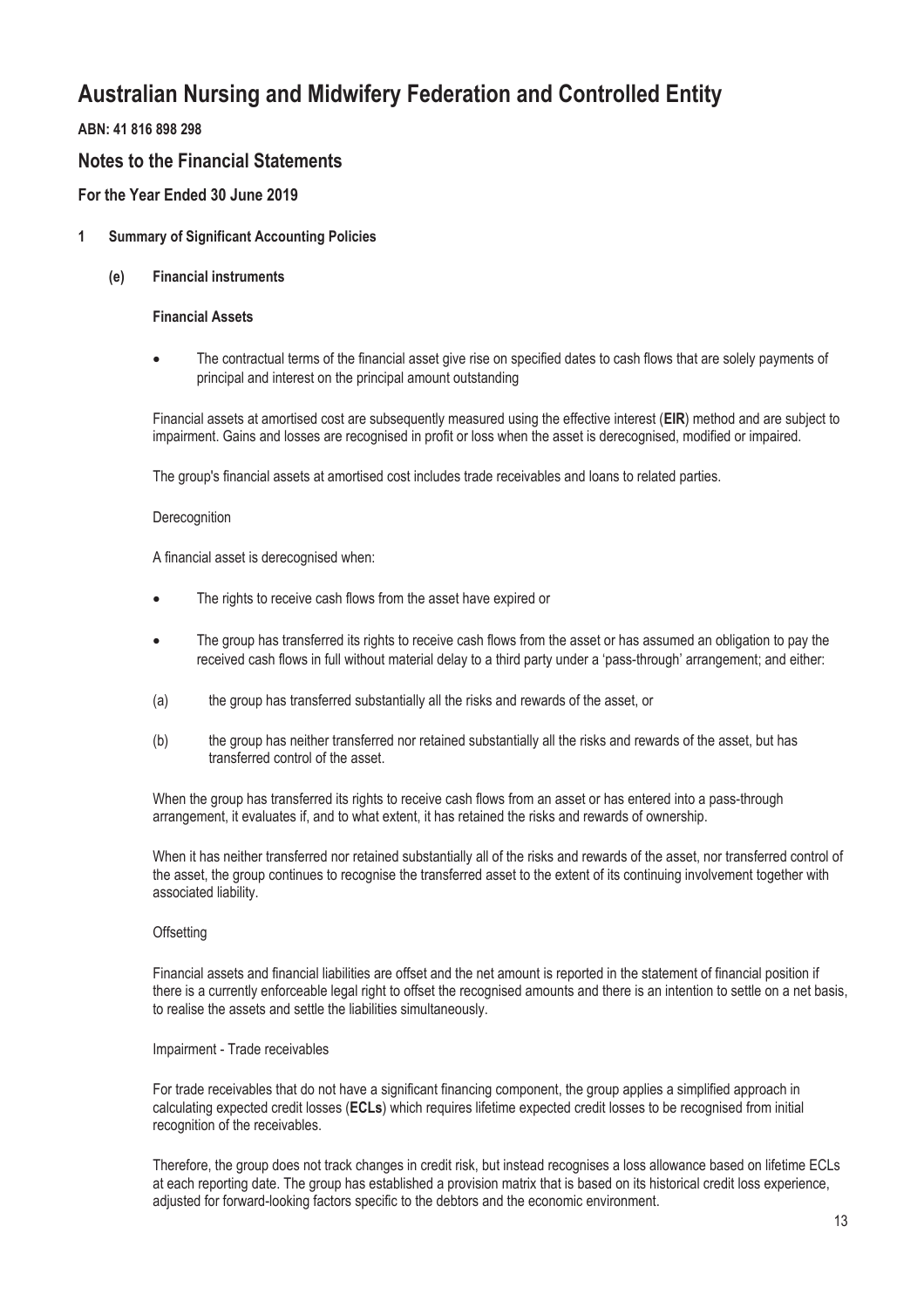# Australian Nursing and Midwifery Federation and Controlled Entity

**ABN: 41 816 898 298**

## Notes to the Financial Statements

### For the Year Ended 30 June 2019

**1 Summary of Significant Accounting Policies**

**(e) Financial instruments**

**Financial Assets**

- The contractual terms of the financial asset give rise on specified dates to cash flows that are solely payments of principal and interest on the principal amount outstanding

Financial assets at amortised cost are subsequently measured using the effective interest (**EIR**) method and are subject to impairment. Gains and losses are recognised in profit or loss when the asset is derecognised, modified or impaired.

The group's financial assets at amortised cost includes trade receivables and loans to related parties.

Derecognition

A financial asset is derecognised when:

- The rights to receive cash flows from the asset have expired or
- The group has transferred its rights to receive cash flows from the asset or has assumed an obligation to pay the received cash flows in full without material delay to a third party under a 'pass-through' arrangement; and either:

(a) the group has transferred substantially all the risks and rewards of the asset, or

(b) the group has neither transferred nor retained substantially all the risks and rewards of the asset, but has transferred control of the asset.

When the group has transferred its rights to receive cash flows from an asset or has entered into a pass-through arrangement, it evaluates if, and to what extent, it has retained the risks and rewards of ownership.

When it has neither transferred nor retained substantially all of the risks and rewards of the asset, nor transferred control of the asset, the group continues to recognise the transferred asset to the extent of its continuing involvement together with associated liability.

Offsetting

Financial assets and financial liabilities are offset and the net amount is reported in the statement of financial position if there is a currently enforceable legal right to offset the recognised amounts and there is an intention to settle on a net basis, to realise the assets and settle the liabilities simultaneously.

Impairment - Trade receivables

For trade receivables that do not have a significant financing component, the group applies a simplified approach in calculating expected credit losses (**ECLs**) which requires lifetime expected credit losses to be recognised from initial recognition of the receivables.

Therefore, the group does not track changes in credit risk, but instead recognises a loss allowance based on lifetime ECLs at each reporting date. The group has established a provision matrix that is based on its historical credit loss experience, adjusted for forward-looking factors specific to the debtors and the economic environment.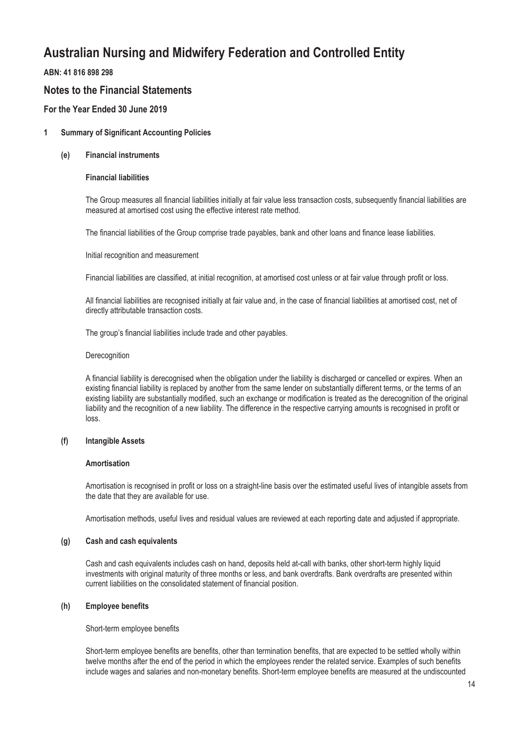# Australian Nursing and Midwifery Federation and Controlled Entity

**ABN: 41 816 898 298**

## Notes to the Financial Statements

### For the Year Ended 30 June 2019

**1 Summary of Significant Accounting Policies**

**(e) Financial instruments**

**Financial liabilities**

The Group measures all financial liabilities initially at fair value less transaction costs, subsequently financial liabilities are measured at amortised cost using the effective interest rate method.

The financial liabilities of the Group comprise trade payables, bank and other loans and finance lease liabilities.

Initial recognition and measurement

Financial liabilities are classified, at initial recognition, at amortised cost unless or at fair value through profit or loss.

All financial liabilities are recognised initially at fair value and, in the case of financial liabilities at amortised cost, net of directly attributable transaction costs.

The group's financial liabilities include trade and other payables.

Derecognition

A financial liability is derecognised when the obligation under the liability is discharged or cancelled or expires. When an existing financial liability is replaced by another from the same lender on substantially different terms, or the terms of an existing liability are substantially modified, such an exchange or modification is treated as the derecognition of the original liability and the recognition of a new liability. The difference in the respective carrying amounts is recognised in profit or loss.

**(f) Intangible Assets**

**Amortisation**

Amortisation is recognised in profit or loss on a straight-line basis over the estimated useful lives of intangible assets from the date that they are available for use.

Amortisation methods, useful lives and residual values are reviewed at each reporting date and adjusted if appropriate.

**(g) Cash and cash equivalents**

Cash and cash equivalents includes cash on hand, deposits held at-call with banks, other short-term highly liquid investments with original maturity of three months or less, and bank overdrafts. Bank overdrafts are presented within current liabilities on the consolidated statement of financial position.

**(h) Employee benefits**

Short-term employee benefits

Short-term employee benefits are benefits, other than termination benefits, that are expected to be settled wholly within twelve months after the end of the period in which the employees render the related service. Examples of such benefits include wages and salaries and non-monetary benefits. Short-term employee benefits are measured at the undiscounted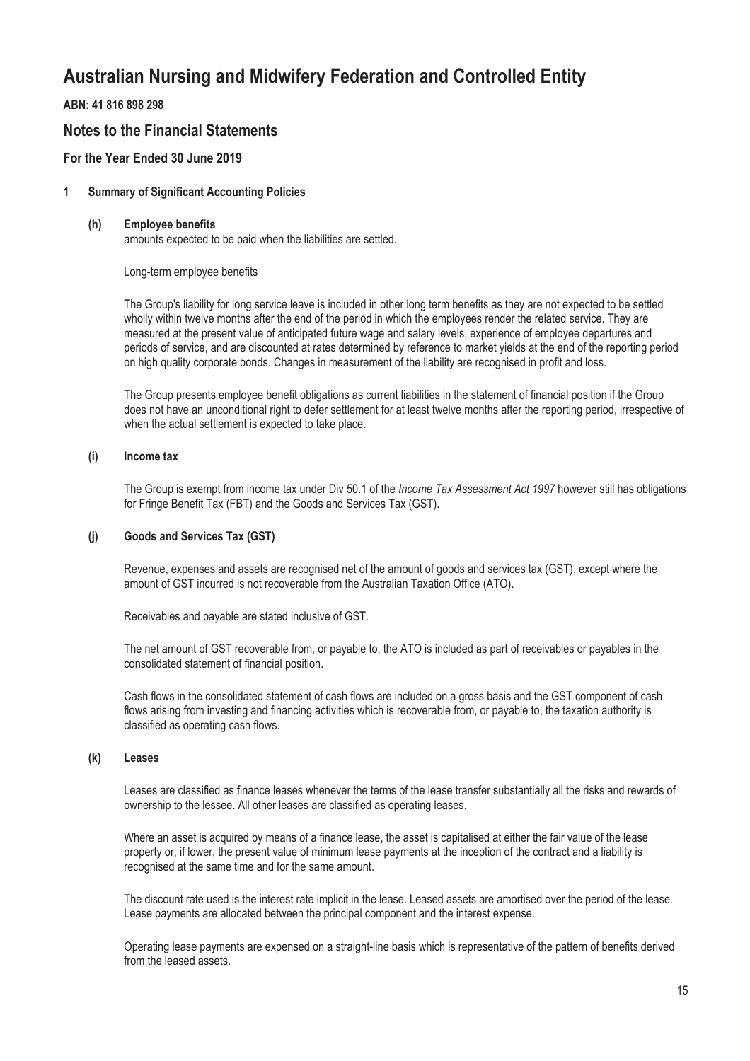# Australian Nursing and Midwifery Federation and Controlled Entity

**ABN: 41 816 898 298**

## Notes to the Financial Statements

### For the Year Ended 30 June 2019

**1 Summary of Significant Accounting Policies**

**(h) Employee benefits**

amounts expected to be paid when the liabilities are settled.

Long-term employee benefits

The Group's liability for long service leave is included in other long term benefits as they are not expected to be settled wholly within twelve months after the end of the period in which the employees render the related service. They are measured at the present value of anticipated future wage and salary levels, experience of employee departures and periods of service, and are discounted at rates determined by reference to market yields at the end of the reporting period on high quality corporate bonds. Changes in measurement of the liability are recognised in profit and loss.

The Group presents employee benefit obligations as current liabilities in the statement of financial position if the Group does not have an unconditional right to defer settlement for at least twelve months after the reporting period, irrespective of when the actual settlement is expected to take place.

**(i) Income tax**

The Group is exempt from income tax under Div 50.1 of the *Income Tax Assessment Act 1997* however still has obligations for Fringe Benefit Tax (FBT) and the Goods and Services Tax (GST).

**(j) Goods and Services Tax (GST)**

Revenue, expenses and assets are recognised net of the amount of goods and services tax (GST), except where the amount of GST incurred is not recoverable from the Australian Taxation Office (ATO).

Receivables and payable are stated inclusive of GST.

The net amount of GST recoverable from, or payable to, the ATO is included as part of receivables or payables in the consolidated statement of financial position.

Cash flows in the consolidated statement of cash flows are included on a gross basis and the GST component of cash flows arising from investing and financing activities which is recoverable from, or payable to, the taxation authority is classified as operating cash flows.

**(k) Leases**

Leases are classified as finance leases whenever the terms of the lease transfer substantially all the risks and rewards of ownership to the lessee. All other leases are classified as operating leases.

Where an asset is acquired by means of a finance lease, the asset is capitalised at either the fair value of the lease property or, if lower, the present value of minimum lease payments at the inception of the contract and a liability is recognised at the same time and for the same amount.

The discount rate used is the interest rate implicit in the lease. Leased assets are amortised over the period of the lease. Lease payments are allocated between the principal component and the interest expense.

Operating lease payments are expensed on a straight-line basis which is representative of the pattern of benefits derived from the leased assets.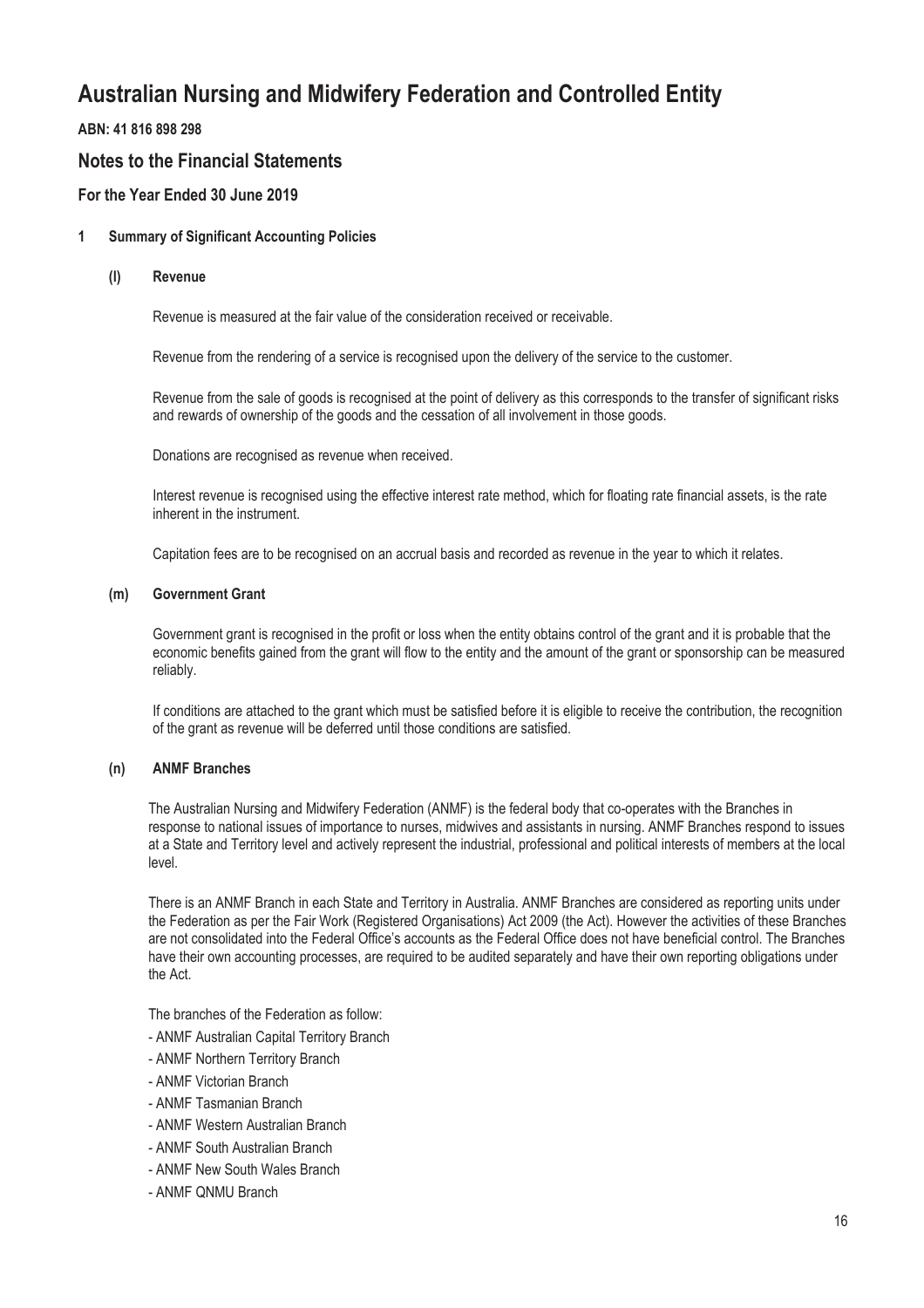# Australian Nursing and Midwifery Federation and Controlled Entity

**ABN: 41 816 898 298**

## Notes to the Financial Statements

### For the Year Ended 30 June 2019

**1 Summary of Significant Accounting Policies**

**(l) Revenue**

Revenue is measured at the fair value of the consideration received or receivable.

Revenue from the rendering of a service is recognised upon the delivery of the service to the customer.

Revenue from the sale of goods is recognised at the point of delivery as this corresponds to the transfer of significant risks and rewards of ownership of the goods and the cessation of all involvement in those goods.

Donations are recognised as revenue when received.

Interest revenue is recognised using the effective interest rate method, which for floating rate financial assets, is the rate inherent in the instrument.

Capitation fees are to be recognised on an accrual basis and recorded as revenue in the year to which it relates.

**(m) Government Grant**

Government grant is recognised in the profit or loss when the entity obtains control of the grant and it is probable that the economic benefits gained from the grant will flow to the entity and the amount of the grant or sponsorship can be measured reliably.

If conditions are attached to the grant which must be satisfied before it is eligible to receive the contribution, the recognition of the grant as revenue will be deferred until those conditions are satisfied.

**(n) ANMF Branches**

The Australian Nursing and Midwifery Federation (ANMF) is the federal body that co-operates with the Branches in response to national issues of importance to nurses, midwives and assistants in nursing. ANMF Branches respond to issues at a State and Territory level and actively represent the industrial, professional and political interests of members at the local level.

There is an ANMF Branch in each State and Territory in Australia. ANMF Branches are considered as reporting units under the Federation as per the Fair Work (Registered Organisations) Act 2009 (the Act). However the activities of these Branches are not consolidated into the Federal Office's accounts as the Federal Office does not have beneficial control. The Branches have their own accounting processes, are required to be audited separately and have their own reporting obligations under the Act.

The branches of the Federation as follow:

- ANMF Australian Capital Territory Branch
- ANMF Northern Territory Branch
- ANMF Victorian Branch
- ANMF Tasmanian Branch
- ANMF Western Australian Branch
- ANMF South Australian Branch
- ANMF New South Wales Branch
- ANMF QNMU Branch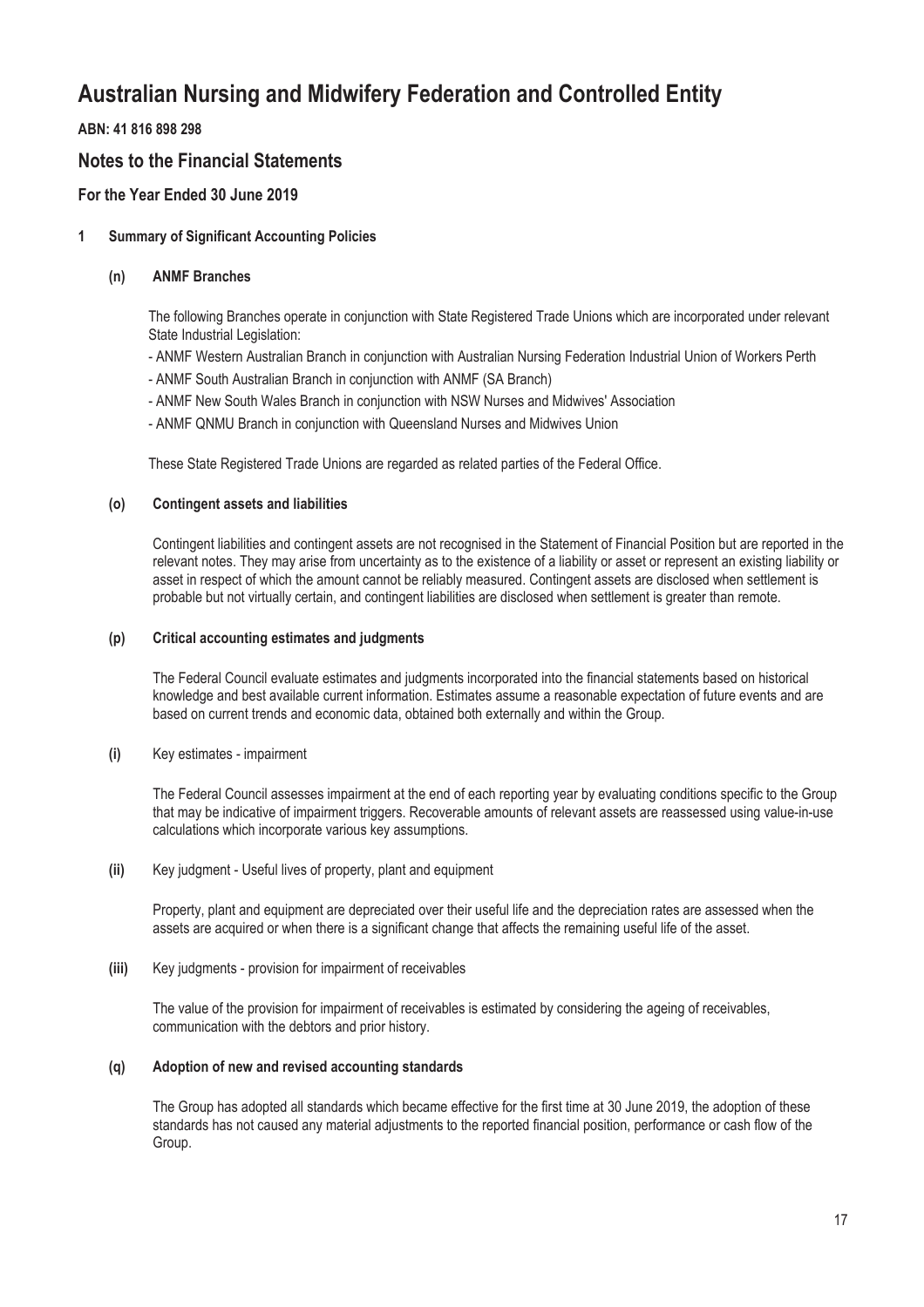# Australian Nursing and Midwifery Federation and Controlled Entity

**ABN: 41 816 898 298**

## Notes to the Financial Statements

### For the Year Ended 30 June 2019

**1 Summary of Significant Accounting Policies**

**(n) ANMF Branches**

The following Branches operate in conjunction with State Registered Trade Unions which are incorporated under relevant State Industrial Legislation:

- ANMF Western Australian Branch in conjunction with Australian Nursing Federation Industrial Union of Workers Perth
- ANMF South Australian Branch in conjunction with ANMF (SA Branch)
- ANMF New South Wales Branch in conjunction with NSW Nurses and Midwives' Association
- ANMF QNMU Branch in conjunction with Queensland Nurses and Midwives Union

These State Registered Trade Unions are regarded as related parties of the Federal Office.

**(o) Contingent assets and liabilities**

Contingent liabilities and contingent assets are not recognised in the Statement of Financial Position but are reported in the relevant notes. They may arise from uncertainty as to the existence of a liability or asset or represent an existing liability or asset in respect of which the amount cannot be reliably measured. Contingent assets are disclosed when settlement is probable but not virtually certain, and contingent liabilities are disclosed when settlement is greater than remote.

**(p) Critical accounting estimates and judgments**

The Federal Council evaluate estimates and judgments incorporated into the financial statements based on historical knowledge and best available current information. Estimates assume a reasonable expectation of future events and are based on current trends and economic data, obtained both externally and within the Group.

**(i)** Key estimates - impairment

The Federal Council assesses impairment at the end of each reporting year by evaluating conditions specific to the Group that may be indicative of impairment triggers. Recoverable amounts of relevant assets are reassessed using value-in-use calculations which incorporate various key assumptions.

**(ii)** Key judgment - Useful lives of property, plant and equipment

Property, plant and equipment are depreciated over their useful life and the depreciation rates are assessed when the assets are acquired or when there is a significant change that affects the remaining useful life of the asset.

**(iii)** Key judgments - provision for impairment of receivables

The value of the provision for impairment of receivables is estimated by considering the ageing of receivables, communication with the debtors and prior history.

**(q) Adoption of new and revised accounting standards**

The Group has adopted all standards which became effective for the first time at 30 June 2019, the adoption of these standards has not caused any material adjustments to the reported financial position, performance or cash flow of the Group.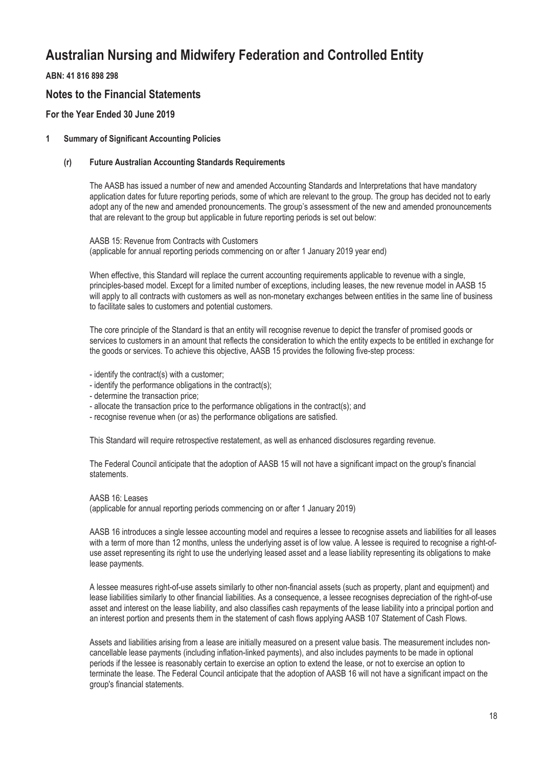# Australian Nursing and Midwifery Federation and Controlled Entity

**ABN: 41 816 898 298**

## Notes to the Financial Statements

### For the Year Ended 30 June 2019

**1 Summary of Significant Accounting Policies**

**(r) Future Australian Accounting Standards Requirements**

The AASB has issued a number of new and amended Accounting Standards and Interpretations that have mandatory application dates for future reporting periods, some of which are relevant to the group. The group has decided not to early adopt any of the new and amended pronouncements. The group's assessment of the new and amended pronouncements that are relevant to the group but applicable in future reporting periods is set out below:

AASB 15: Revenue from Contracts with Customers
(applicable for annual reporting periods commencing on or after 1 January 2019 year end)

When effective, this Standard will replace the current accounting requirements applicable to revenue with a single, principles-based model. Except for a limited number of exceptions, including leases, the new revenue model in AASB 15 will apply to all contracts with customers as well as non-monetary exchanges between entities in the same line of business to facilitate sales to customers and potential customers.

The core principle of the Standard is that an entity will recognise revenue to depict the transfer of promised goods or services to customers in an amount that reflects the consideration to which the entity expects to be entitled in exchange for the goods or services. To achieve this objective, AASB 15 provides the following five-step process:

- identify the contract(s) with a customer;
- identify the performance obligations in the contract(s);
- determine the transaction price;
- allocate the transaction price to the performance obligations in the contract(s); and
- recognise revenue when (or as) the performance obligations are satisfied.

This Standard will require retrospective restatement, as well as enhanced disclosures regarding revenue.

The Federal Council anticipate that the adoption of AASB 15 will not have a significant impact on the group's financial statements.

AASB 16: Leases
(applicable for annual reporting periods commencing on or after 1 January 2019)

AASB 16 introduces a single lessee accounting model and requires a lessee to recognise assets and liabilities for all leases with a term of more than 12 months, unless the underlying asset is of low value. A lessee is required to recognise a right-of-use asset representing its right to use the underlying leased asset and a lease liability representing its obligations to make lease payments.

A lessee measures right-of-use assets similarly to other non-financial assets (such as property, plant and equipment) and lease liabilities similarly to other financial liabilities. As a consequence, a lessee recognises depreciation of the right-of-use asset and interest on the lease liability, and also classifies cash repayments of the lease liability into a principal portion and an interest portion and presents them in the statement of cash flows applying AASB 107 Statement of Cash Flows.

Assets and liabilities arising from a lease are initially measured on a present value basis. The measurement includes non-cancellable lease payments (including inflation-linked payments), and also includes payments to be made in optional periods if the lessee is reasonably certain to exercise an option to extend the lease, or not to exercise an option to terminate the lease. The Federal Council anticipate that the adoption of AASB 16 will not have a significant impact on the group's financial statements.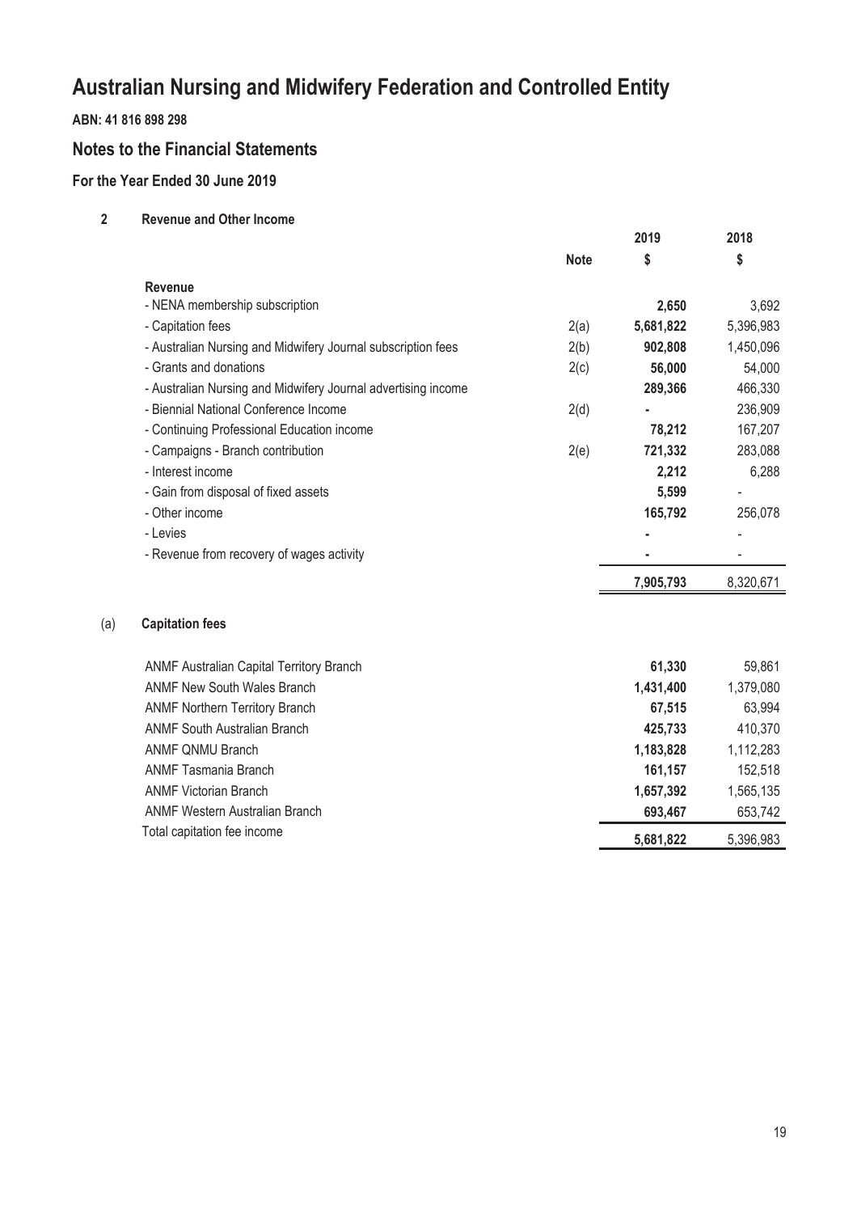# Australian Nursing and Midwifery Federation and Controlled Entity

**ABN: 41 816 898 298**

## Notes to the Financial Statements

### For the Year Ended 30 June 2019

**2 Revenue and Other Income**

| | Note | 2019 $ | 2018 $ |
|---|---|---|---|
| **Revenue** | | | |
| - NENA membership subscription | | **2,650** | 3,692 |
| - Capitation fees | 2(a) | **5,681,822** | 5,396,983 |
| - Australian Nursing and Midwifery Journal subscription fees | 2(b) | **902,808** | 1,450,096 |
| - Grants and donations | 2(c) | **56,000** | 54,000 |
| - Australian Nursing and Midwifery Journal advertising income | | **289,366** | 466,330 |
| - Biennial National Conference Income | 2(d) | **-** | 236,909 |
| - Continuing Professional Education income | | **78,212** | 167,207 |
| - Campaigns - Branch contribution | 2(e) | **721,332** | 283,088 |
| - Interest income | | **2,212** | 6,288 |
| - Gain from disposal of fixed assets | | **5,599** | - |
| - Other income | | **165,792** | 256,078 |
| - Levies | | **-** | - |
| - Revenue from recovery of wages activity | | **-** | - |
| | | **7,905,793** | 8,320,671 |

(a) **Capitation fees**

| | 2019 | 2018 |
|---|---|---|
| ANMF Australian Capital Territory Branch | **61,330** | 59,861 |
| ANMF New South Wales Branch | **1,431,400** | 1,379,080 |
| ANMF Northern Territory Branch | **67,515** | 63,994 |
| ANMF South Australian Branch | **425,733** | 410,370 |
| ANMF QNMU Branch | **1,183,828** | 1,112,283 |
| ANMF Tasmania Branch | **161,157** | 152,518 |
| ANMF Victorian Branch | **1,657,392** | 1,565,135 |
| ANMF Western Australian Branch | **693,467** | 653,742 |
| Total capitation fee income | **5,681,822** | 5,396,983 |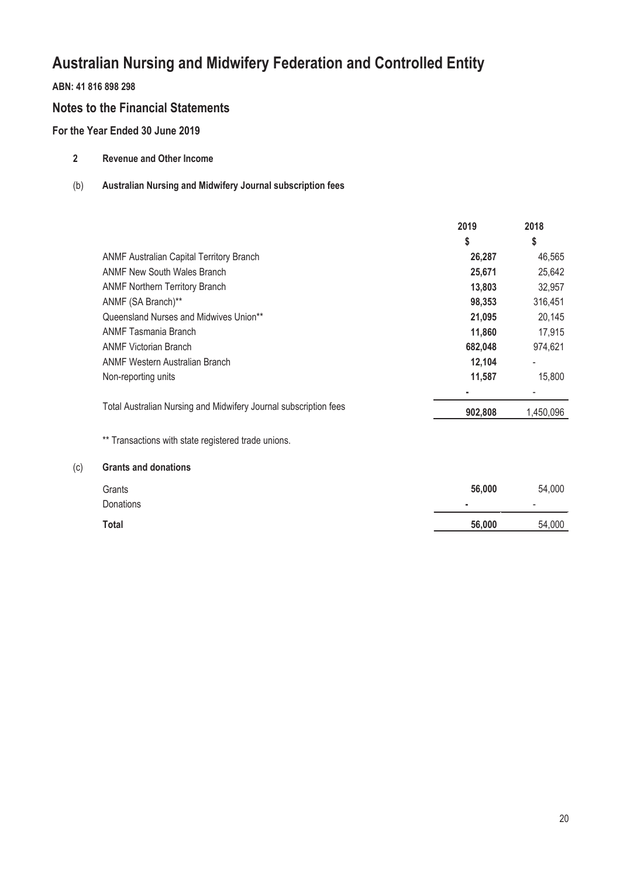# Australian Nursing and Midwifery Federation and Controlled Entity

**ABN: 41 816 898 298**

## Notes to the Financial Statements

### For the Year Ended 30 June 2019

**2 Revenue and Other Income**

**(b) Australian Nursing and Midwifery Journal subscription fees**

| | 2019 | 2018 |
|---|---|---|
| | $ | $ |
| ANMF Australian Capital Territory Branch | **26,287** | 46,565 |
| ANMF New South Wales Branch | **25,671** | 25,642 |
| ANMF Northern Territory Branch | **13,803** | 32,957 |
| ANMF (SA Branch)** | **98,353** | 316,451 |
| Queensland Nurses and Midwives Union** | **21,095** | 20,145 |
| ANMF Tasmania Branch | **11,860** | 17,915 |
| ANMF Victorian Branch | **682,048** | 974,621 |
| ANMF Western Australian Branch | **12,104** | - |
| Non-reporting units | **11,587** | 15,800 |
| | **-** | - |
| Total Australian Nursing and Midwifery Journal subscription fees | **902,808** | 1,450,096 |

** Transactions with state registered trade unions.

**(c) Grants and donations**

| | 2019 | 2018 |
|---|---|---|
| Grants | **56,000** | 54,000 |
| Donations | **-** | - |
| **Total** | **56,000** | 54,000 |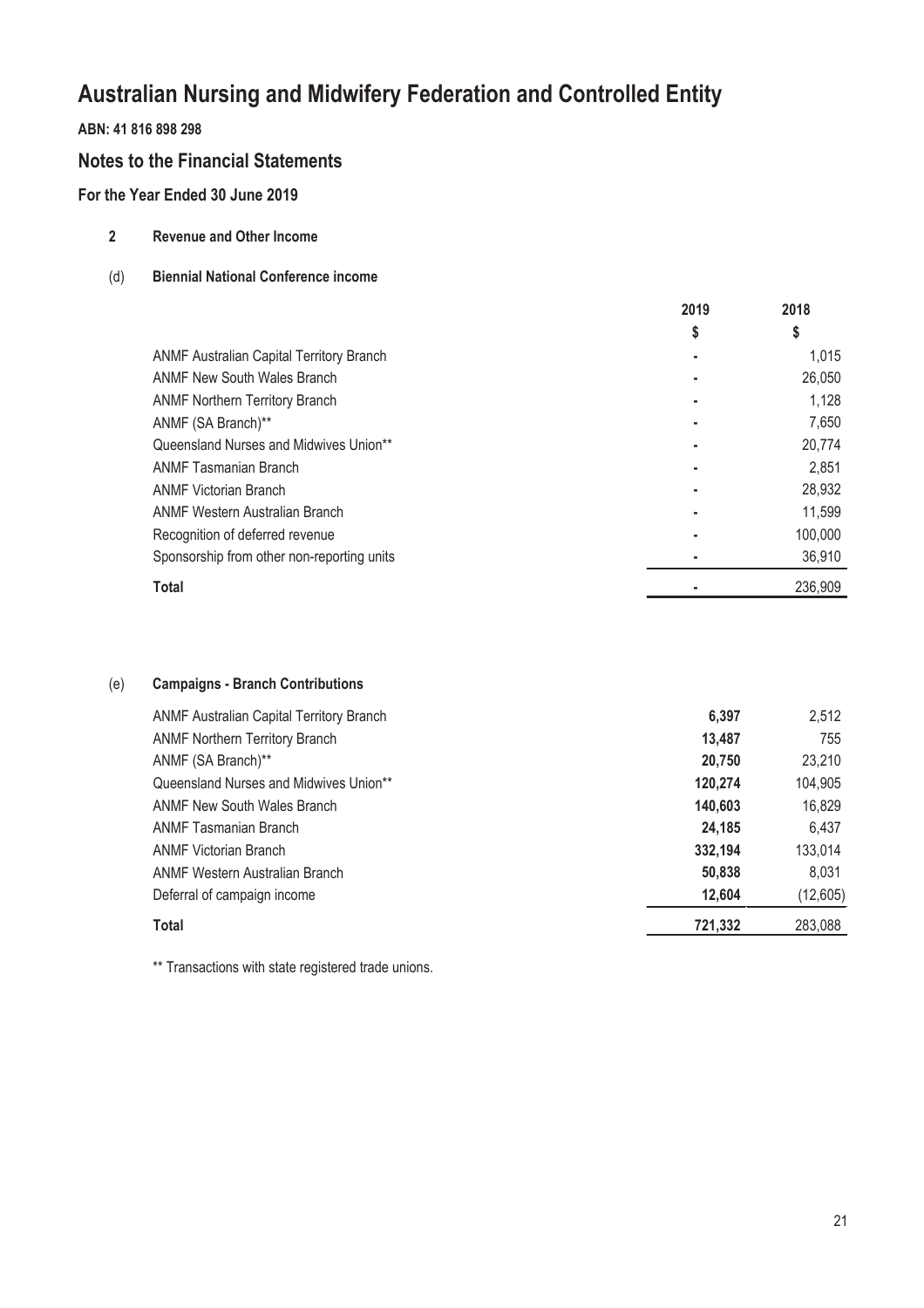# Australian Nursing and Midwifery Federation and Controlled Entity

**ABN: 41 816 898 298**

## Notes to the Financial Statements

### For the Year Ended 30 June 2019

**2 Revenue and Other Income**

**(d) Biennial National Conference income**

| | 2019 | 2018 |
|---|---|---|
| | $ | $ |
| ANMF Australian Capital Territory Branch | - | 1,015 |
| ANMF New South Wales Branch | - | 26,050 |
| ANMF Northern Territory Branch | - | 1,128 |
| ANMF (SA Branch)** | - | 7,650 |
| Queensland Nurses and Midwives Union** | - | 20,774 |
| ANMF Tasmanian Branch | - | 2,851 |
| ANMF Victorian Branch | - | 28,932 |
| ANMF Western Australian Branch | - | 11,599 |
| Recognition of deferred revenue | - | 100,000 |
| Sponsorship from other non-reporting units | - | 36,910 |
| **Total** | - | 236,909 |

**(e) Campaigns - Branch Contributions**

| | 2019 | 2018 |
|---|---|---|
| ANMF Australian Capital Territory Branch | **6,397** | 2,512 |
| ANMF Northern Territory Branch | **13,487** | 755 |
| ANMF (SA Branch)** | **20,750** | 23,210 |
| Queensland Nurses and Midwives Union** | **120,274** | 104,905 |
| ANMF New South Wales Branch | **140,603** | 16,829 |
| ANMF Tasmanian Branch | **24,185** | 6,437 |
| ANMF Victorian Branch | **332,194** | 133,014 |
| ANMF Western Australian Branch | **50,838** | 8,031 |
| Deferral of campaign income | **12,604** | (12,605) |
| **Total** | **721,332** | 283,088 |

** Transactions with state registered trade unions.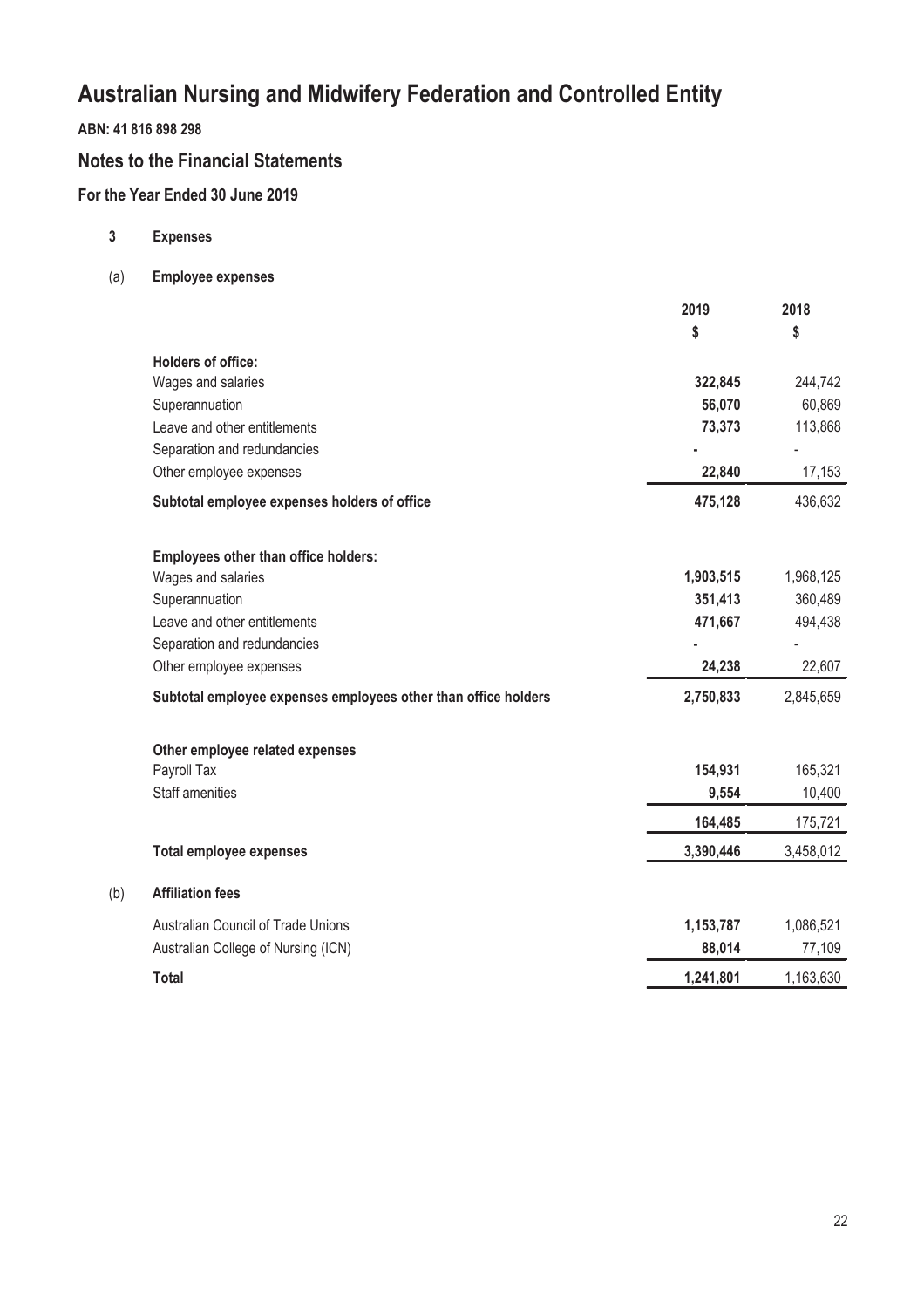# Australian Nursing and Midwifery Federation and Controlled Entity

**ABN: 41 816 898 298**

## Notes to the Financial Statements

### For the Year Ended 30 June 2019

**3 Expenses**

**(a) Employee expenses**

| | 2019 | 2018 |
|---|---|---|
| | $ | $ |
| **Holders of office:** | | |
| Wages and salaries | **322,845** | 244,742 |
| Superannuation | **56,070** | 60,869 |
| Leave and other entitlements | **73,373** | 113,868 |
| Separation and redundancies | **-** | - |
| Other employee expenses | **22,840** | 17,153 |
| **Subtotal employee expenses holders of office** | **475,128** | 436,632 |
| | | |
| **Employees other than office holders:** | | |
| Wages and salaries | **1,903,515** | 1,968,125 |
| Superannuation | **351,413** | 360,489 |
| Leave and other entitlements | **471,667** | 494,438 |
| Separation and redundancies | **-** | - |
| Other employee expenses | **24,238** | 22,607 |
| **Subtotal employee expenses employees other than office holders** | **2,750,833** | 2,845,659 |
| | | |
| **Other employee related expenses** | | |
| Payroll Tax | **154,931** | 165,321 |
| Staff amenities | **9,554** | 10,400 |
| | **164,485** | 175,721 |
| **Total employee expenses** | **3,390,446** | 3,458,012 |

**(b) Affiliation fees**

| | 2019 | 2018 |
|---|---|---|
| Australian Council of Trade Unions | **1,153,787** | 1,086,521 |
| Australian College of Nursing (ICN) | **88,014** | 77,109 |
| **Total** | **1,241,801** | 1,163,630 |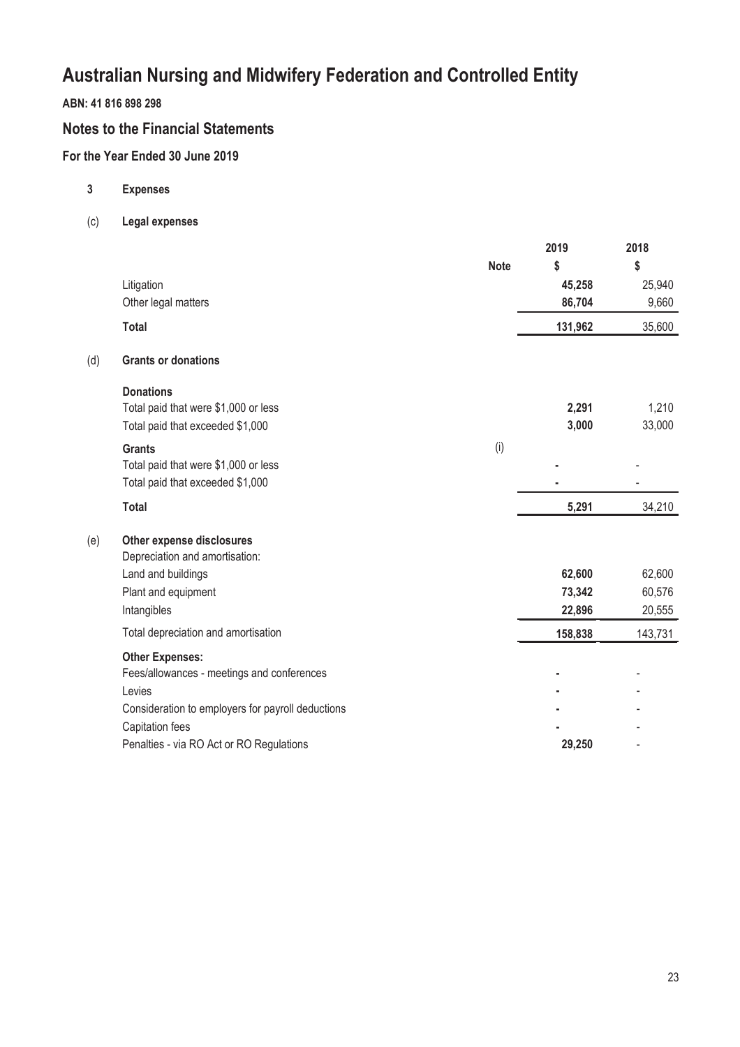# Australian Nursing and Midwifery Federation and Controlled Entity

**ABN: 41 816 898 298**

## Notes to the Financial Statements

### For the Year Ended 30 June 2019

**3 Expenses**

**(c) Legal expenses**

| | Note | 2019 $ | 2018 $ |
|---|---|---|---|
| Litigation | | **45,258** | 25,940 |
| Other legal matters | | **86,704** | 9,660 |
| **Total** | | **131,962** | 35,600 |

**(d) Grants or donations**

| | Note | 2019 $ | 2018 $ |
|---|---|---|---|
| **Donations** | | | |
| Total paid that were $1,000 or less | | **2,291** | 1,210 |
| Total paid that exceeded $1,000 | | **3,000** | 33,000 |
| **Grants** | (i) | | |
| Total paid that were $1,000 or less | | **-** | - |
| Total paid that exceeded $1,000 | | **-** | - |
| **Total** | | **5,291** | 34,210 |

**(e) Other expense disclosures**

| | Note | 2019 $ | 2018 $ |
|---|---|---|---|
| Depreciation and amortisation: | | | |
| Land and buildings | | **62,600** | 62,600 |
| Plant and equipment | | **73,342** | 60,576 |
| Intangibles | | **22,896** | 20,555 |
| Total depreciation and amortisation | | **158,838** | 143,731 |
| **Other Expenses:** | | | |
| Fees/allowances - meetings and conferences | | **-** | - |
| Levies | | **-** | - |
| Consideration to employers for payroll deductions | | **-** | - |
| Capitation fees | | **-** | - |
| Penalties - via RO Act or RO Regulations | | **29,250** | - |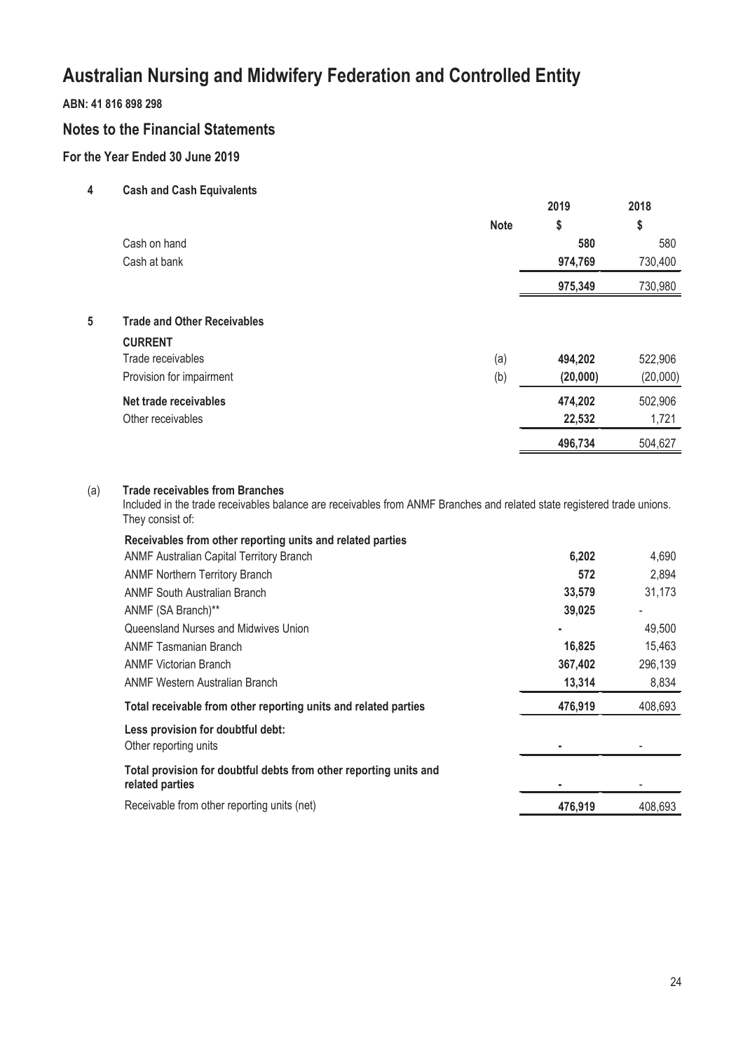# Australian Nursing and Midwifery Federation and Controlled Entity

**ABN: 41 816 898 298**

## Notes to the Financial Statements

### For the Year Ended 30 June 2019

**4 Cash and Cash Equivalents**

| | Note | 2019 $ | 2018 $ |
|---|---|---|---|
| Cash on hand | | **580** | 580 |
| Cash at bank | | **974,769** | 730,400 |
| | | **975,349** | 730,980 |

**5 Trade and Other Receivables**

| | Note | 2019 $ | 2018 $ |
|---|---|---|---|
| **CURRENT** | | | |
| Trade receivables | (a) | **494,202** | 522,906 |
| Provision for impairment | (b) | **(20,000)** | (20,000) |
| **Net trade receivables** | | **474,202** | 502,906 |
| Other receivables | | **22,532** | 1,721 |
| | | **496,734** | 504,627 |

(a) **Trade receivables from Branches**

Included in the trade receivables balance are receivables from ANMF Branches and related state registered trade unions. They consist of:

| | 2019 | 2018 |
|---|---|---|
| **Receivables from other reporting units and related parties** | | |
| ANMF Australian Capital Territory Branch | **6,202** | 4,690 |
| ANMF Northern Territory Branch | **572** | 2,894 |
| ANMF South Australian Branch | **33,579** | 31,173 |
| ANMF (SA Branch)** | **39,025** | - |
| Queensland Nurses and Midwives Union | **-** | 49,500 |
| ANMF Tasmanian Branch | **16,825** | 15,463 |
| ANMF Victorian Branch | **367,402** | 296,139 |
| ANMF Western Australian Branch | **13,314** | 8,834 |
| **Total receivable from other reporting units and related parties** | **476,919** | 408,693 |
| **Less provision for doubtful debt:** | | |
| Other reporting units | **-** | - |
| **Total provision for doubtful debts from other reporting units and related parties** | **-** | - |
| Receivable from other reporting units (net) | **476,919** | 408,693 |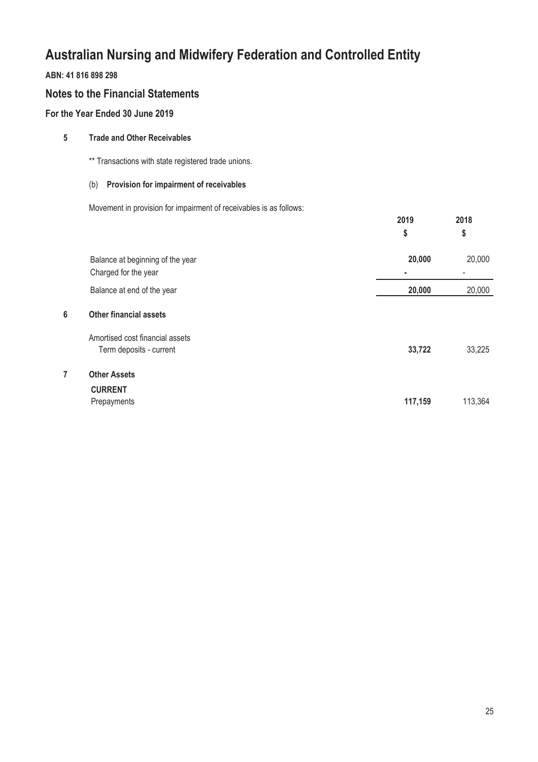# Australian Nursing and Midwifery Federation and Controlled Entity

**ABN: 41 816 898 298**

## Notes to the Financial Statements

### For the Year Ended 30 June 2019

**5 Trade and Other Receivables**

** Transactions with state registered trade unions.

(b) **Provision for impairment of receivables**

Movement in provision for impairment of receivables is as follows:

| | 2019 | 2018 |
|---|---|---|
| | $ | $ |
| Balance at beginning of the year | **20,000** | 20,000 |
| Charged for the year | **-** | - |
| Balance at end of the year | **20,000** | 20,000 |

**6 Other financial assets**

| | 2019 | 2018 |
|---|---|---|
| Amortised cost financial assets | | |
| Term deposits - current | **33,722** | 33,225 |

**7 Other Assets**

| | 2019 | 2018 |
|---|---|---|
| **CURRENT** | | |
| Prepayments | **117,159** | 113,364 |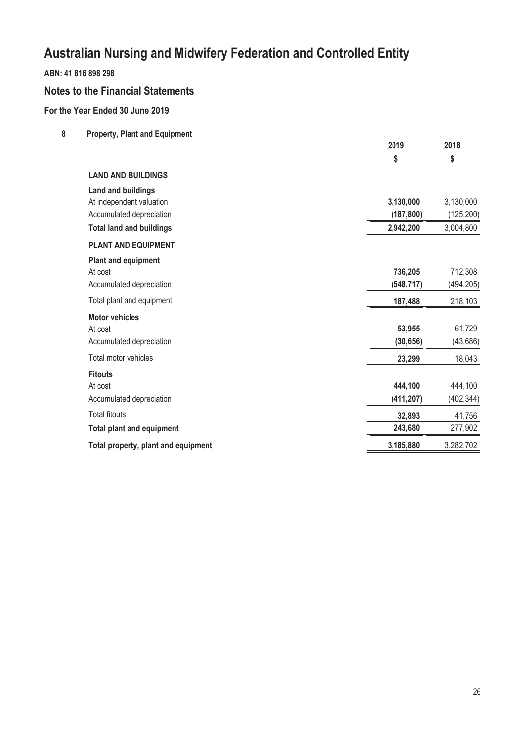# Australian Nursing and Midwifery Federation and Controlled Entity

**ABN: 41 816 898 298**

## Notes to the Financial Statements

### For the Year Ended 30 June 2019

**8 Property, Plant and Equipment**

| | 2019 | 2018 |
|---|---|---|
| | $ | $ |
| **LAND AND BUILDINGS** | | |
| **Land and buildings** | | |
| At independent valuation | **3,130,000** | 3,130,000 |
| Accumulated depreciation | **(187,800)** | (125,200) |
| **Total land and buildings** | **2,942,200** | 3,004,800 |
| **PLANT AND EQUIPMENT** | | |
| **Plant and equipment** | | |
| At cost | **736,205** | 712,308 |
| Accumulated depreciation | **(548,717)** | (494,205) |
| Total plant and equipment | **187,488** | 218,103 |
| **Motor vehicles** | | |
| At cost | **53,955** | 61,729 |
| Accumulated depreciation | **(30,656)** | (43,686) |
| Total motor vehicles | **23,299** | 18,043 |
| **Fitouts** | | |
| At cost | **444,100** | 444,100 |
| Accumulated depreciation | **(411,207)** | (402,344) |
| Total fitouts | **32,893** | 41,756 |
| **Total plant and equipment** | **243,680** | 277,902 |
| **Total property, plant and equipment** | **3,185,880** | 3,282,702 |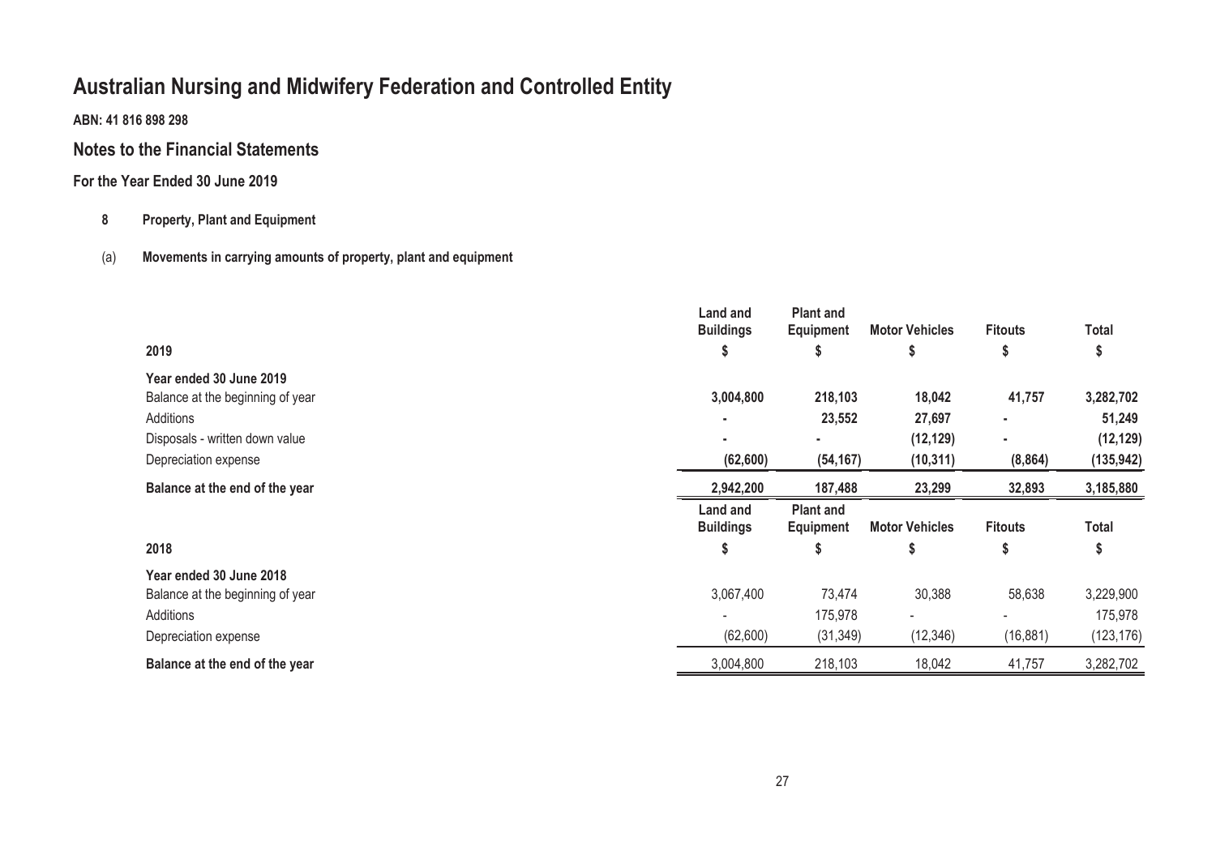# Australian Nursing and Midwifery Federation and Controlled Entity

**ABN: 41 816 898 298**

## Notes to the Financial Statements

### For the Year Ended 30 June 2019

**8 Property, Plant and Equipment**

(a) **Movements in carrying amounts of property, plant and equipment**

| **2019** | **Land and Buildings** | **Plant and Equipment** | **Motor Vehicles** | **Fitouts** | **Total** |
|---|---|---|---|---|---|
| | **$** | **$** | **$** | **$** | **$** |
| **Year ended 30 June 2019** | | | | | |
| Balance at the beginning of year | **3,004,800** | **218,103** | **18,042** | **41,757** | **3,282,702** |
| Additions | **-** | **23,552** | **27,697** | **-** | **51,249** |
| Disposals - written down value | **-** | **-** | **(12,129)** | **-** | **(12,129)** |
| Depreciation expense | **(62,600)** | **(54,167)** | **(10,311)** | **(8,864)** | **(135,942)** |
| **Balance at the end of the year** | **2,942,200** | **187,488** | **23,299** | **32,893** | **3,185,880** |

| **2018** | **Land and Buildings** | **Plant and Equipment** | **Motor Vehicles** | **Fitouts** | **Total** |
|---|---|---|---|---|---|
| | **$** | **$** | **$** | **$** | **$** |
| **Year ended 30 June 2018** | | | | | |
| Balance at the beginning of year | 3,067,400 | 73,474 | 30,388 | 58,638 | 3,229,900 |
| Additions | - | 175,978 | - | - | 175,978 |
| Depreciation expense | (62,600) | (31,349) | (12,346) | (16,881) | (123,176) |
| **Balance at the end of the year** | 3,004,800 | 218,103 | 18,042 | 41,757 | 3,282,702 |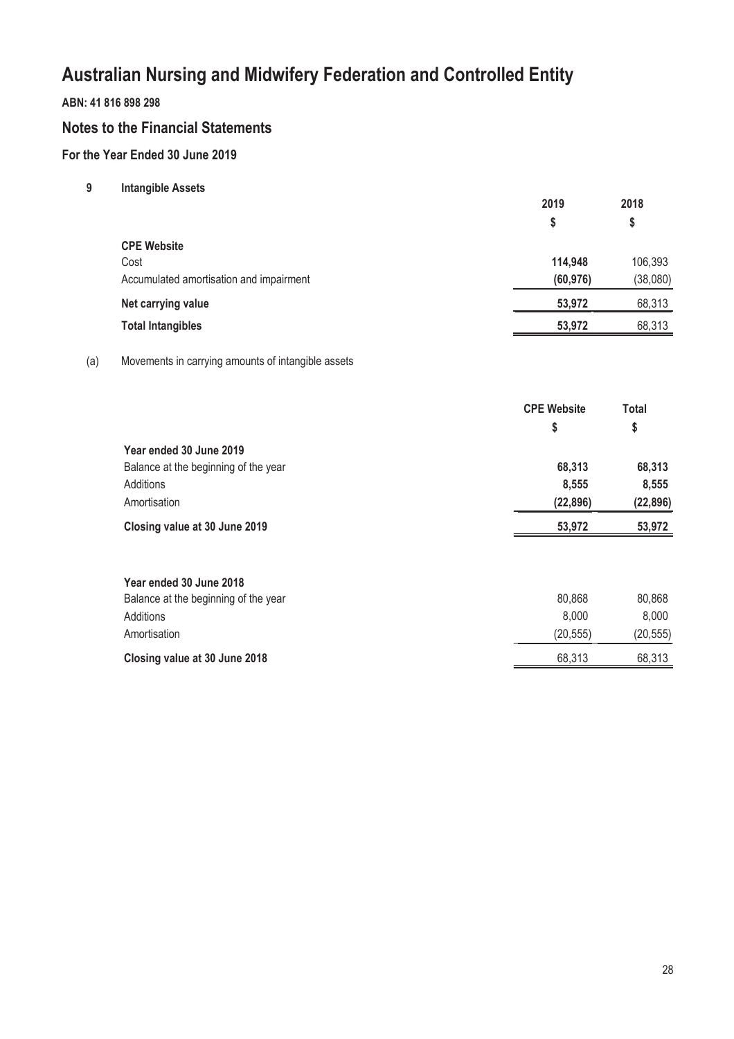# Australian Nursing and Midwifery Federation and Controlled Entity

**ABN: 41 816 898 298**

## Notes to the Financial Statements

### For the Year Ended 30 June 2019

**9 Intangible Assets**

| | 2019 | 2018 |
|---|---|---|
| | $ | $ |
| **CPE Website** | | |
| Cost | **114,948** | 106,393 |
| Accumulated amortisation and impairment | **(60,976)** | (38,080) |
| **Net carrying value** | **53,972** | 68,313 |
| **Total Intangibles** | **53,972** | 68,313 |

(a) Movements in carrying amounts of intangible assets

| | CPE Website | Total |
|---|---|---|
| | $ | $ |
| **Year ended 30 June 2019** | | |
| Balance at the beginning of the year | **68,313** | **68,313** |
| Additions | **8,555** | **8,555** |
| Amortisation | **(22,896)** | **(22,896)** |
| **Closing value at 30 June 2019** | **53,972** | **53,972** |
| | | |
| **Year ended 30 June 2018** | | |
| Balance at the beginning of the year | 80,868 | 80,868 |
| Additions | 8,000 | 8,000 |
| Amortisation | (20,555) | (20,555) |
| **Closing value at 30 June 2018** | 68,313 | 68,313 |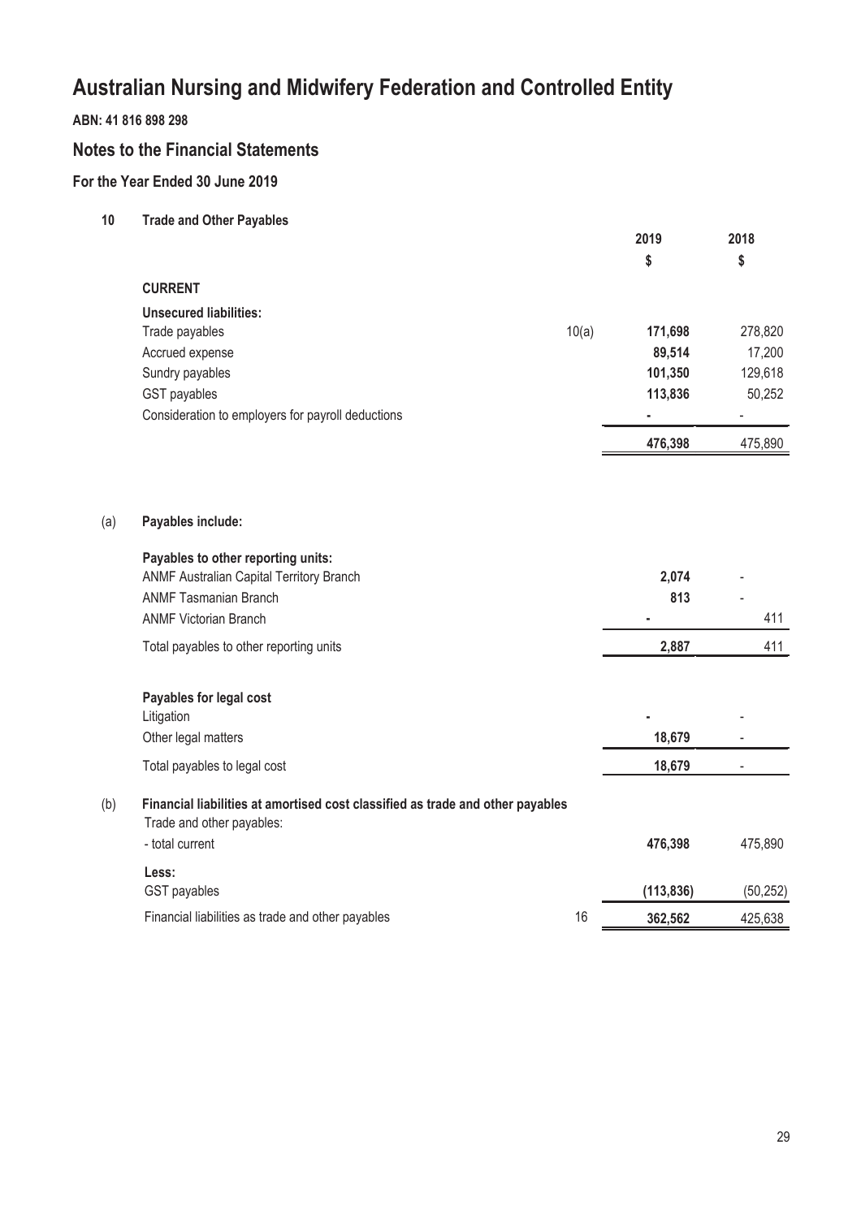# Australian Nursing and Midwifery Federation and Controlled Entity

**ABN: 41 816 898 298**

## Notes to the Financial Statements

### For the Year Ended 30 June 2019

**10 Trade and Other Payables**

| | Note | 2019 | 2018 |
|---|---|---|---|
| | | **$** | **$** |
| **CURRENT** | | | |
| **Unsecured liabilities:** | | | |
| Trade payables | 10(a) | **171,698** | 278,820 |
| Accrued expense | | **89,514** | 17,200 |
| Sundry payables | | **101,350** | 129,618 |
| GST payables | | **113,836** | 50,252 |
| Consideration to employers for payroll deductions | | **-** | - |
| | | **476,398** | 475,890 |

(a) **Payables include:**

| | 2019 | 2018 |
|---|---|---|
| **Payables to other reporting units:** | | |
| ANMF Australian Capital Territory Branch | **2,074** | - |
| ANMF Tasmanian Branch | **813** | - |
| ANMF Victorian Branch | **-** | 411 |
| Total payables to other reporting units | **2,887** | 411 |
| | | |
| **Payables for legal cost** | | |
| Litigation | **-** | - |
| Other legal matters | **18,679** | - |
| Total payables to legal cost | **18,679** | - |

(b) **Financial liabilities at amortised cost classified as trade and other payables**

| | Note | 2019 | 2018 |
|---|---|---|---|
| Trade and other payables: | | | |
| - total current | | **476,398** | 475,890 |
| **Less:** | | | |
| GST payables | | **(113,836)** | (50,252) |
| Financial liabilities as trade and other payables | 16 | **362,562** | 425,638 |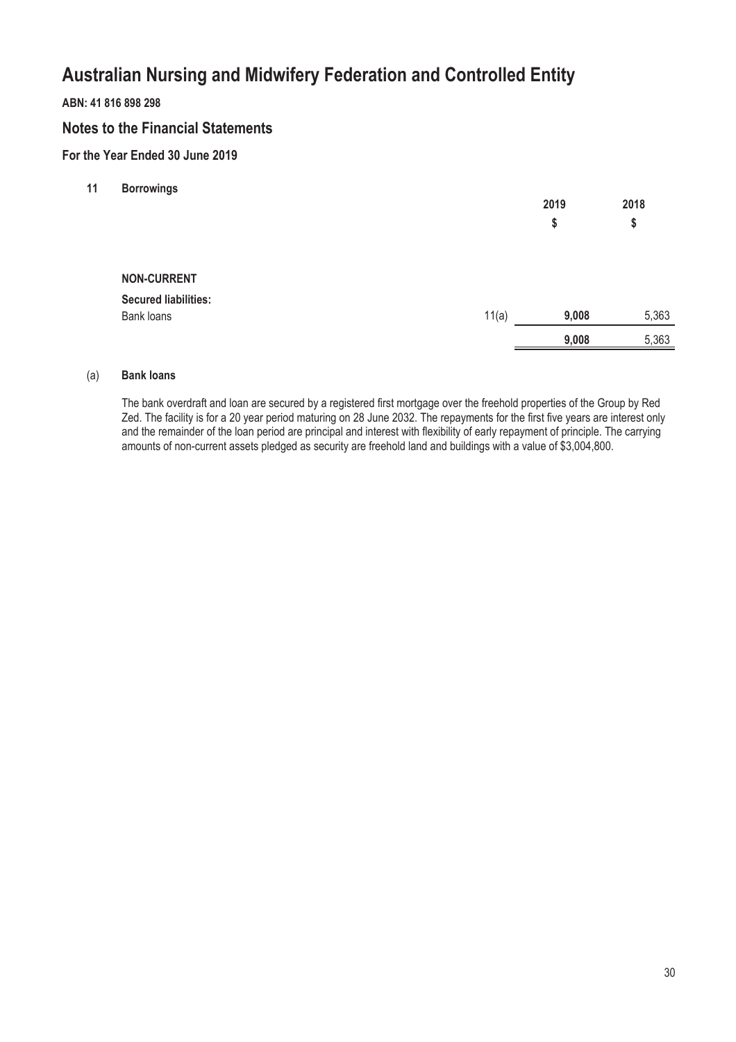# Australian Nursing and Midwifery Federation and Controlled Entity

**ABN: 41 816 898 298**

## Notes to the Financial Statements

### For the Year Ended 30 June 2019

**11 Borrowings**

| | | 2019 | 2018 |
|---|---|---|---|
| | | $ | $ |
| **NON-CURRENT** | | | |
| **Secured liabilities:** | | | |
| Bank loans | 11(a) | **9,008** | 5,363 |
| | | **9,008** | 5,363 |

(a) **Bank loans**

The bank overdraft and loan are secured by a registered first mortgage over the freehold properties of the Group by Red Zed. The facility is for a 20 year period maturing on 28 June 2032. The repayments for the first five years are interest only and the remainder of the loan period are principal and interest with flexibility of early repayment of principle. The carrying amounts of non-current assets pledged as security are freehold land and buildings with a value of $3,004,800.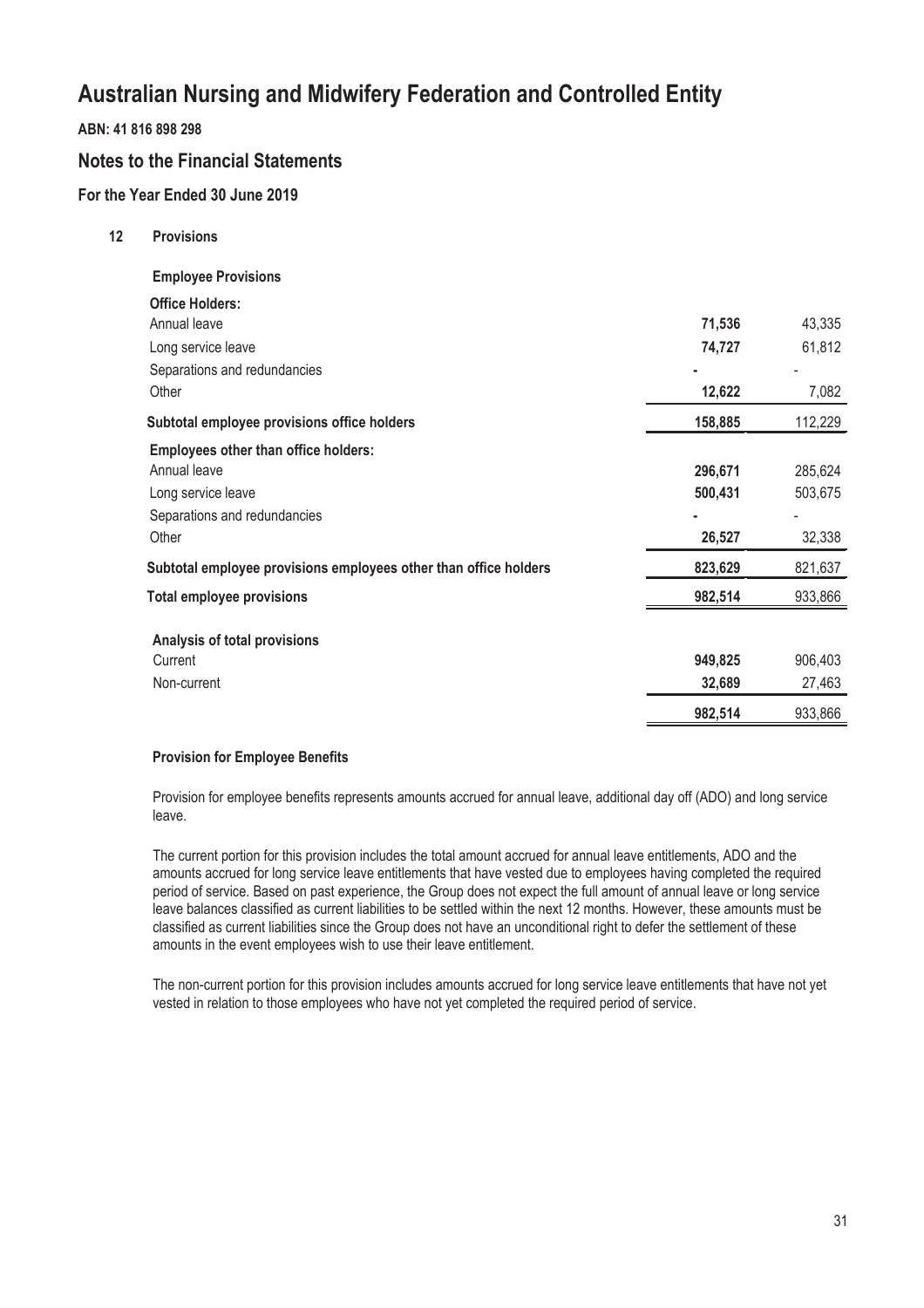# Australian Nursing and Midwifery Federation and Controlled Entity

**ABN: 41 816 898 298**

## Notes to the Financial Statements

### For the Year Ended 30 June 2019

**12 Provisions**

| **Employee Provisions** | | |
|---|---|---|
| **Office Holders:** | | |
| Annual leave | **71,536** | 43,335 |
| Long service leave | **74,727** | 61,812 |
| Separations and redundancies | **-** | - |
| Other | **12,622** | 7,082 |
| **Subtotal employee provisions office holders** | **158,885** | 112,229 |
| **Employees other than office holders:** | | |
| Annual leave | **296,671** | 285,624 |
| Long service leave | **500,431** | 503,675 |
| Separations and redundancies | **-** | - |
| Other | **26,527** | 32,338 |
| **Subtotal employee provisions employees other than office holders** | **823,629** | 821,637 |
| **Total employee provisions** | **982,514** | 933,866 |
| | | |
| **Analysis of total provisions** | | |
| Current | **949,825** | 906,403 |
| Non-current | **32,689** | 27,463 |
| | **982,514** | 933,866 |

**Provision for Employee Benefits**

Provision for employee benefits represents amounts accrued for annual leave, additional day off (ADO) and long service leave.

The current portion for this provision includes the total amount accrued for annual leave entitlements, ADO and the amounts accrued for long service leave entitlements that have vested due to employees having completed the required period of service. Based on past experience, the Group does not expect the full amount of annual leave or long service leave balances classified as current liabilities to be settled within the next 12 months. However, these amounts must be classified as current liabilities since the Group does not have an unconditional right to defer the settlement of these amounts in the event employees wish to use their leave entitlement.

The non-current portion for this provision includes amounts accrued for long service leave entitlements that have not yet vested in relation to those employees who have not yet completed the required period of service.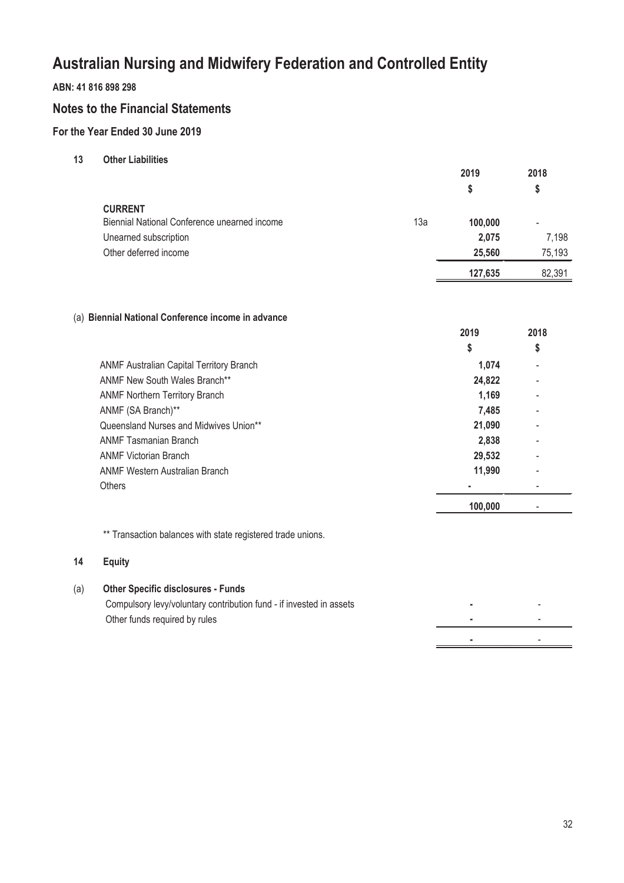# Australian Nursing and Midwifery Federation and Controlled Entity

**ABN: 41 816 898 298**

## Notes to the Financial Statements

### For the Year Ended 30 June 2019

**13 Other Liabilities**

| | | 2019 | 2018 |
|---|---|---|---|
| | | $ | $ |
| **CURRENT** | | | |
| Biennial National Conference unearned income | 13a | **100,000** | - |
| Unearned subscription | | **2,075** | 7,198 |
| Other deferred income | | **25,560** | 75,193 |
| | | **127,635** | 82,391 |

(a) **Biennial National Conference income in advance**

| | 2019 | 2018 |
|---|---|---|
| | $ | $ |
| ANMF Australian Capital Territory Branch | **1,074** | - |
| ANMF New South Wales Branch** | **24,822** | - |
| ANMF Northern Territory Branch | **1,169** | - |
| ANMF (SA Branch)** | **7,485** | - |
| Queensland Nurses and Midwives Union** | **21,090** | - |
| ANMF Tasmanian Branch | **2,838** | - |
| ANMF Victorian Branch | **29,532** | - |
| ANMF Western Australian Branch | **11,990** | - |
| Others | **-** | - |
| | **100,000** | - |

** Transaction balances with state registered trade unions.

**14 Equity**

(a) **Other Specific disclosures - Funds**

| | 2019 | 2018 |
|---|---|---|
| Compulsory levy/voluntary contribution fund - if invested in assets | **-** | - |
| Other funds required by rules | **-** | - |
| | **-** | - |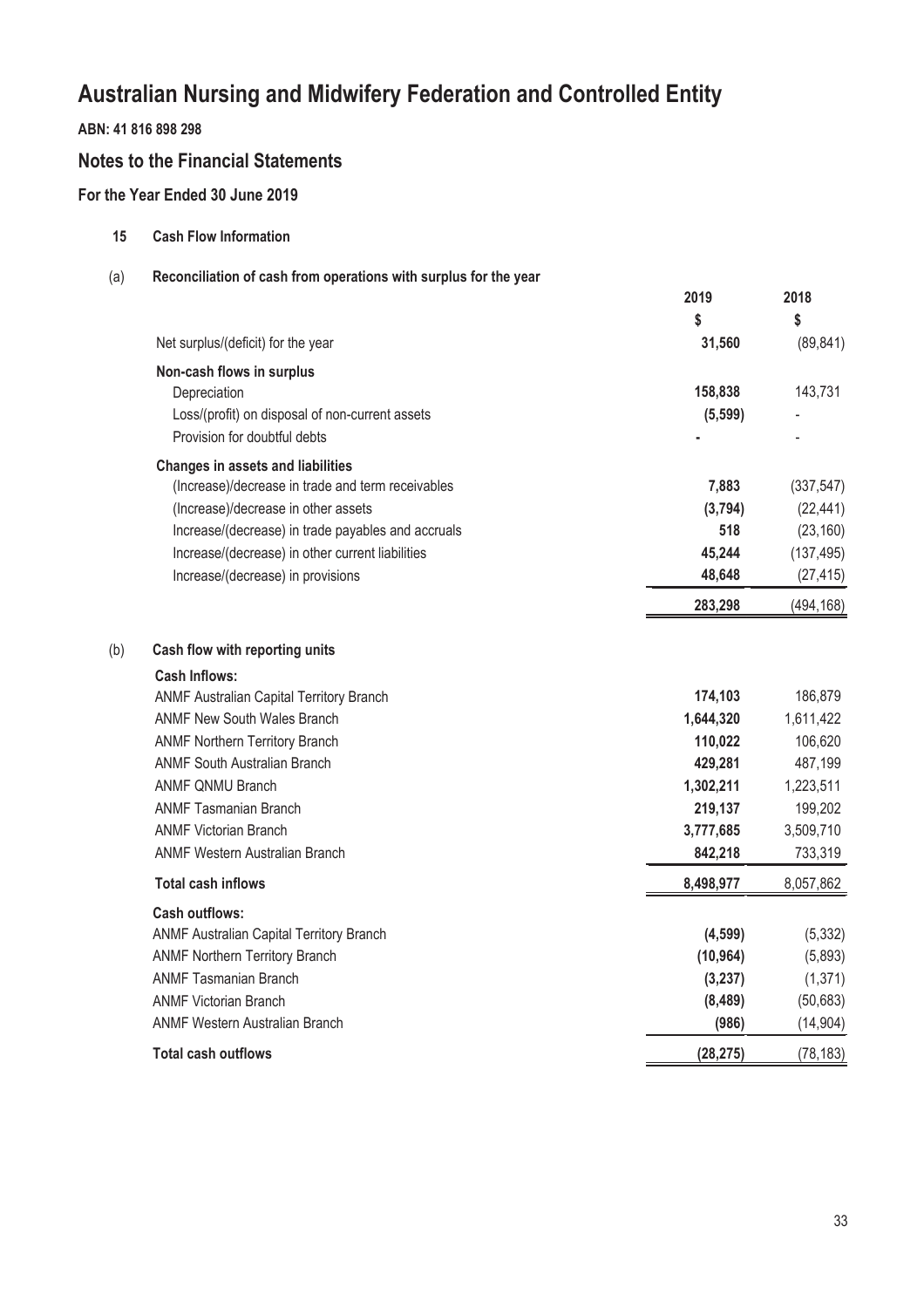# Australian Nursing and Midwifery Federation and Controlled Entity

**ABN: 41 816 898 298**

## Notes to the Financial Statements

### For the Year Ended 30 June 2019

**15 Cash Flow Information**

**(a) Reconciliation of cash from operations with surplus for the year**

| | 2019 | 2018 |
|---|---|---|
| | $ | $ |
| Net surplus/(deficit) for the year | **31,560** | (89,841) |
| **Non-cash flows in surplus** | | |
| Depreciation | **158,838** | 143,731 |
| Loss/(profit) on disposal of non-current assets | **(5,599)** | - |
| Provision for doubtful debts | **-** | - |
| **Changes in assets and liabilities** | | |
| (Increase)/decrease in trade and term receivables | **7,883** | (337,547) |
| (Increase)/decrease in other assets | **(3,794)** | (22,441) |
| Increase/(decrease) in trade payables and accruals | **518** | (23,160) |
| Increase/(decrease) in other current liabilities | **45,244** | (137,495) |
| Increase/(decrease) in provisions | **48,648** | (27,415) |
| | **283,298** | (494,168) |

**(b) Cash flow with reporting units**

| | 2019 | 2018 |
|---|---|---|
| **Cash Inflows:** | | |
| ANMF Australian Capital Territory Branch | **174,103** | 186,879 |
| ANMF New South Wales Branch | **1,644,320** | 1,611,422 |
| ANMF Northern Territory Branch | **110,022** | 106,620 |
| ANMF South Australian Branch | **429,281** | 487,199 |
| ANMF QNMU Branch | **1,302,211** | 1,223,511 |
| ANMF Tasmanian Branch | **219,137** | 199,202 |
| ANMF Victorian Branch | **3,777,685** | 3,509,710 |
| ANMF Western Australian Branch | **842,218** | 733,319 |
| **Total cash inflows** | **8,498,977** | 8,057,862 |
| **Cash outflows:** | | |
| ANMF Australian Capital Territory Branch | **(4,599)** | (5,332) |
| ANMF Northern Territory Branch | **(10,964)** | (5,893) |
| ANMF Tasmanian Branch | **(3,237)** | (1,371) |
| ANMF Victorian Branch | **(8,489)** | (50,683) |
| ANMF Western Australian Branch | **(986)** | (14,904) |
| **Total cash outflows** | **(28,275)** | (78,183) |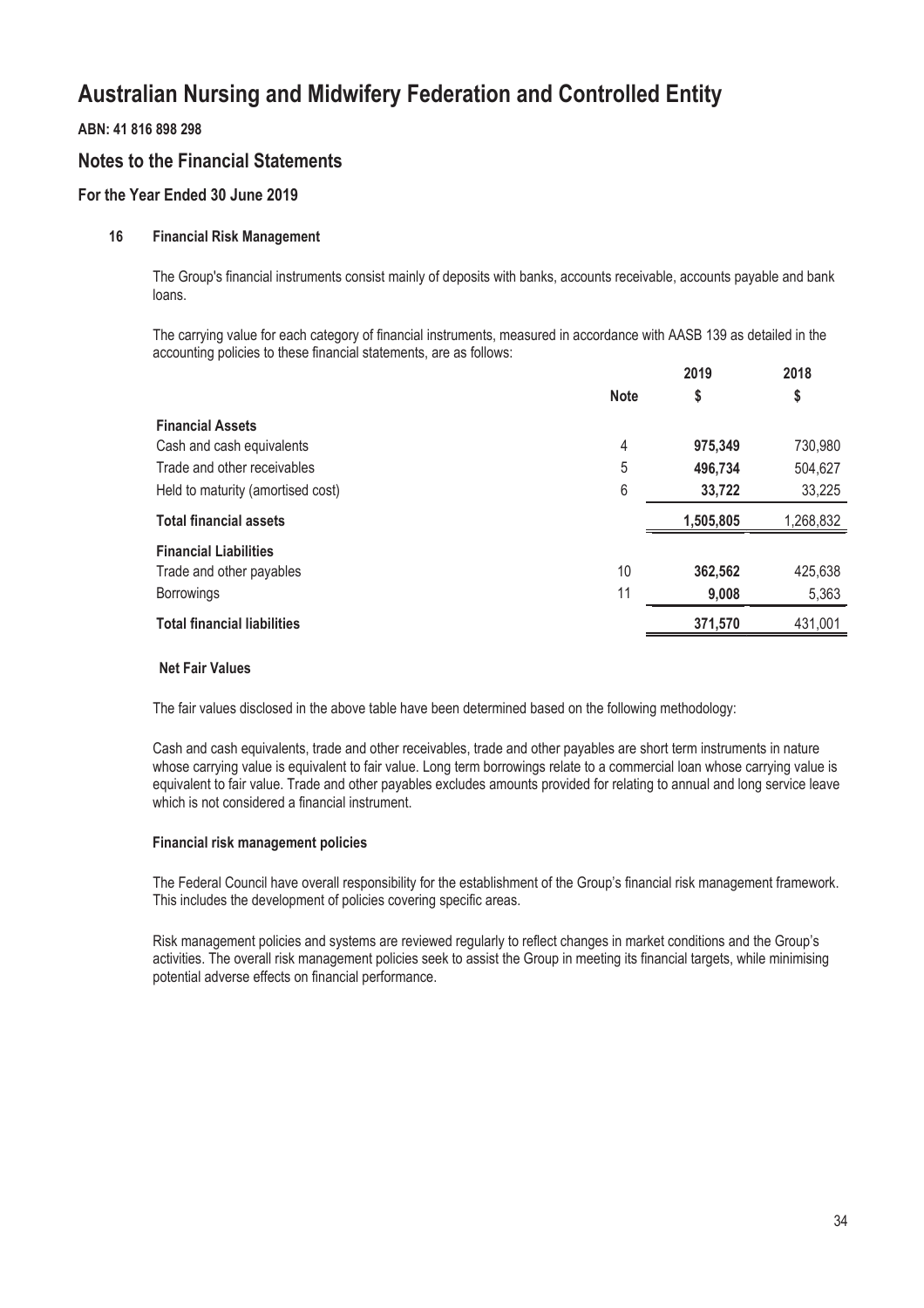# Australian Nursing and Midwifery Federation and Controlled Entity

**ABN: 41 816 898 298**

## Notes to the Financial Statements

### For the Year Ended 30 June 2019

#### 16 Financial Risk Management

The Group's financial instruments consist mainly of deposits with banks, accounts receivable, accounts payable and bank loans.

The carrying value for each category of financial instruments, measured in accordance with AASB 139 as detailed in the accounting policies to these financial statements, are as follows:

| | Note | 2019 $ | 2018 $ |
|---|---|---|---|
| **Financial Assets** | | | |
| Cash and cash equivalents | 4 | **975,349** | 730,980 |
| Trade and other receivables | 5 | **496,734** | 504,627 |
| Held to maturity (amortised cost) | 6 | **33,722** | 33,225 |
| **Total financial assets** | | **1,505,805** | 1,268,832 |
| **Financial Liabilities** | | | |
| Trade and other payables | 10 | **362,562** | 425,638 |
| Borrowings | 11 | **9,008** | 5,363 |
| **Total financial liabilities** | | **371,570** | 431,001 |

**Net Fair Values**

The fair values disclosed in the above table have been determined based on the following methodology:

Cash and cash equivalents, trade and other receivables, trade and other payables are short term instruments in nature whose carrying value is equivalent to fair value. Long term borrowings relate to a commercial loan whose carrying value is equivalent to fair value. Trade and other payables excludes amounts provided for relating to annual and long service leave which is not considered a financial instrument.

**Financial risk management policies**

The Federal Council have overall responsibility for the establishment of the Group's financial risk management framework. This includes the development of policies covering specific areas.

Risk management policies and systems are reviewed regularly to reflect changes in market conditions and the Group's activities. The overall risk management policies seek to assist the Group in meeting its financial targets, while minimising potential adverse effects on financial performance.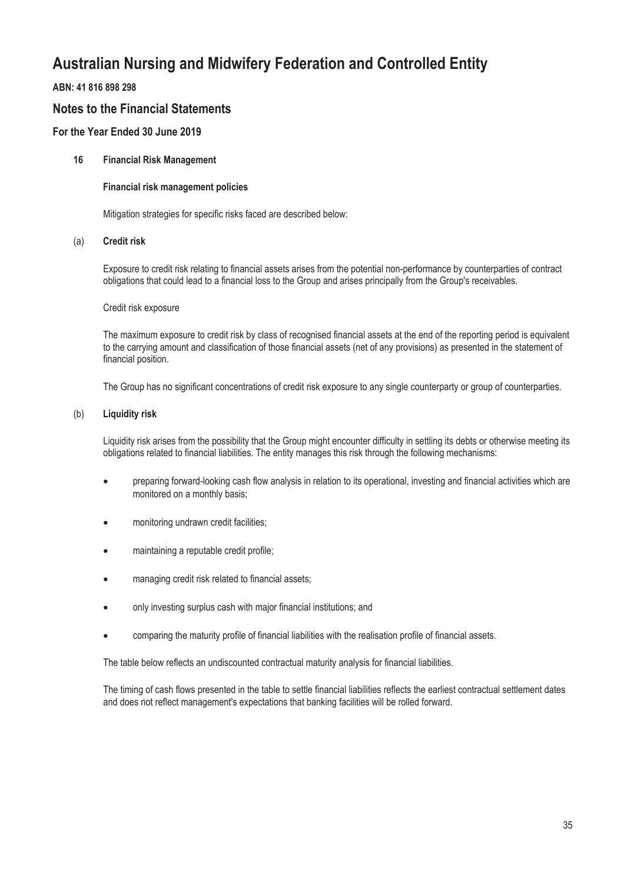# Australian Nursing and Midwifery Federation and Controlled Entity

**ABN: 41 816 898 298**

## Notes to the Financial Statements

### For the Year Ended 30 June 2019

**16 Financial Risk Management**

**Financial risk management policies**

Mitigation strategies for specific risks faced are described below:

(a) **Credit risk**

Exposure to credit risk relating to financial assets arises from the potential non-performance by counterparties of contract obligations that could lead to a financial loss to the Group and arises principally from the Group's receivables.

Credit risk exposure

The maximum exposure to credit risk by class of recognised financial assets at the end of the reporting period is equivalent to the carrying amount and classification of those financial assets (net of any provisions) as presented in the statement of financial position.

The Group has no significant concentrations of credit risk exposure to any single counterparty or group of counterparties.

(b) **Liquidity risk**

Liquidity risk arises from the possibility that the Group might encounter difficulty in settling its debts or otherwise meeting its obligations related to financial liabilities. The entity manages this risk through the following mechanisms:

- preparing forward-looking cash flow analysis in relation to its operational, investing and financial activities which are monitored on a monthly basis;
- monitoring undrawn credit facilities;
- maintaining a reputable credit profile;
- managing credit risk related to financial assets;
- only investing surplus cash with major financial institutions; and
- comparing the maturity profile of financial liabilities with the realisation profile of financial assets.

The table below reflects an undiscounted contractual maturity analysis for financial liabilities.

The timing of cash flows presented in the table to settle financial liabilities reflects the earliest contractual settlement dates and does not reflect management's expectations that banking facilities will be rolled forward.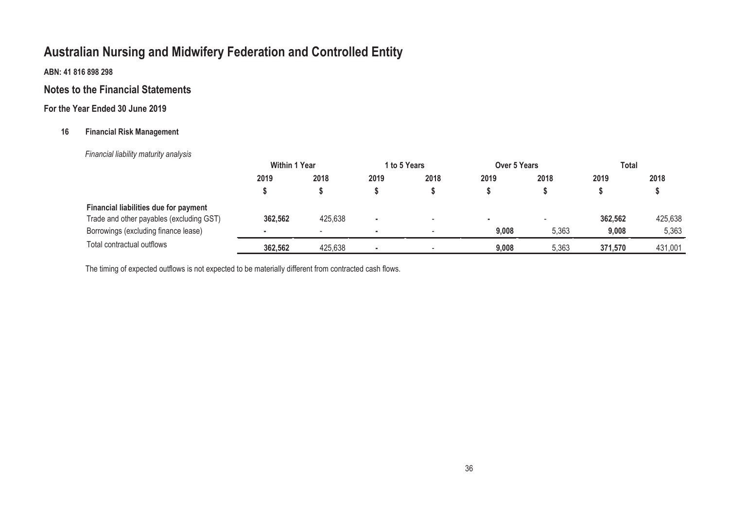# Australian Nursing and Midwifery Federation and Controlled Entity

**ABN: 41 816 898 298**

## Notes to the Financial Statements

### For the Year Ended 30 June 2019

#### 16 Financial Risk Management

*Financial liability maturity analysis*

| | Within 1 Year | | 1 to 5 Years | | Over 5 Years | | Total | |
|---|---|---|---|---|---|---|---|---|
| | 2019 | 2018 | 2019 | 2018 | 2019 | 2018 | 2019 | 2018 |
| | $ | $ | $ | $ | $ | $ | $ | $ |
| **Financial liabilities due for payment** | | | | | | | | |
| Trade and other payables (excluding GST) | **362,562** | 425,638 | **-** | - | **-** | - | **362,562** | 425,638 |
| Borrowings (excluding finance lease) | **-** | - | **-** | - | **9,008** | 5,363 | **9,008** | 5,363 |
| Total contractual outflows | **362,562** | 425,638 | **-** | - | **9,008** | 5,363 | **371,570** | 431,001 |

The timing of expected outflows is not expected to be materially different from contracted cash flows.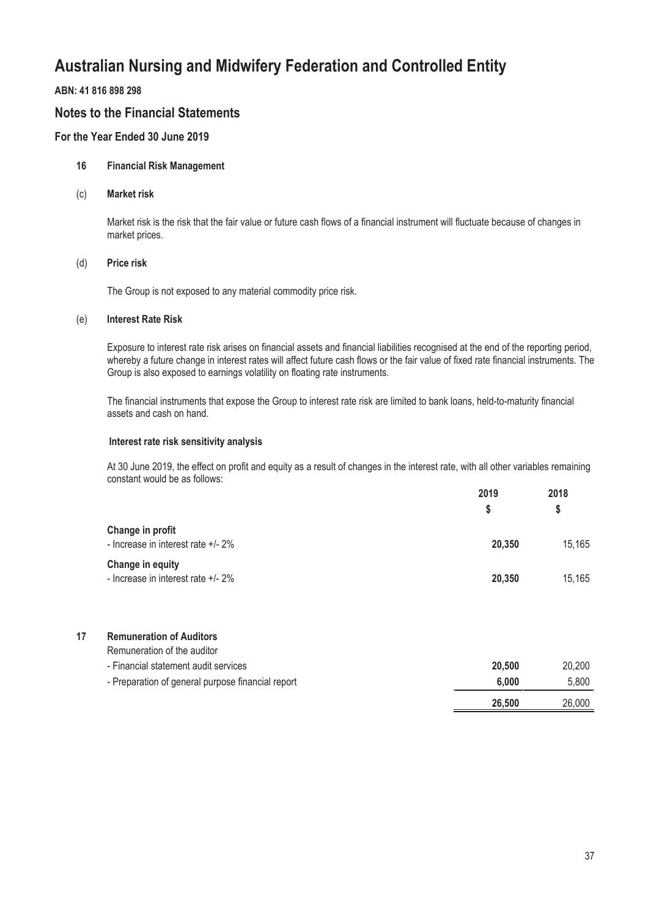# Australian Nursing and Midwifery Federation and Controlled Entity

**ABN: 41 816 898 298**

## Notes to the Financial Statements

### For the Year Ended 30 June 2019

**16 Financial Risk Management**

**(c) Market risk**

Market risk is the risk that the fair value or future cash flows of a financial instrument will fluctuate because of changes in market prices.

**(d) Price risk**

The Group is not exposed to any material commodity price risk.

**(e) Interest Rate Risk**

Exposure to interest rate risk arises on financial assets and financial liabilities recognised at the end of the reporting period, whereby a future change in interest rates will affect future cash flows or the fair value of fixed rate financial instruments. The Group is also exposed to earnings volatility on floating rate instruments.

The financial instruments that expose the Group to interest rate risk are limited to bank loans, held-to-maturity financial assets and cash on hand.

**Interest rate risk sensitivity analysis**

At 30 June 2019, the effect on profit and equity as a result of changes in the interest rate, with all other variables remaining constant would be as follows:

| | 2019<br>$ | 2018<br>$ |
|---|---|---|
| **Change in profit** | | |
| - Increase in interest rate +/- 2% | **20,350** | 15,165 |
| **Change in equity** | | |
| - Increase in interest rate +/- 2% | **20,350** | 15,165 |

**17 Remuneration of Auditors**

| | 2019<br>$ | 2018<br>$ |
|---|---|---|
| Remuneration of the auditor | | |
| - Financial statement audit services | **20,500** | 20,200 |
| - Preparation of general purpose financial report | **6,000** | 5,800 |
| | **26,500** | 26,000 |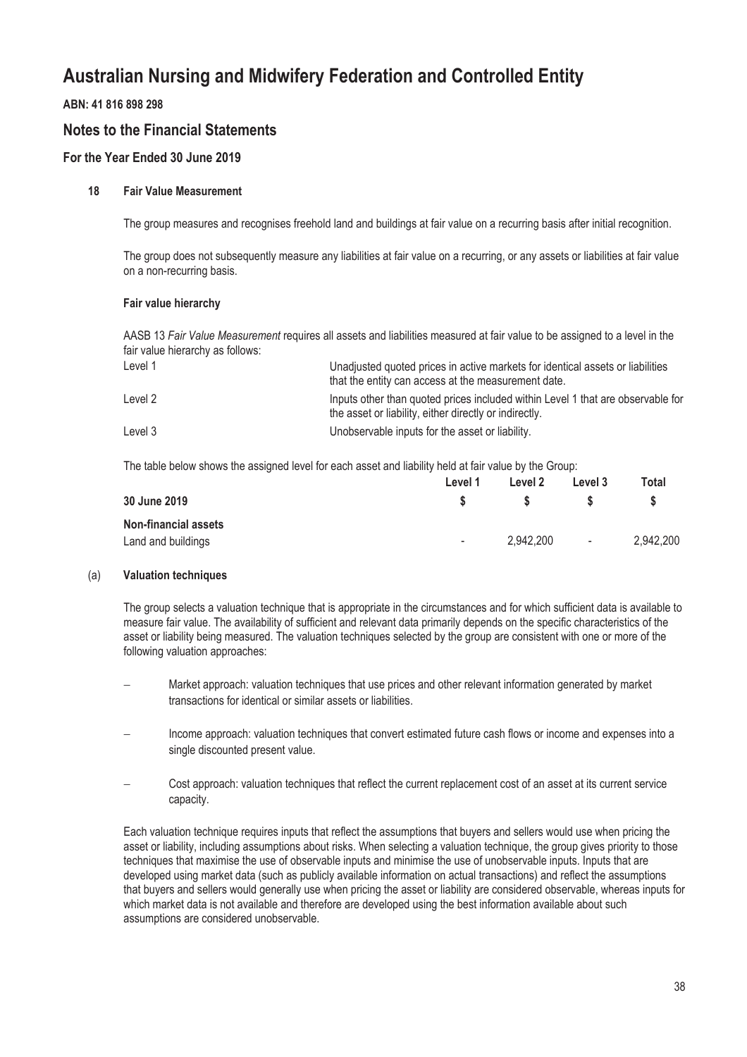# Australian Nursing and Midwifery Federation and Controlled Entity

**ABN: 41 816 898 298**

## Notes to the Financial Statements

### For the Year Ended 30 June 2019

#### 18 Fair Value Measurement

The group measures and recognises freehold land and buildings at fair value on a recurring basis after initial recognition.

The group does not subsequently measure any liabilities at fair value on a recurring, or any assets or liabilities at fair value on a non-recurring basis.

**Fair value hierarchy**

AASB 13 *Fair Value Measurement* requires all assets and liabilities measured at fair value to be assigned to a level in the fair value hierarchy as follows:

| | |
|---|---|
| Level 1 | Unadjusted quoted prices in active markets for identical assets or liabilities that the entity can access at the measurement date. |
| Level 2 | Inputs other than quoted prices included within Level 1 that are observable for the asset or liability, either directly or indirectly. |
| Level 3 | Unobservable inputs for the asset or liability. |

The table below shows the assigned level for each asset and liability held at fair value by the Group:

| 30 June 2019 | Level 1<br>$ | Level 2<br>$ | Level 3<br>$ | Total<br>$ |
|---|---|---|---|---|
| **Non-financial assets** | | | | |
| Land and buildings | - | 2,942,200 | - | 2,942,200 |

#### (a) Valuation techniques

The group selects a valuation technique that is appropriate in the circumstances and for which sufficient data is available to measure fair value. The availability of sufficient and relevant data primarily depends on the specific characteristics of the asset or liability being measured. The valuation techniques selected by the group are consistent with one or more of the following valuation approaches:

- Market approach: valuation techniques that use prices and other relevant information generated by market transactions for identical or similar assets or liabilities.
- Income approach: valuation techniques that convert estimated future cash flows or income and expenses into a single discounted present value.
- Cost approach: valuation techniques that reflect the current replacement cost of an asset at its current service capacity.

Each valuation technique requires inputs that reflect the assumptions that buyers and sellers would use when pricing the asset or liability, including assumptions about risks. When selecting a valuation technique, the group gives priority to those techniques that maximise the use of observable inputs and minimise the use of unobservable inputs. Inputs that are developed using market data (such as publicly available information on actual transactions) and reflect the assumptions that buyers and sellers would generally use when pricing the asset or liability are considered observable, whereas inputs for which market data is not available and therefore are developed using the best information available about such assumptions are considered unobservable.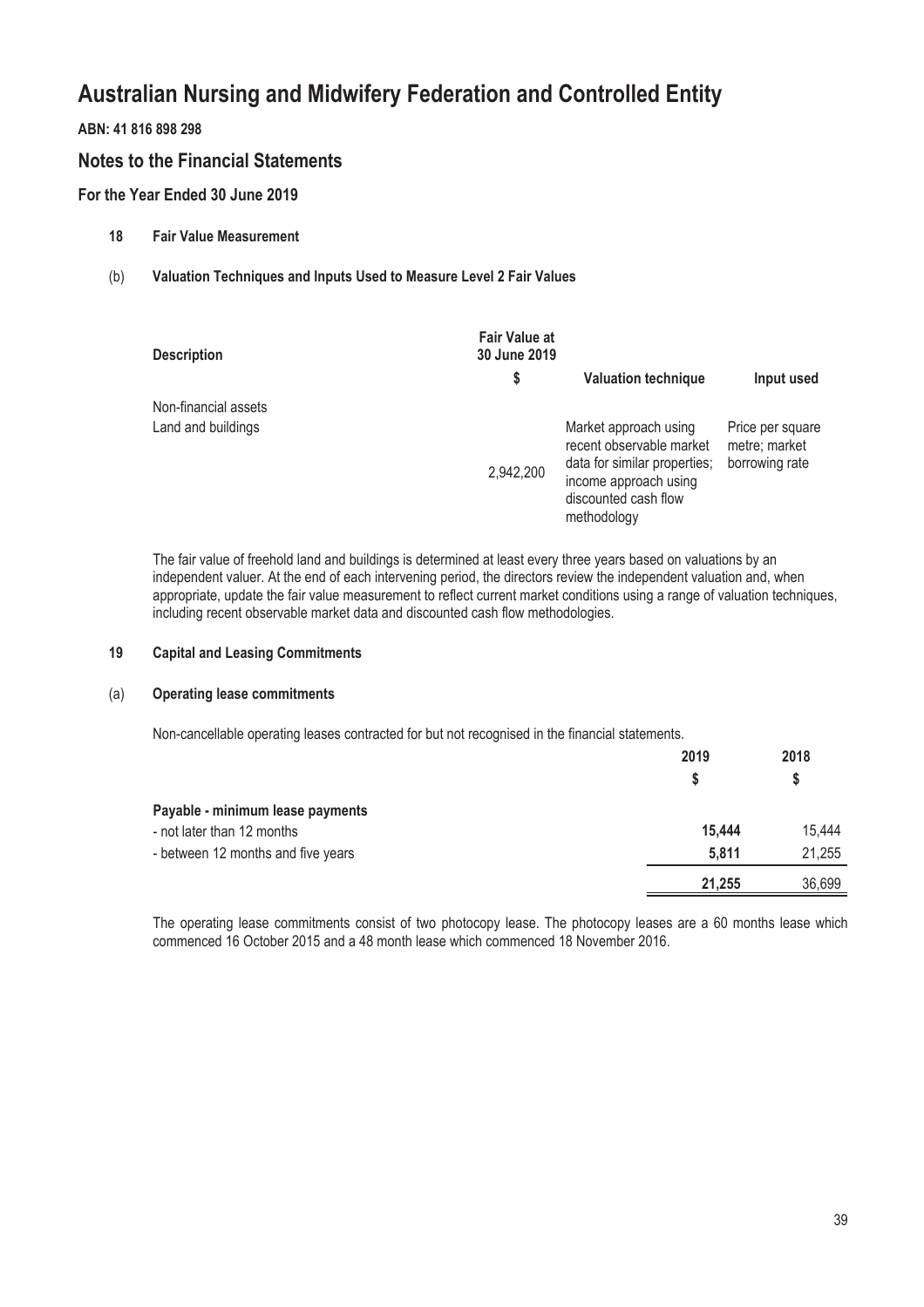# Australian Nursing and Midwifery Federation and Controlled Entity

**ABN: 41 816 898 298**

## Notes to the Financial Statements

### For the Year Ended 30 June 2019

**18 Fair Value Measurement**

(b) **Valuation Techniques and Inputs Used to Measure Level 2 Fair Values**

| Description | Fair Value at 30 June 2019 | | |
|---|---|---|---|
| | $ | Valuation technique | Input used |
| Non-financial assets | | | |
| Land and buildings | 2,942,200 | Market approach using recent observable market data for similar properties; income approach using discounted cash flow methodology | Price per square metre; market borrowing rate |

The fair value of freehold land and buildings is determined at least every three years based on valuations by an independent valuer. At the end of each intervening period, the directors review the independent valuation and, when appropriate, update the fair value measurement to reflect current market conditions using a range of valuation techniques, including recent observable market data and discounted cash flow methodologies.

**19 Capital and Leasing Commitments**

(a) **Operating lease commitments**

Non-cancellable operating leases contracted for but not recognised in the financial statements.

| | 2019 | 2018 |
|---|---|---|
| | $ | $ |
| **Payable - minimum lease payments** | | |
| - not later than 12 months | **15,444** | 15,444 |
| - between 12 months and five years | **5,811** | 21,255 |
| | **21,255** | 36,699 |

The operating lease commitments consist of two photocopy lease. The photocopy leases are a 60 months lease which commenced 16 October 2015 and a 48 month lease which commenced 18 November 2016.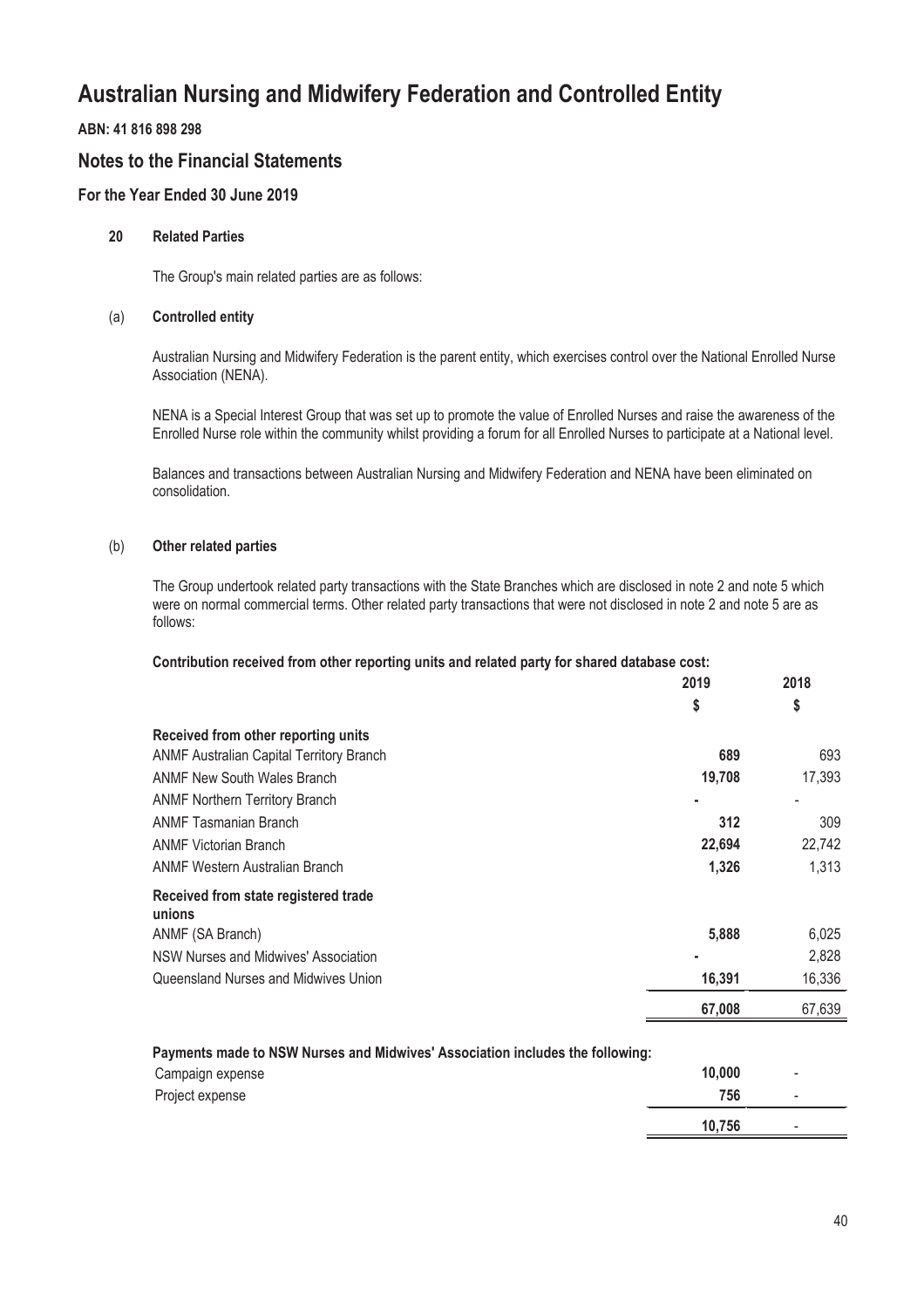# Australian Nursing and Midwifery Federation and Controlled Entity

**ABN: 41 816 898 298**

## Notes to the Financial Statements

### For the Year Ended 30 June 2019

**20 Related Parties**

The Group's main related parties are as follows:

(a) **Controlled entity**

Australian Nursing and Midwifery Federation is the parent entity, which exercises control over the National Enrolled Nurse Association (NENA).

NENA is a Special Interest Group that was set up to promote the value of Enrolled Nurses and raise the awareness of the Enrolled Nurse role within the community whilst providing a forum for all Enrolled Nurses to participate at a National level.

Balances and transactions between Australian Nursing and Midwifery Federation and NENA have been eliminated on consolidation.

(b) **Other related parties**

The Group undertook related party transactions with the State Branches which are disclosed in note 2 and note 5 which were on normal commercial terms. Other related party transactions that were not disclosed in note 2 and note 5 are as follows:

**Contribution received from other reporting units and related party for shared database cost:**

| | 2019 | 2018 |
|---|---|---|
| | $ | $ |
| **Received from other reporting units** | | |
| ANMF Australian Capital Territory Branch | **689** | 693 |
| ANMF New South Wales Branch | **19,708** | 17,393 |
| ANMF Northern Territory Branch | **-** | - |
| ANMF Tasmanian Branch | **312** | 309 |
| ANMF Victorian Branch | **22,694** | 22,742 |
| ANMF Western Australian Branch | **1,326** | 1,313 |
| **Received from state registered trade unions** | | |
| ANMF (SA Branch) | **5,888** | 6,025 |
| NSW Nurses and Midwives' Association | **-** | 2,828 |
| Queensland Nurses and Midwives Union | **16,391** | 16,336 |
| | **67,008** | 67,639 |

**Payments made to NSW Nurses and Midwives' Association includes the following:**

| | 2019 | 2018 |
|---|---|---|
| Campaign expense | **10,000** | - |
| Project expense | **756** | - |
| | **10,756** | - |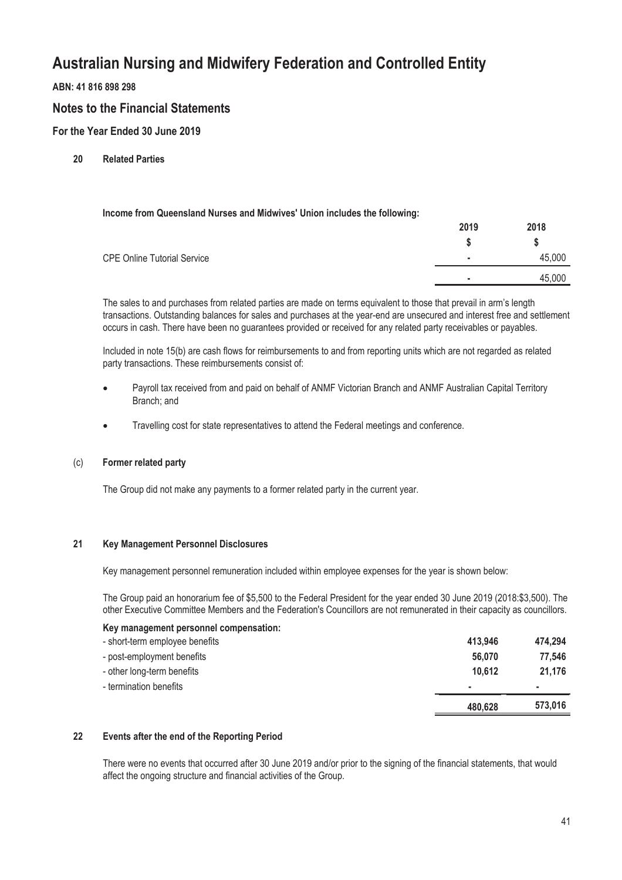# Australian Nursing and Midwifery Federation and Controlled Entity

**ABN: 41 816 898 298**

## Notes to the Financial Statements

### For the Year Ended 30 June 2019

**20 Related Parties**

**Income from Queensland Nurses and Midwives' Union includes the following:**

| | 2019 | 2018 |
|---|---|---|
| | $ | $ |
| CPE Online Tutorial Service | - | 45,000 |
| | - | 45,000 |

The sales to and purchases from related parties are made on terms equivalent to those that prevail in arm's length transactions. Outstanding balances for sales and purchases at the year-end are unsecured and interest free and settlement occurs in cash. There have been no guarantees provided or received for any related party receivables or payables.

Included in note 15(b) are cash flows for reimbursements to and from reporting units which are not regarded as related party transactions. These reimbursements consist of:

- Payroll tax received from and paid on behalf of ANMF Victorian Branch and ANMF Australian Capital Territory Branch; and
- Travelling cost for state representatives to attend the Federal meetings and conference.

(c) **Former related party**

The Group did not make any payments to a former related party in the current year.

**21 Key Management Personnel Disclosures**

Key management personnel remuneration included within employee expenses for the year is shown below:

The Group paid an honorarium fee of $5,500 to the Federal President for the year ended 30 June 2019 (2018:$3,500). The other Executive Committee Members and the Federation's Councillors are not remunerated in their capacity as councillors.

| **Key management personnel compensation:** | | |
|---|---|---|
| - short-term employee benefits | **413,946** | **474,294** |
| - post-employment benefits | **56,070** | **77,546** |
| - other long-term benefits | **10,612** | **21,176** |
| - termination benefits | - | - |
| | **480,628** | **573,016** |

**22 Events after the end of the Reporting Period**

There were no events that occurred after 30 June 2019 and/or prior to the signing of the financial statements, that would affect the ongoing structure and financial activities of the Group.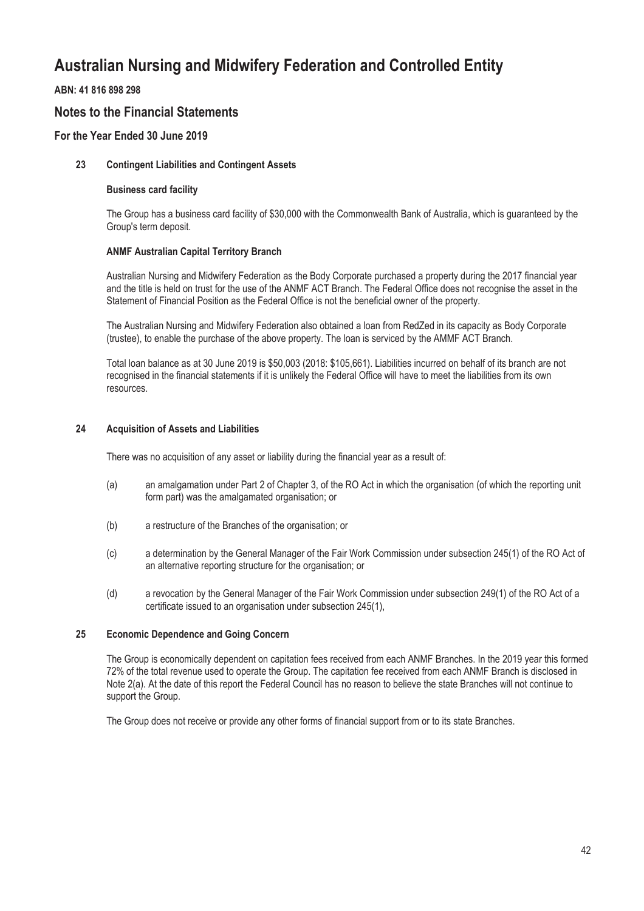# Australian Nursing and Midwifery Federation and Controlled Entity

**ABN: 41 816 898 298**

## Notes to the Financial Statements

### For the Year Ended 30 June 2019

#### 23 Contingent Liabilities and Contingent Assets

**Business card facility**

The Group has a business card facility of $30,000 with the Commonwealth Bank of Australia, which is guaranteed by the Group's term deposit.

**ANMF Australian Capital Territory Branch**

Australian Nursing and Midwifery Federation as the Body Corporate purchased a property during the 2017 financial year and the title is held on trust for the use of the ANMF ACT Branch. The Federal Office does not recognise the asset in the Statement of Financial Position as the Federal Office is not the beneficial owner of the property.

The Australian Nursing and Midwifery Federation also obtained a loan from RedZed in its capacity as Body Corporate (trustee), to enable the purchase of the above property. The loan is serviced by the AMMF ACT Branch.

Total loan balance as at 30 June 2019 is $50,003 (2018: $105,661). Liabilities incurred on behalf of its branch are not recognised in the financial statements if it is unlikely the Federal Office will have to meet the liabilities from its own resources.

#### 24 Acquisition of Assets and Liabilities

There was no acquisition of any asset or liability during the financial year as a result of:

(a) an amalgamation under Part 2 of Chapter 3, of the RO Act in which the organisation (of which the reporting unit form part) was the amalgamated organisation; or

(b) a restructure of the Branches of the organisation; or

(c) a determination by the General Manager of the Fair Work Commission under subsection 245(1) of the RO Act of an alternative reporting structure for the organisation; or

(d) a revocation by the General Manager of the Fair Work Commission under subsection 249(1) of the RO Act of a certificate issued to an organisation under subsection 245(1),

#### 25 Economic Dependence and Going Concern

The Group is economically dependent on capitation fees received from each ANMF Branches. In the 2019 year this formed 72% of the total revenue used to operate the Group. The capitation fee received from each ANMF Branch is disclosed in Note 2(a). At the date of this report the Federal Council has no reason to believe the state Branches will not continue to support the Group.

The Group does not receive or provide any other forms of financial support from or to its state Branches.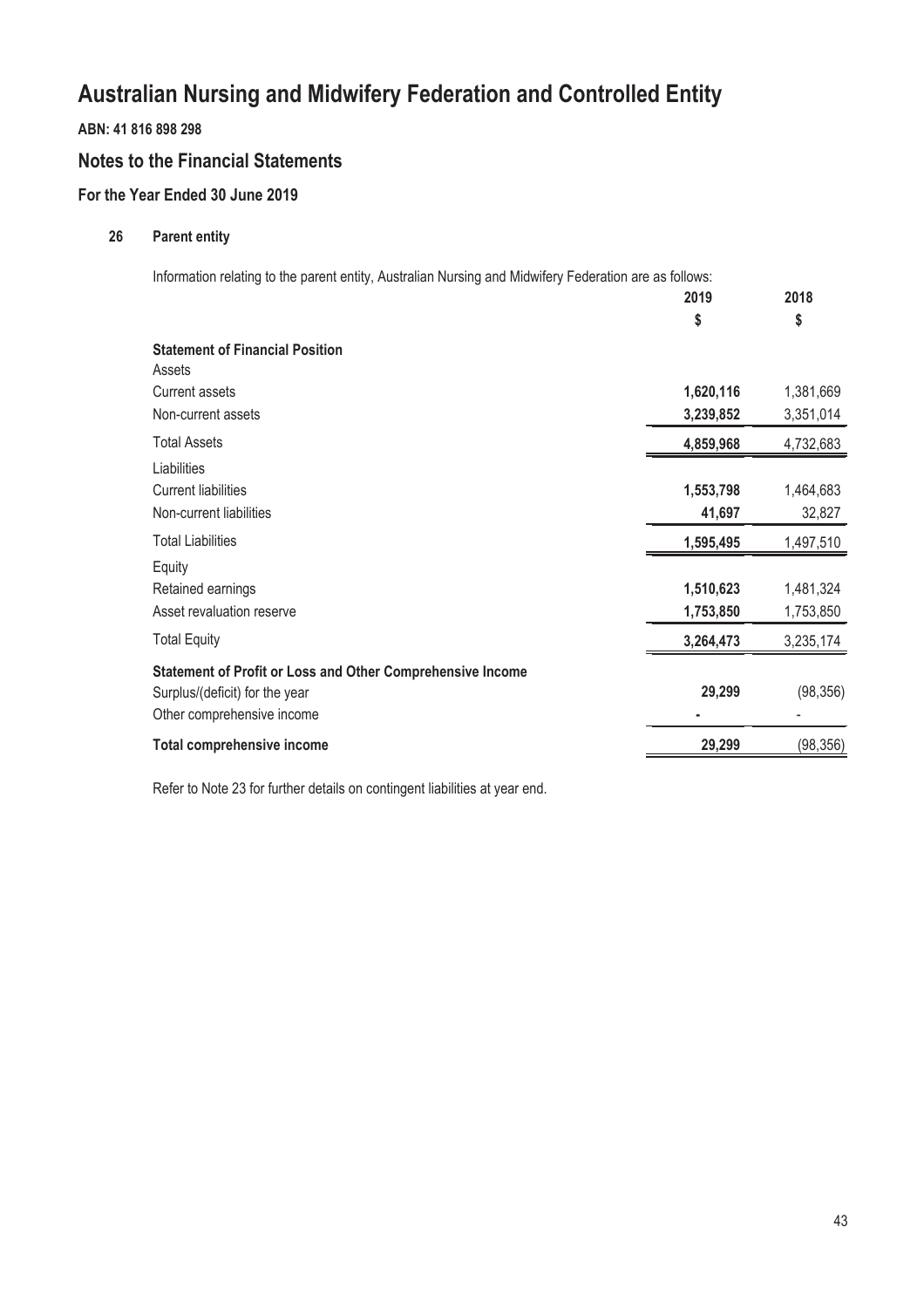# Australian Nursing and Midwifery Federation and Controlled Entity

**ABN: 41 816 898 298**

## Notes to the Financial Statements

### For the Year Ended 30 June 2019

#### 26 Parent entity

Information relating to the parent entity, Australian Nursing and Midwifery Federation are as follows:

| | 2019 | 2018 |
|---|---|---|
| | $ | $ |
| **Statement of Financial Position** | | |
| Assets | | |
| Current assets | **1,620,116** | 1,381,669 |
| Non-current assets | **3,239,852** | 3,351,014 |
| Total Assets | **4,859,968** | 4,732,683 |
| Liabilities | | |
| Current liabilities | **1,553,798** | 1,464,683 |
| Non-current liabilities | **41,697** | 32,827 |
| Total Liabilities | **1,595,495** | 1,497,510 |
| Equity | | |
| Retained earnings | **1,510,623** | 1,481,324 |
| Asset revaluation reserve | **1,753,850** | 1,753,850 |
| Total Equity | **3,264,473** | 3,235,174 |
| **Statement of Profit or Loss and Other Comprehensive Income** | | |
| Surplus/(deficit) for the year | **29,299** | (98,356) |
| Other comprehensive income | **-** | - |
| **Total comprehensive income** | **29,299** | (98,356) |

Refer to Note 23 for further details on contingent liabilities at year end.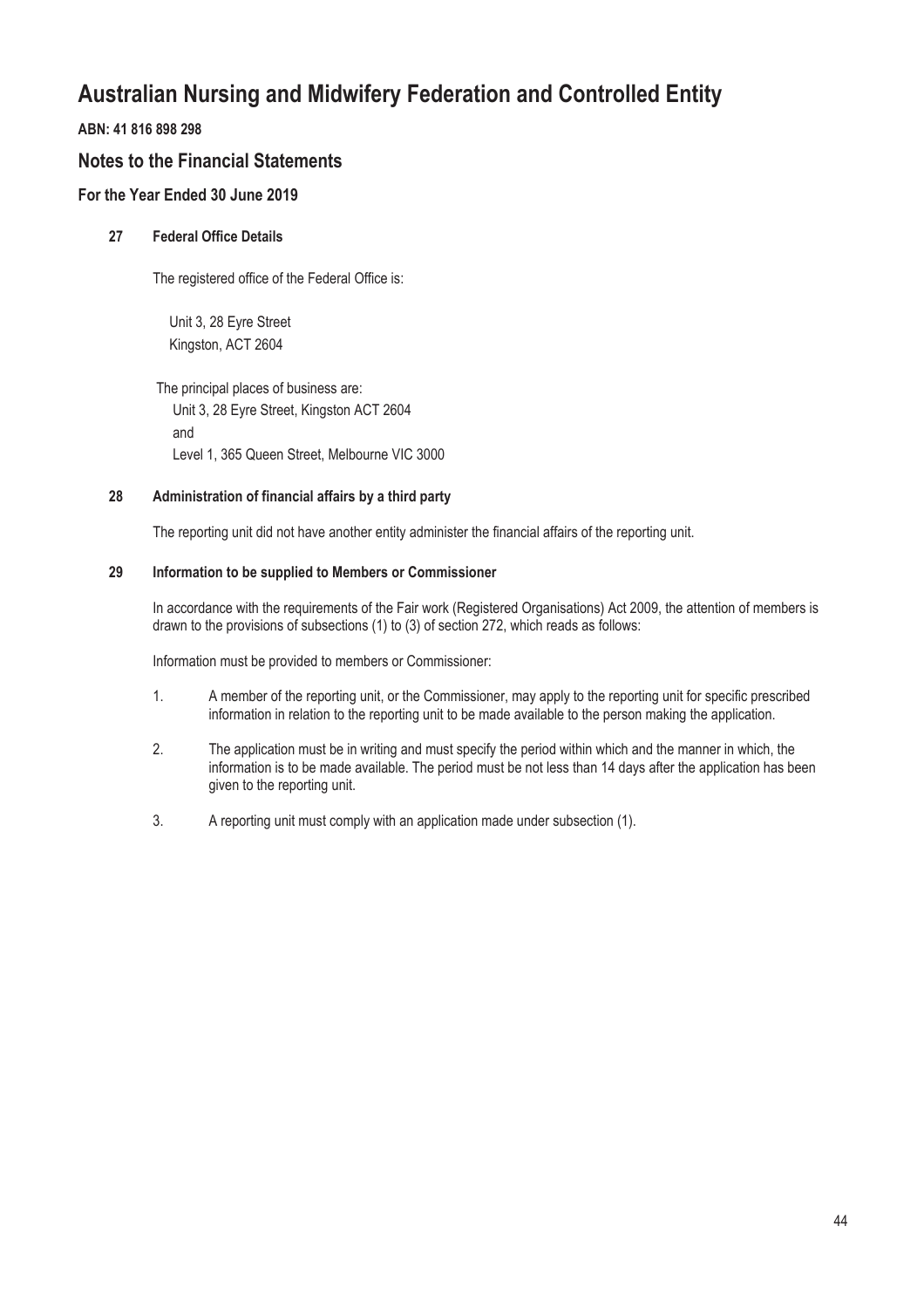# Australian Nursing and Midwifery Federation and Controlled Entity

**ABN: 41 816 898 298**

## Notes to the Financial Statements

### For the Year Ended 30 June 2019

**27 Federal Office Details**

The registered office of the Federal Office is:

Unit 3, 28 Eyre Street  
Kingston, ACT 2604

The principal places of business are:  
Unit 3, 28 Eyre Street, Kingston ACT 2604  
and  
Level 1, 365 Queen Street, Melbourne VIC 3000

**28 Administration of financial affairs by a third party**

The reporting unit did not have another entity administer the financial affairs of the reporting unit.

**29 Information to be supplied to Members or Commissioner**

In accordance with the requirements of the Fair work (Registered Organisations) Act 2009, the attention of members is drawn to the provisions of subsections (1) to (3) of section 272, which reads as follows:

Information must be provided to members or Commissioner:

1. A member of the reporting unit, or the Commissioner, may apply to the reporting unit for specific prescribed information in relation to the reporting unit to be made available to the person making the application.
2. The application must be in writing and must specify the period within which and the manner in which, the information is to be made available. The period must be not less than 14 days after the application has been given to the reporting unit.
3. A reporting unit must comply with an application made under subsection (1).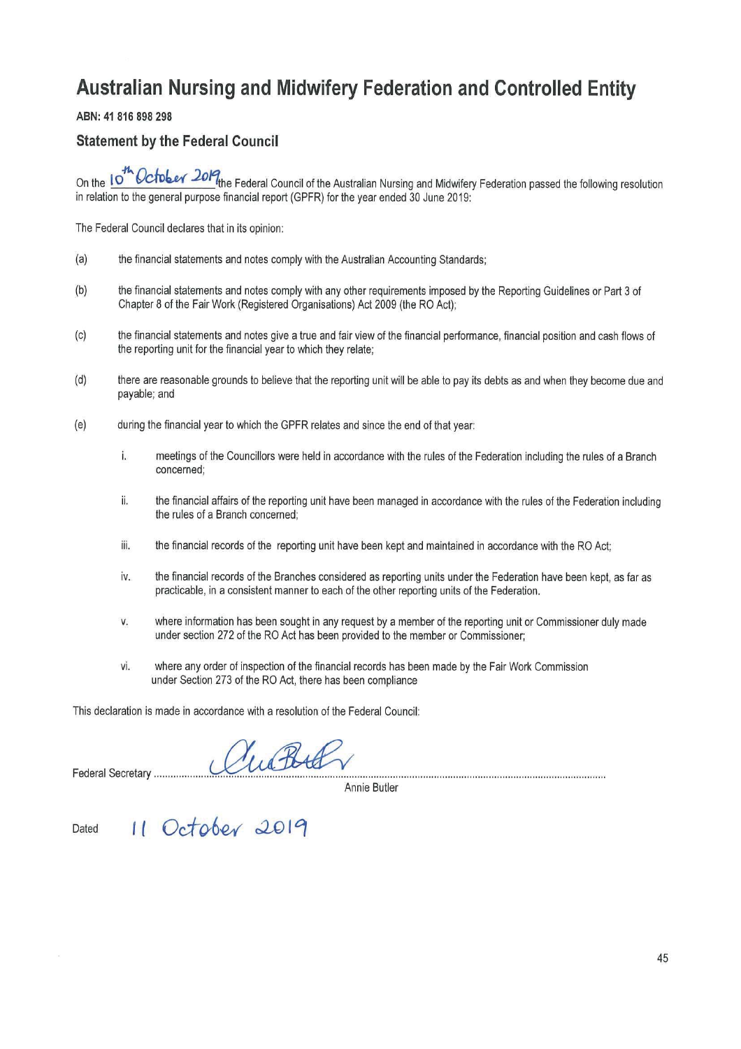# Australian Nursing and Midwifery Federation and Controlled Entity

**ABN: 41 816 898 298**

## Statement by the Federal Council

On the 10th October 2019 the Federal Council of the Australian Nursing and Midwifery Federation passed the following resolution in relation to the general purpose financial report (GPFR) for the year ended 30 June 2019:

The Federal Council declares that in its opinion:

(a) the financial statements and notes comply with the Australian Accounting Standards;

(b) the financial statements and notes comply with any other requirements imposed by the Reporting Guidelines or Part 3 of Chapter 8 of the Fair Work (Registered Organisations) Act 2009 (the RO Act);

(c) the financial statements and notes give a true and fair view of the financial performance, financial position and cash flows of the reporting unit for the financial year to which they relate;

(d) there are reasonable grounds to believe that the reporting unit will be able to pay its debts as and when they become due and payable; and

(e) during the financial year to which the GPFR relates and since the end of that year:

i. meetings of the Councillors were held in accordance with the rules of the Federation including the rules of a Branch concerned;

ii. the financial affairs of the reporting unit have been managed in accordance with the rules of the Federation including the rules of a Branch concerned;

iii. the financial records of the reporting unit have been kept and maintained in accordance with the RO Act;

iv. the financial records of the Branches considered as reporting units under the Federation have been kept, as far as practicable, in a consistent manner to each of the other reporting units of the Federation.

v. where information has been sought in any request by a member of the reporting unit or Commissioner duly made under section 272 of the RO Act has been provided to the member or Commissioner;

vi. where any order of inspection of the financial records has been made by the Fair Work Commission under Section 273 of the RO Act, there has been compliance

This declaration is made in accordance with a resolution of the Federal Council:

Federal Secretary ............................................................

Annie Butler

Dated 11 October 2019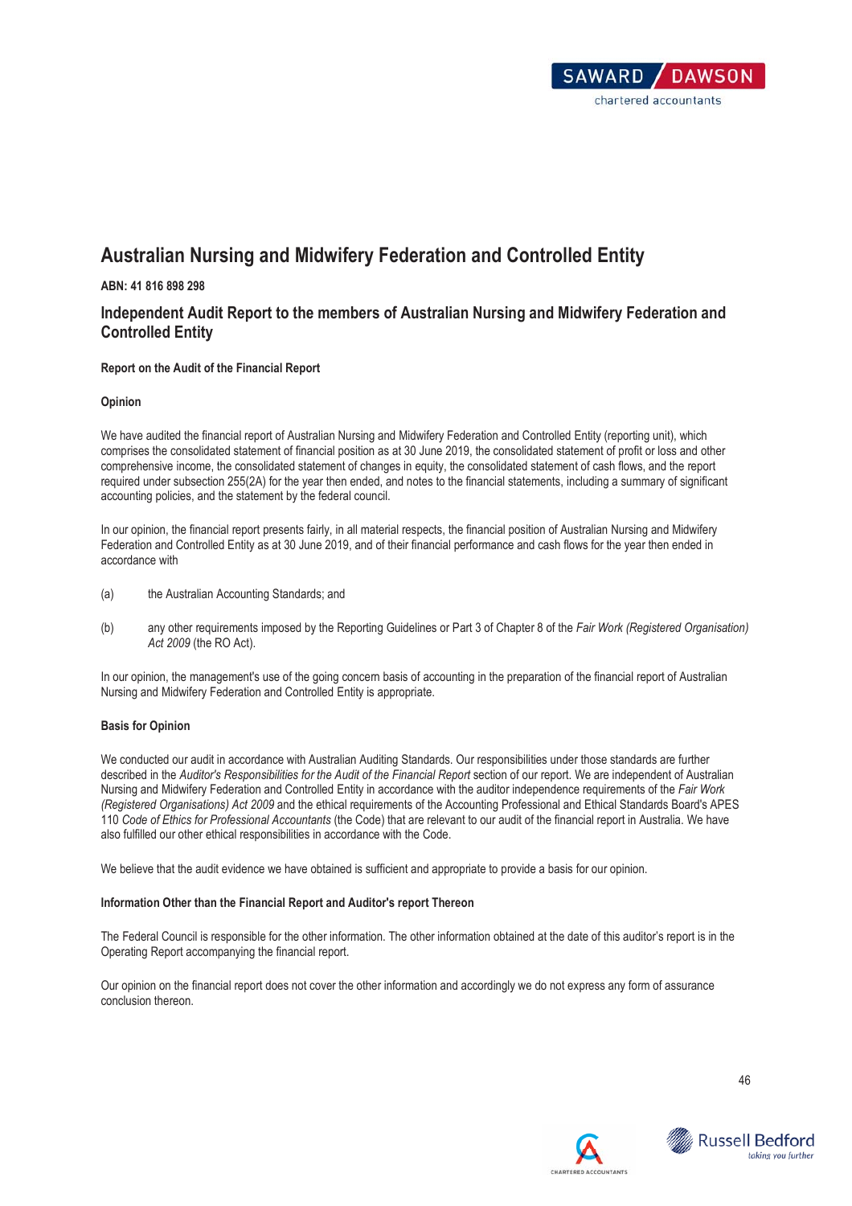# Australian Nursing and Midwifery Federation and Controlled Entity

**ABN: 41 816 898 298**

## Independent Audit Report to the members of Australian Nursing and Midwifery Federation and Controlled Entity

**Report on the Audit of the Financial Report**

**Opinion**

We have audited the financial report of Australian Nursing and Midwifery Federation and Controlled Entity (reporting unit), which comprises the consolidated statement of financial position as at 30 June 2019, the consolidated statement of profit or loss and other comprehensive income, the consolidated statement of changes in equity, the consolidated statement of cash flows, and the report required under subsection 255(2A) for the year then ended, and notes to the financial statements, including a summary of significant accounting policies, and the statement by the federal council.

In our opinion, the financial report presents fairly, in all material respects, the financial position of Australian Nursing and Midwifery Federation and Controlled Entity as at 30 June 2019, and of their financial performance and cash flows for the year then ended in accordance with

(a) the Australian Accounting Standards; and

(b) any other requirements imposed by the Reporting Guidelines or Part 3 of Chapter 8 of the *Fair Work (Registered Organisation) Act 2009* (the RO Act).

In our opinion, the management's use of the going concern basis of accounting in the preparation of the financial report of Australian Nursing and Midwifery Federation and Controlled Entity is appropriate.

**Basis for Opinion**

We conducted our audit in accordance with Australian Auditing Standards. Our responsibilities under those standards are further described in the *Auditor's Responsibilities for the Audit of the Financial Report* section of our report. We are independent of Australian Nursing and Midwifery Federation and Controlled Entity in accordance with the auditor independence requirements of the *Fair Work (Registered Organisations) Act 2009* and the ethical requirements of the Accounting Professional and Ethical Standards Board's APES 110 *Code of Ethics for Professional Accountants* (the Code) that are relevant to our audit of the financial report in Australia. We have also fulfilled our other ethical responsibilities in accordance with the Code.

We believe that the audit evidence we have obtained is sufficient and appropriate to provide a basis for our opinion.

**Information Other than the Financial Report and Auditor's report Thereon**

The Federal Council is responsible for the other information. The other information obtained at the date of this auditor's report is in the Operating Report accompanying the financial report.

Our opinion on the financial report does not cover the other information and accordingly we do not express any form of assurance conclusion thereon.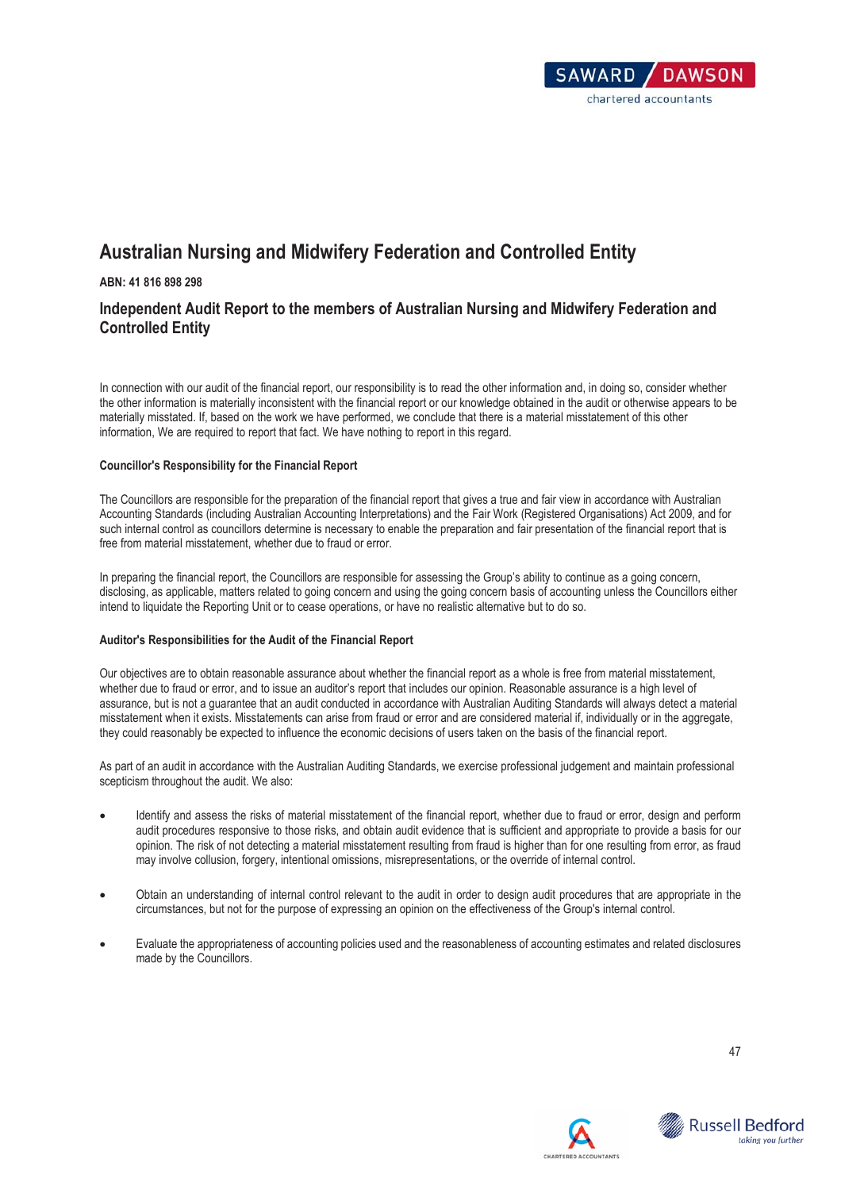# Australian Nursing and Midwifery Federation and Controlled Entity

**ABN: 41 816 898 298**

## Independent Audit Report to the members of Australian Nursing and Midwifery Federation and Controlled Entity

In connection with our audit of the financial report, our responsibility is to read the other information and, in doing so, consider whether the other information is materially inconsistent with the financial report or our knowledge obtained in the audit or otherwise appears to be materially misstated. If, based on the work we have performed, we conclude that there is a material misstatement of this other information, We are required to report that fact. We have nothing to report in this regard.

**Councillor's Responsibility for the Financial Report**

The Councillors are responsible for the preparation of the financial report that gives a true and fair view in accordance with Australian Accounting Standards (including Australian Accounting Interpretations) and the Fair Work (Registered Organisations) Act 2009, and for such internal control as councillors determine is necessary to enable the preparation and fair presentation of the financial report that is free from material misstatement, whether due to fraud or error.

In preparing the financial report, the Councillors are responsible for assessing the Group's ability to continue as a going concern, disclosing, as applicable, matters related to going concern and using the going concern basis of accounting unless the Councillors either intend to liquidate the Reporting Unit or to cease operations, or have no realistic alternative but to do so.

**Auditor's Responsibilities for the Audit of the Financial Report**

Our objectives are to obtain reasonable assurance about whether the financial report as a whole is free from material misstatement, whether due to fraud or error, and to issue an auditor's report that includes our opinion. Reasonable assurance is a high level of assurance, but is not a guarantee that an audit conducted in accordance with Australian Auditing Standards will always detect a material misstatement when it exists. Misstatements can arise from fraud or error and are considered material if, individually or in the aggregate, they could reasonably be expected to influence the economic decisions of users taken on the basis of the financial report.

As part of an audit in accordance with the Australian Auditing Standards, we exercise professional judgement and maintain professional scepticism throughout the audit. We also:

- Identify and assess the risks of material misstatement of the financial report, whether due to fraud or error, design and perform audit procedures responsive to those risks, and obtain audit evidence that is sufficient and appropriate to provide a basis for our opinion. The risk of not detecting a material misstatement resulting from fraud is higher than for one resulting from error, as fraud may involve collusion, forgery, intentional omissions, misrepresentations, or the override of internal control.

- Obtain an understanding of internal control relevant to the audit in order to design audit procedures that are appropriate in the circumstances, but not for the purpose of expressing an opinion on the effectiveness of the Group's internal control.

- Evaluate the appropriateness of accounting policies used and the reasonableness of accounting estimates and related disclosures made by the Councillors.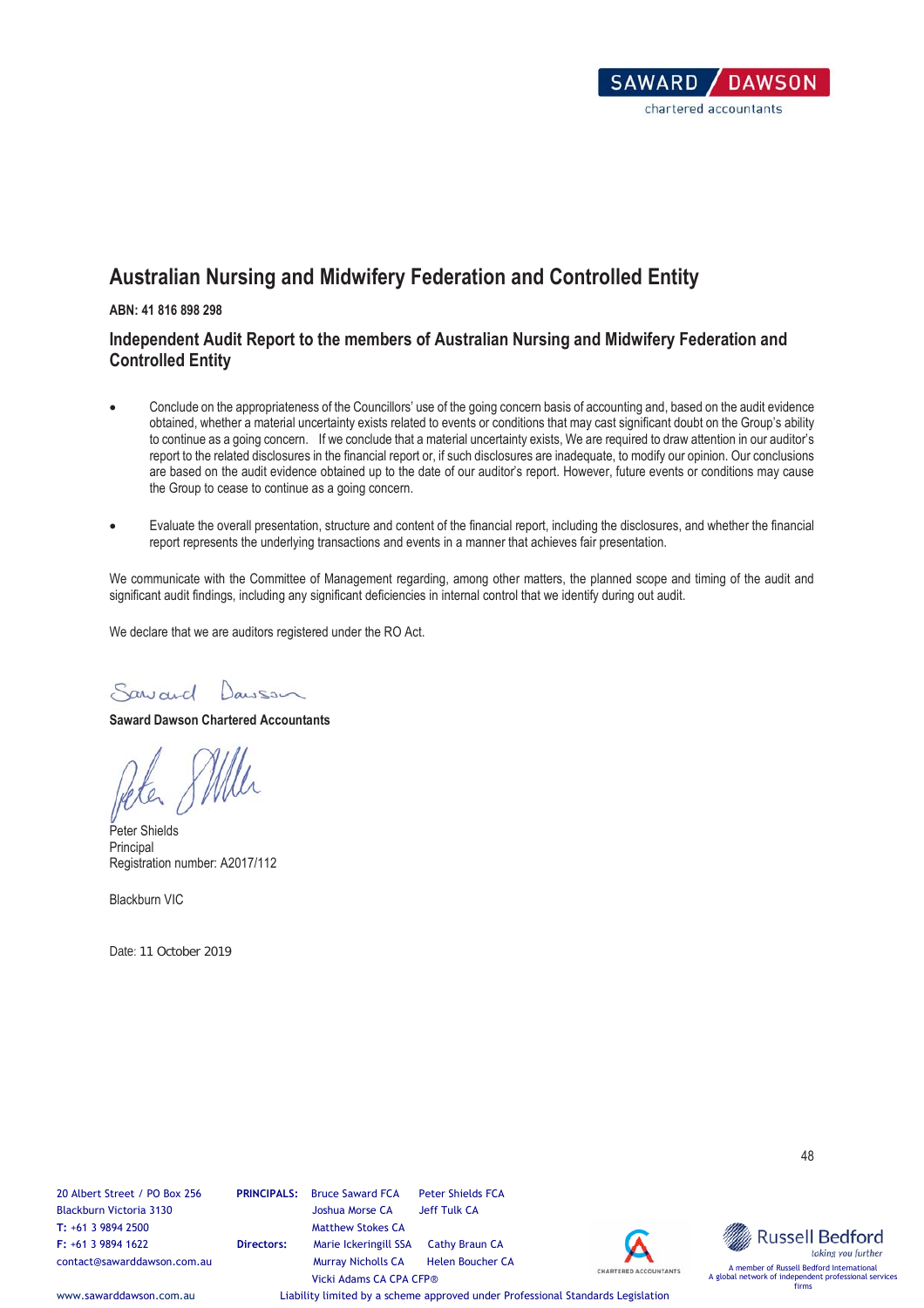# Australian Nursing and Midwifery Federation and Controlled Entity

**ABN: 41 816 898 298**

## Independent Audit Report to the members of Australian Nursing and Midwifery Federation and Controlled Entity

- Conclude on the appropriateness of the Councillors' use of the going concern basis of accounting and, based on the audit evidence obtained, whether a material uncertainty exists related to events or conditions that may cast significant doubt on the Group's ability to continue as a going concern. If we conclude that a material uncertainty exists, We are required to draw attention in our auditor's report to the related disclosures in the financial report or, if such disclosures are inadequate, to modify our opinion. Our conclusions are based on the audit evidence obtained up to the date of our auditor's report. However, future events or conditions may cause the Group to cease to continue as a going concern.

- Evaluate the overall presentation, structure and content of the financial report, including the disclosures, and whether the financial report represents the underlying transactions and events in a manner that achieves fair presentation.

We communicate with the Committee of Management regarding, among other matters, the planned scope and timing of the audit and significant audit findings, including any significant deficiencies in internal control that we identify during out audit.

We declare that we are auditors registered under the RO Act.

**Saward Dawson Chartered Accountants**

Peter Shields
Principal
Registration number: A2017/112

Blackburn VIC

Date: 11 October 2019

20 Albert Street / PO Box 256
Blackburn Victoria 3130
T: +61 3 9894 2500
F: +61 3 9894 1622
contact@sawarddawson.com.au
www.sawarddawson.com.au

PRINCIPALS: Bruce Saward FCA, Peter Shields FCA, Joshua Morse CA, Jeff Tulk CA, Matthew Stokes CA
Directors: Marie Ickeringill SSA, Cathy Braun CA, Murray Nicholls CA, Helen Boucher CA, Vicki Adams CA CPA CFP®

Liability limited by a scheme approved under Professional Standards Legislation

A member of Russell Bedford International
A global network of independent professional services firms